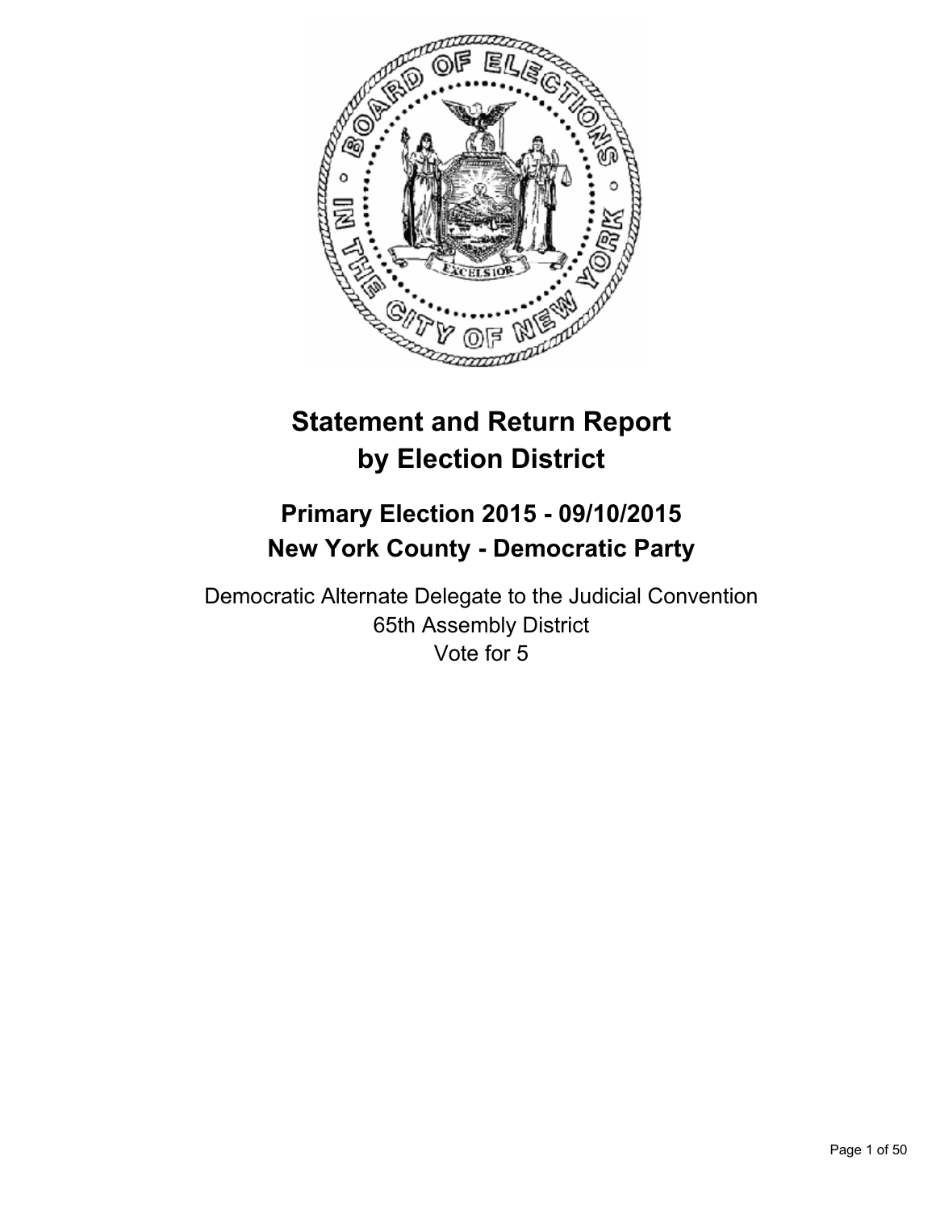# Statement and Return Report by Election District

## Primary Election 2015 - 09/10/2015
## New York County - Democratic Party

Democratic Alternate Delegate to the Judicial Convention
65th Assembly District
Vote for 5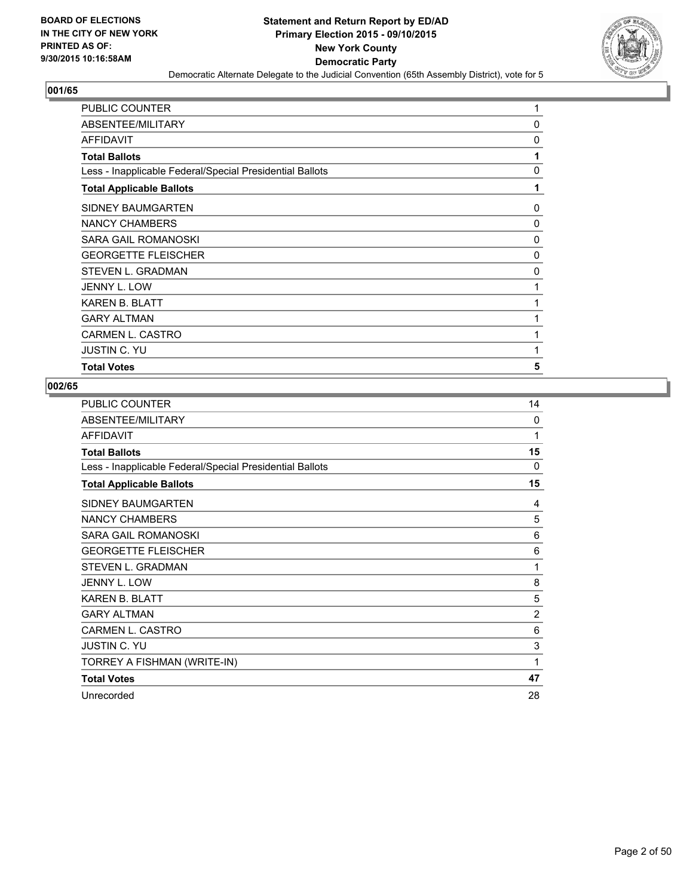**Statement and Return Report by ED/AD**
**Primary Election 2015 - 09/10/2015**
**New York County**
**Democratic Party**

Democratic Alternate Delegate to the Judicial Convention (65th Assembly District), vote for 5

BOARD OF ELECTIONS
IN THE CITY OF NEW YORK
PRINTED AS OF:
9/30/2015 10:16:58AM

## 001/65

| | |
|---|---|
| PUBLIC COUNTER | 1 |
| ABSENTEE/MILITARY | 0 |
| AFFIDAVIT | 0 |
| **Total Ballots** | **1** |
| Less - Inapplicable Federal/Special Presidential Ballots | 0 |
| **Total Applicable Ballots** | **1** |
| SIDNEY BAUMGARTEN | 0 |
| NANCY CHAMBERS | 0 |
| SARA GAIL ROMANOSKI | 0 |
| GEORGETTE FLEISCHER | 0 |
| STEVEN L. GRADMAN | 0 |
| JENNY L. LOW | 1 |
| KAREN B. BLATT | 1 |
| GARY ALTMAN | 1 |
| CARMEN L. CASTRO | 1 |
| JUSTIN C. YU | 1 |
| **Total Votes** | **5** |

## 002/65

| | |
|---|---|
| PUBLIC COUNTER | 14 |
| ABSENTEE/MILITARY | 0 |
| AFFIDAVIT | 1 |
| **Total Ballots** | **15** |
| Less - Inapplicable Federal/Special Presidential Ballots | 0 |
| **Total Applicable Ballots** | **15** |
| SIDNEY BAUMGARTEN | 4 |
| NANCY CHAMBERS | 5 |
| SARA GAIL ROMANOSKI | 6 |
| GEORGETTE FLEISCHER | 6 |
| STEVEN L. GRADMAN | 1 |
| JENNY L. LOW | 8 |
| KAREN B. BLATT | 5 |
| GARY ALTMAN | 2 |
| CARMEN L. CASTRO | 6 |
| JUSTIN C. YU | 3 |
| TORREY A FISHMAN (WRITE-IN) | 1 |
| **Total Votes** | **47** |
| Unrecorded | 28 |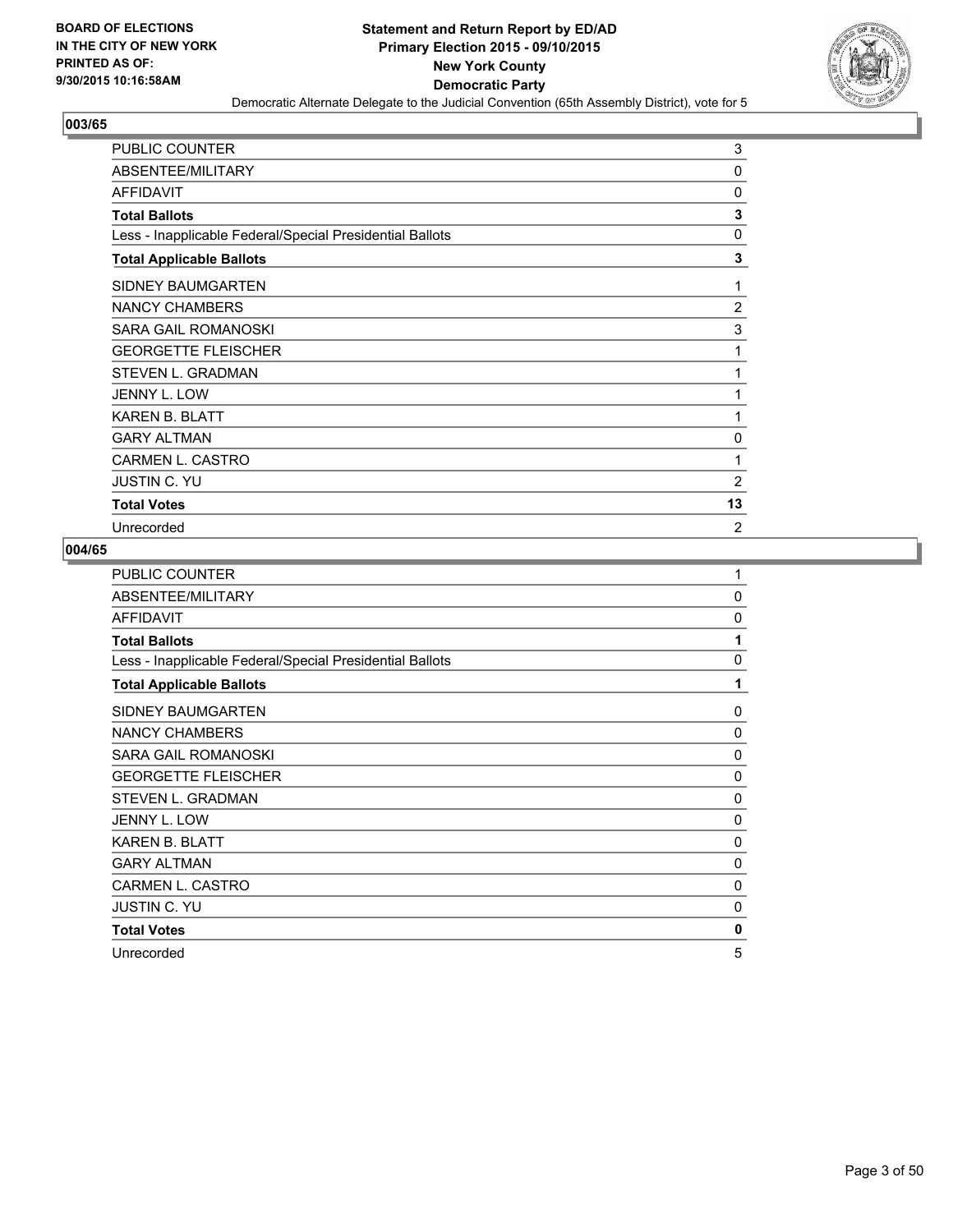BOARD OF ELECTIONS
IN THE CITY OF NEW YORK
PRINTED AS OF:
9/30/2015 10:16:58AM

**Statement and Return Report by ED/AD**
**Primary Election 2015 - 09/10/2015**
**New York County**
**Democratic Party**
Democratic Alternate Delegate to the Judicial Convention (65th Assembly District), vote for 5

## 003/65

| | |
|---|---|
| PUBLIC COUNTER | 3 |
| ABSENTEE/MILITARY | 0 |
| AFFIDAVIT | 0 |
| **Total Ballots** | **3** |
| Less - Inapplicable Federal/Special Presidential Ballots | 0 |
| **Total Applicable Ballots** | **3** |
| SIDNEY BAUMGARTEN | 1 |
| NANCY CHAMBERS | 2 |
| SARA GAIL ROMANOSKI | 3 |
| GEORGETTE FLEISCHER | 1 |
| STEVEN L. GRADMAN | 1 |
| JENNY L. LOW | 1 |
| KAREN B. BLATT | 1 |
| GARY ALTMAN | 0 |
| CARMEN L. CASTRO | 1 |
| JUSTIN C. YU | 2 |
| **Total Votes** | **13** |
| Unrecorded | 2 |

## 004/65

| | |
|---|---|
| PUBLIC COUNTER | 1 |
| ABSENTEE/MILITARY | 0 |
| AFFIDAVIT | 0 |
| **Total Ballots** | **1** |
| Less - Inapplicable Federal/Special Presidential Ballots | 0 |
| **Total Applicable Ballots** | **1** |
| SIDNEY BAUMGARTEN | 0 |
| NANCY CHAMBERS | 0 |
| SARA GAIL ROMANOSKI | 0 |
| GEORGETTE FLEISCHER | 0 |
| STEVEN L. GRADMAN | 0 |
| JENNY L. LOW | 0 |
| KAREN B. BLATT | 0 |
| GARY ALTMAN | 0 |
| CARMEN L. CASTRO | 0 |
| JUSTIN C. YU | 0 |
| **Total Votes** | **0** |
| Unrecorded | 5 |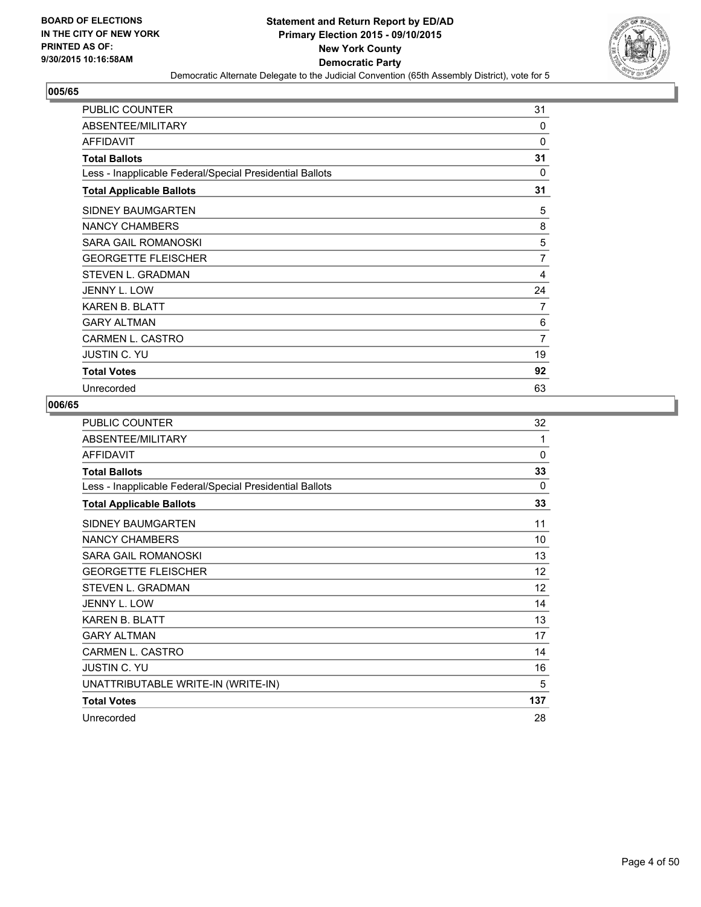**Statement and Return Report by ED/AD**
**Primary Election 2015 - 09/10/2015**
**New York County**
**Democratic Party**
Democratic Alternate Delegate to the Judicial Convention (65th Assembly District), vote for 5

BOARD OF ELECTIONS
IN THE CITY OF NEW YORK
PRINTED AS OF:
9/30/2015 10:16:58AM

## 005/65

| | |
|---|---|
| PUBLIC COUNTER | 31 |
| ABSENTEE/MILITARY | 0 |
| AFFIDAVIT | 0 |
| **Total Ballots** | **31** |
| Less - Inapplicable Federal/Special Presidential Ballots | 0 |
| **Total Applicable Ballots** | **31** |
| SIDNEY BAUMGARTEN | 5 |
| NANCY CHAMBERS | 8 |
| SARA GAIL ROMANOSKI | 5 |
| GEORGETTE FLEISCHER | 7 |
| STEVEN L. GRADMAN | 4 |
| JENNY L. LOW | 24 |
| KAREN B. BLATT | 7 |
| GARY ALTMAN | 6 |
| CARMEN L. CASTRO | 7 |
| JUSTIN C. YU | 19 |
| **Total Votes** | **92** |
| Unrecorded | 63 |

## 006/65

| | |
|---|---|
| PUBLIC COUNTER | 32 |
| ABSENTEE/MILITARY | 1 |
| AFFIDAVIT | 0 |
| **Total Ballots** | **33** |
| Less - Inapplicable Federal/Special Presidential Ballots | 0 |
| **Total Applicable Ballots** | **33** |
| SIDNEY BAUMGARTEN | 11 |
| NANCY CHAMBERS | 10 |
| SARA GAIL ROMANOSKI | 13 |
| GEORGETTE FLEISCHER | 12 |
| STEVEN L. GRADMAN | 12 |
| JENNY L. LOW | 14 |
| KAREN B. BLATT | 13 |
| GARY ALTMAN | 17 |
| CARMEN L. CASTRO | 14 |
| JUSTIN C. YU | 16 |
| UNATTRIBUTABLE WRITE-IN (WRITE-IN) | 5 |
| **Total Votes** | **137** |
| Unrecorded | 28 |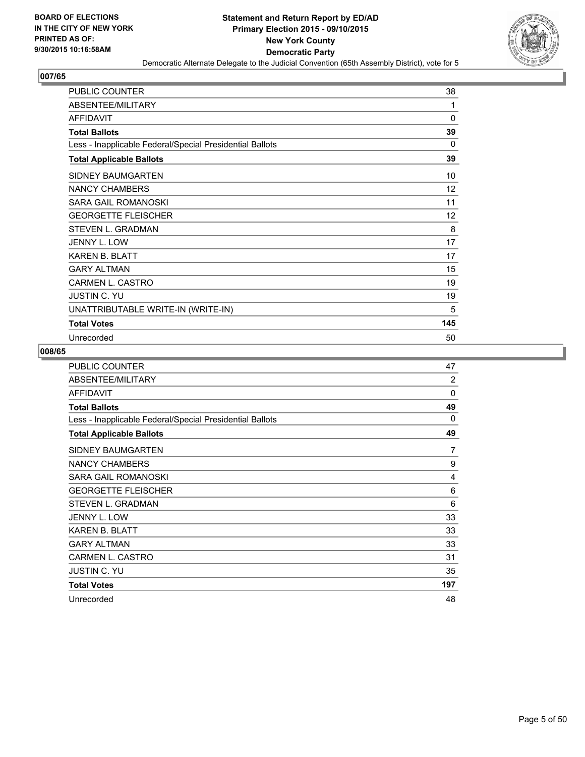**BOARD OF ELECTIONS IN THE CITY OF NEW YORK PRINTED AS OF: 9/30/2015 10:16:58AM**

**Statement and Return Report by ED/AD**
**Primary Election 2015 - 09/10/2015**
**New York County**
**Democratic Party**
Democratic Alternate Delegate to the Judicial Convention (65th Assembly District), vote for 5

## 007/65

| | |
|---|---|
| PUBLIC COUNTER | 38 |
| ABSENTEE/MILITARY | 1 |
| AFFIDAVIT | 0 |
| **Total Ballots** | **39** |
| Less - Inapplicable Federal/Special Presidential Ballots | 0 |
| **Total Applicable Ballots** | **39** |
| SIDNEY BAUMGARTEN | 10 |
| NANCY CHAMBERS | 12 |
| SARA GAIL ROMANOSKI | 11 |
| GEORGETTE FLEISCHER | 12 |
| STEVEN L. GRADMAN | 8 |
| JENNY L. LOW | 17 |
| KAREN B. BLATT | 17 |
| GARY ALTMAN | 15 |
| CARMEN L. CASTRO | 19 |
| JUSTIN C. YU | 19 |
| UNATTRIBUTABLE WRITE-IN (WRITE-IN) | 5 |
| **Total Votes** | **145** |
| Unrecorded | 50 |

## 008/65

| | |
|---|---|
| PUBLIC COUNTER | 47 |
| ABSENTEE/MILITARY | 2 |
| AFFIDAVIT | 0 |
| **Total Ballots** | **49** |
| Less - Inapplicable Federal/Special Presidential Ballots | 0 |
| **Total Applicable Ballots** | **49** |
| SIDNEY BAUMGARTEN | 7 |
| NANCY CHAMBERS | 9 |
| SARA GAIL ROMANOSKI | 4 |
| GEORGETTE FLEISCHER | 6 |
| STEVEN L. GRADMAN | 6 |
| JENNY L. LOW | 33 |
| KAREN B. BLATT | 33 |
| GARY ALTMAN | 33 |
| CARMEN L. CASTRO | 31 |
| JUSTIN C. YU | 35 |
| **Total Votes** | **197** |
| Unrecorded | 48 |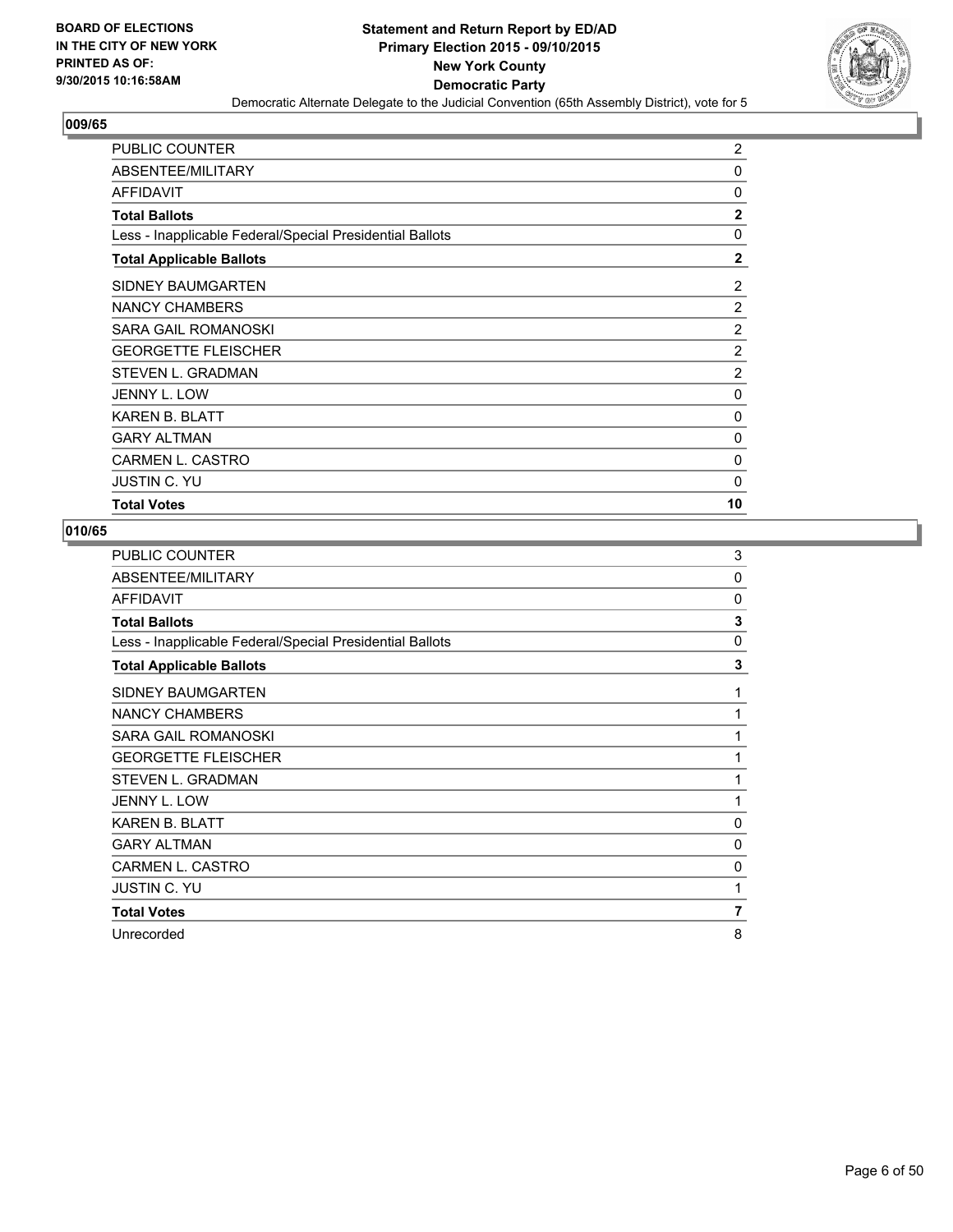**BOARD OF ELECTIONS IN THE CITY OF NEW YORK PRINTED AS OF: 9/30/2015 10:16:58AM**

**Statement and Return Report by ED/AD Primary Election 2015 - 09/10/2015 New York County Democratic Party**

Democratic Alternate Delegate to the Judicial Convention (65th Assembly District), vote for 5

## 009/65

| | |
|---|---|
| PUBLIC COUNTER | 2 |
| ABSENTEE/MILITARY | 0 |
| AFFIDAVIT | 0 |
| **Total Ballots** | **2** |
| Less - Inapplicable Federal/Special Presidential Ballots | 0 |
| **Total Applicable Ballots** | **2** |
| SIDNEY BAUMGARTEN | 2 |
| NANCY CHAMBERS | 2 |
| SARA GAIL ROMANOSKI | 2 |
| GEORGETTE FLEISCHER | 2 |
| STEVEN L. GRADMAN | 2 |
| JENNY L. LOW | 0 |
| KAREN B. BLATT | 0 |
| GARY ALTMAN | 0 |
| CARMEN L. CASTRO | 0 |
| JUSTIN C. YU | 0 |
| **Total Votes** | **10** |

## 010/65

| | |
|---|---|
| PUBLIC COUNTER | 3 |
| ABSENTEE/MILITARY | 0 |
| AFFIDAVIT | 0 |
| **Total Ballots** | **3** |
| Less - Inapplicable Federal/Special Presidential Ballots | 0 |
| **Total Applicable Ballots** | **3** |
| SIDNEY BAUMGARTEN | 1 |
| NANCY CHAMBERS | 1 |
| SARA GAIL ROMANOSKI | 1 |
| GEORGETTE FLEISCHER | 1 |
| STEVEN L. GRADMAN | 1 |
| JENNY L. LOW | 1 |
| KAREN B. BLATT | 0 |
| GARY ALTMAN | 0 |
| CARMEN L. CASTRO | 0 |
| JUSTIN C. YU | 1 |
| **Total Votes** | **7** |
| Unrecorded | 8 |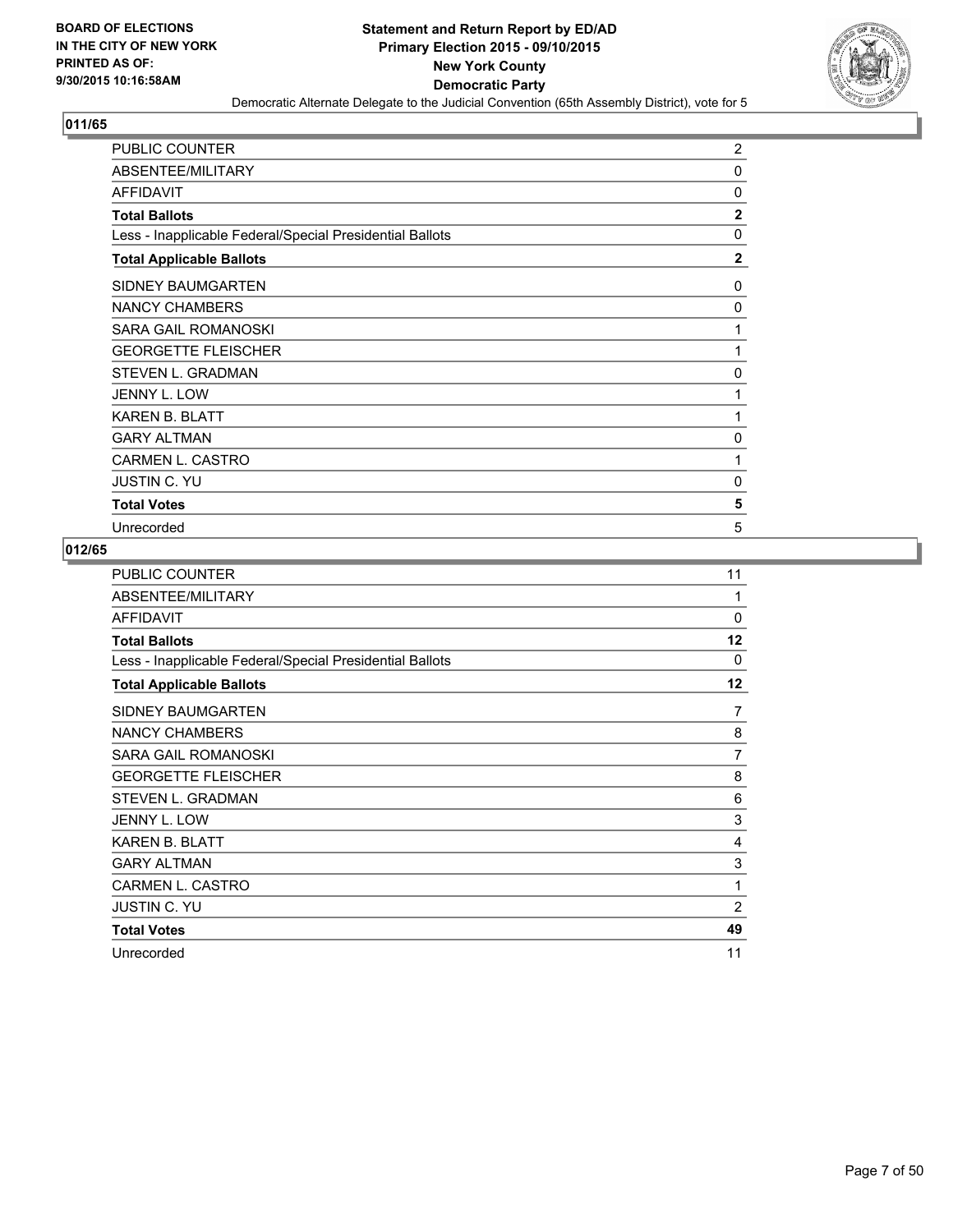**BOARD OF ELECTIONS**
**IN THE CITY OF NEW YORK**
**PRINTED AS OF:**
**9/30/2015 10:16:58AM**

# Statement and Return Report by ED/AD
## Primary Election 2015 - 09/10/2015
## New York County
## Democratic Party

Democratic Alternate Delegate to the Judicial Convention (65th Assembly District), vote for 5

### 011/65

| | |
|---|---|
| PUBLIC COUNTER | 2 |
| ABSENTEE/MILITARY | 0 |
| AFFIDAVIT | 0 |
| **Total Ballots** | **2** |
| Less - Inapplicable Federal/Special Presidential Ballots | 0 |
| **Total Applicable Ballots** | **2** |
| SIDNEY BAUMGARTEN | 0 |
| NANCY CHAMBERS | 0 |
| SARA GAIL ROMANOSKI | 1 |
| GEORGETTE FLEISCHER | 1 |
| STEVEN L. GRADMAN | 0 |
| JENNY L. LOW | 1 |
| KAREN B. BLATT | 1 |
| GARY ALTMAN | 0 |
| CARMEN L. CASTRO | 1 |
| JUSTIN C. YU | 0 |
| **Total Votes** | **5** |
| Unrecorded | 5 |

### 012/65

| | |
|---|---|
| PUBLIC COUNTER | 11 |
| ABSENTEE/MILITARY | 1 |
| AFFIDAVIT | 0 |
| **Total Ballots** | **12** |
| Less - Inapplicable Federal/Special Presidential Ballots | 0 |
| **Total Applicable Ballots** | **12** |
| SIDNEY BAUMGARTEN | 7 |
| NANCY CHAMBERS | 8 |
| SARA GAIL ROMANOSKI | 7 |
| GEORGETTE FLEISCHER | 8 |
| STEVEN L. GRADMAN | 6 |
| JENNY L. LOW | 3 |
| KAREN B. BLATT | 4 |
| GARY ALTMAN | 3 |
| CARMEN L. CASTRO | 1 |
| JUSTIN C. YU | 2 |
| **Total Votes** | **49** |
| Unrecorded | 11 |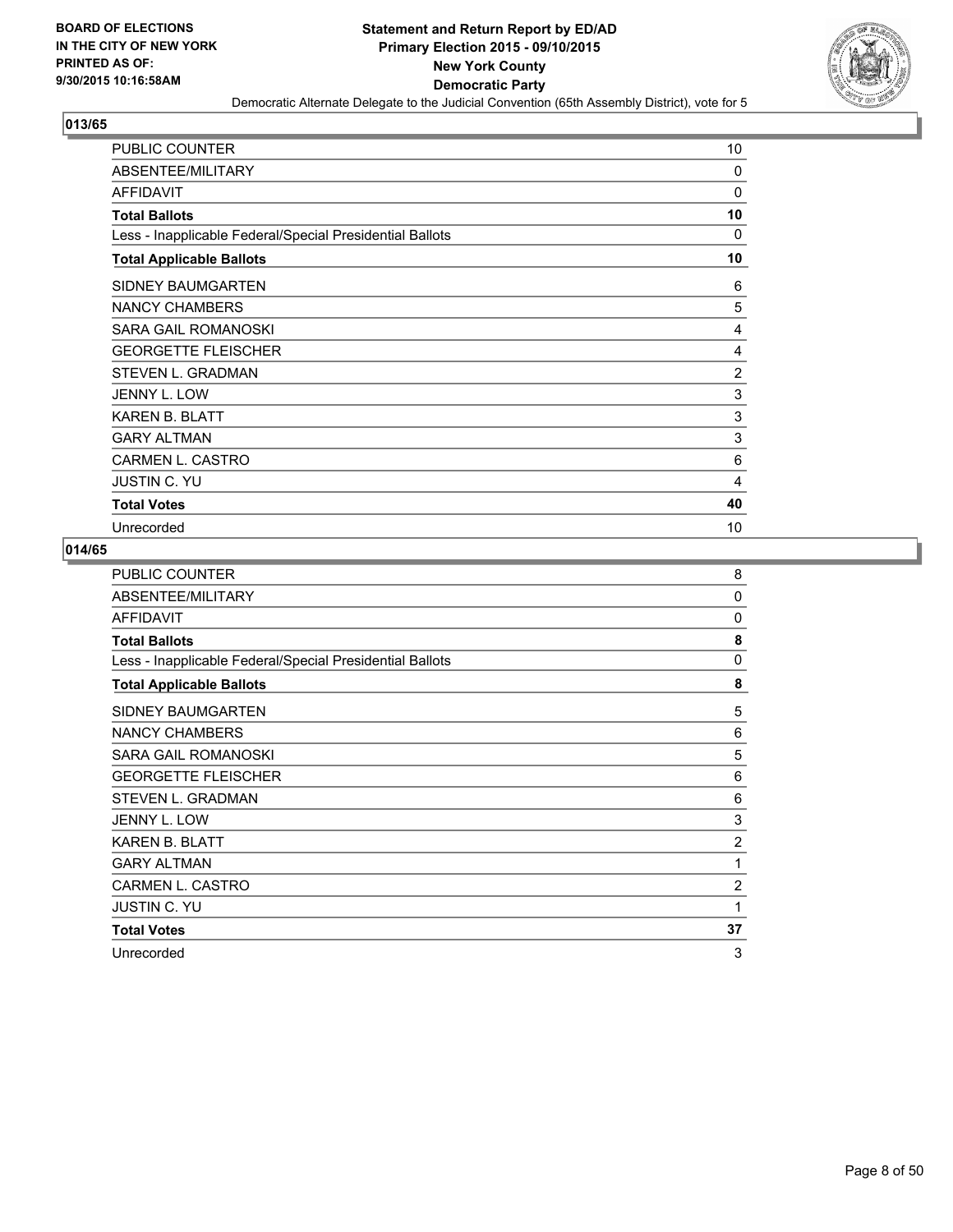## 013/65

| | |
|---|---|
| PUBLIC COUNTER | 10 |
| ABSENTEE/MILITARY | 0 |
| AFFIDAVIT | 0 |
| **Total Ballots** | **10** |
| Less - Inapplicable Federal/Special Presidential Ballots | 0 |
| **Total Applicable Ballots** | **10** |
| SIDNEY BAUMGARTEN | 6 |
| NANCY CHAMBERS | 5 |
| SARA GAIL ROMANOSKI | 4 |
| GEORGETTE FLEISCHER | 4 |
| STEVEN L. GRADMAN | 2 |
| JENNY L. LOW | 3 |
| KAREN B. BLATT | 3 |
| GARY ALTMAN | 3 |
| CARMEN L. CASTRO | 6 |
| JUSTIN C. YU | 4 |
| **Total Votes** | **40** |
| Unrecorded | 10 |

## 014/65

| | |
|---|---|
| PUBLIC COUNTER | 8 |
| ABSENTEE/MILITARY | 0 |
| AFFIDAVIT | 0 |
| **Total Ballots** | **8** |
| Less - Inapplicable Federal/Special Presidential Ballots | 0 |
| **Total Applicable Ballots** | **8** |
| SIDNEY BAUMGARTEN | 5 |
| NANCY CHAMBERS | 6 |
| SARA GAIL ROMANOSKI | 5 |
| GEORGETTE FLEISCHER | 6 |
| STEVEN L. GRADMAN | 6 |
| JENNY L. LOW | 3 |
| KAREN B. BLATT | 2 |
| GARY ALTMAN | 1 |
| CARMEN L. CASTRO | 2 |
| JUSTIN C. YU | 1 |
| **Total Votes** | **37** |
| Unrecorded | 3 |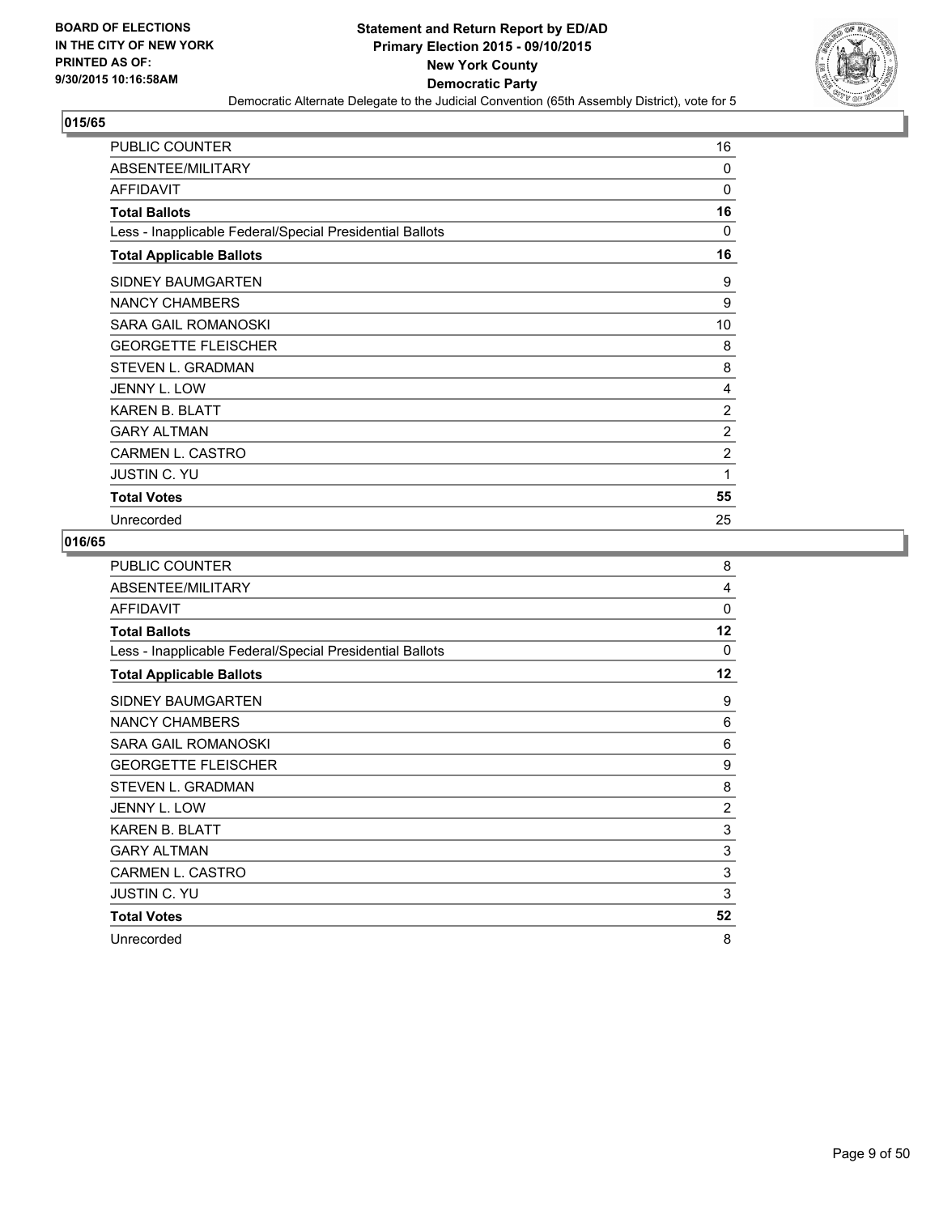**BOARD OF ELECTIONS IN THE CITY OF NEW YORK PRINTED AS OF: 9/30/2015 10:16:58AM**

**Statement and Return Report by ED/AD**
**Primary Election 2015 - 09/10/2015**
**New York County**
**Democratic Party**
Democratic Alternate Delegate to the Judicial Convention (65th Assembly District), vote for 5

## 015/65

| | |
|---|---|
| PUBLIC COUNTER | 16 |
| ABSENTEE/MILITARY | 0 |
| AFFIDAVIT | 0 |
| **Total Ballots** | **16** |
| Less - Inapplicable Federal/Special Presidential Ballots | 0 |
| **Total Applicable Ballots** | **16** |
| SIDNEY BAUMGARTEN | 9 |
| NANCY CHAMBERS | 9 |
| SARA GAIL ROMANOSKI | 10 |
| GEORGETTE FLEISCHER | 8 |
| STEVEN L. GRADMAN | 8 |
| JENNY L. LOW | 4 |
| KAREN B. BLATT | 2 |
| GARY ALTMAN | 2 |
| CARMEN L. CASTRO | 2 |
| JUSTIN C. YU | 1 |
| **Total Votes** | **55** |
| Unrecorded | 25 |

## 016/65

| | |
|---|---|
| PUBLIC COUNTER | 8 |
| ABSENTEE/MILITARY | 4 |
| AFFIDAVIT | 0 |
| **Total Ballots** | **12** |
| Less - Inapplicable Federal/Special Presidential Ballots | 0 |
| **Total Applicable Ballots** | **12** |
| SIDNEY BAUMGARTEN | 9 |
| NANCY CHAMBERS | 6 |
| SARA GAIL ROMANOSKI | 6 |
| GEORGETTE FLEISCHER | 9 |
| STEVEN L. GRADMAN | 8 |
| JENNY L. LOW | 2 |
| KAREN B. BLATT | 3 |
| GARY ALTMAN | 3 |
| CARMEN L. CASTRO | 3 |
| JUSTIN C. YU | 3 |
| **Total Votes** | **52** |
| Unrecorded | 8 |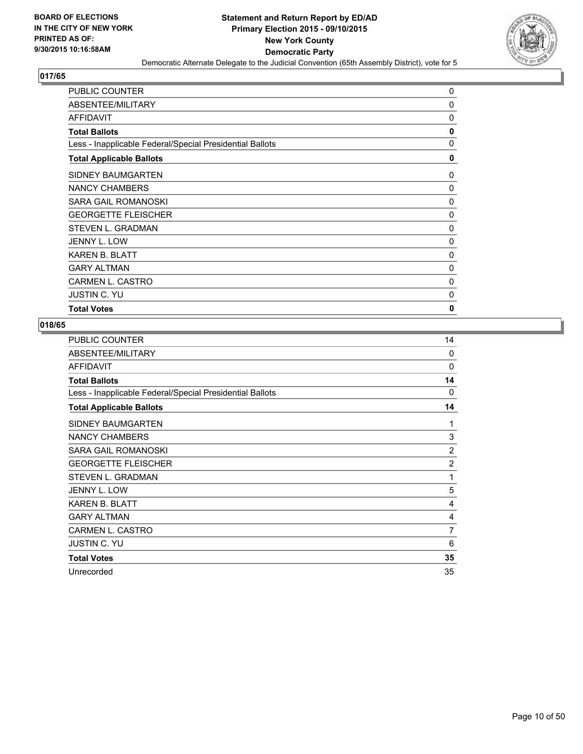## 017/65

| | |
|---|---|
| PUBLIC COUNTER | 0 |
| ABSENTEE/MILITARY | 0 |
| AFFIDAVIT | 0 |
| **Total Ballots** | **0** |
| Less - Inapplicable Federal/Special Presidential Ballots | 0 |
| **Total Applicable Ballots** | **0** |
| SIDNEY BAUMGARTEN | 0 |
| NANCY CHAMBERS | 0 |
| SARA GAIL ROMANOSKI | 0 |
| GEORGETTE FLEISCHER | 0 |
| STEVEN L. GRADMAN | 0 |
| JENNY L. LOW | 0 |
| KAREN B. BLATT | 0 |
| GARY ALTMAN | 0 |
| CARMEN L. CASTRO | 0 |
| JUSTIN C. YU | 0 |
| **Total Votes** | **0** |

## 018/65

| | |
|---|---|
| PUBLIC COUNTER | 14 |
| ABSENTEE/MILITARY | 0 |
| AFFIDAVIT | 0 |
| **Total Ballots** | **14** |
| Less - Inapplicable Federal/Special Presidential Ballots | 0 |
| **Total Applicable Ballots** | **14** |
| SIDNEY BAUMGARTEN | 1 |
| NANCY CHAMBERS | 3 |
| SARA GAIL ROMANOSKI | 2 |
| GEORGETTE FLEISCHER | 2 |
| STEVEN L. GRADMAN | 1 |
| JENNY L. LOW | 5 |
| KAREN B. BLATT | 4 |
| GARY ALTMAN | 4 |
| CARMEN L. CASTRO | 7 |
| JUSTIN C. YU | 6 |
| **Total Votes** | **35** |
| Unrecorded | 35 |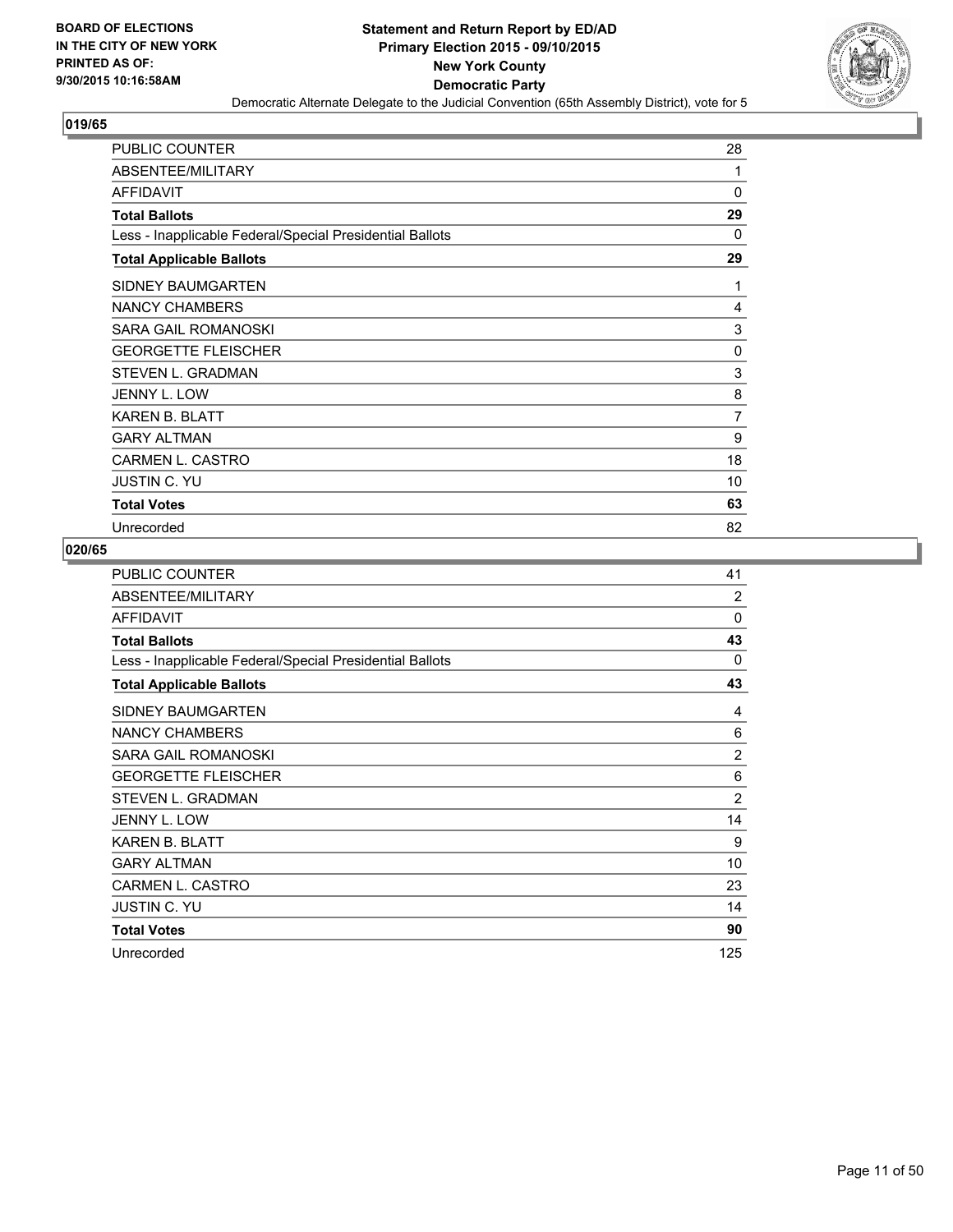**BOARD OF ELECTIONS**
**IN THE CITY OF NEW YORK**
**PRINTED AS OF:**
**9/30/2015 10:16:58AM**

**Statement and Return Report by ED/AD**
**Primary Election 2015 - 09/10/2015**
**New York County**
**Democratic Party**
Democratic Alternate Delegate to the Judicial Convention (65th Assembly District), vote for 5

### 019/65

| | |
|---|---|
| PUBLIC COUNTER | 28 |
| ABSENTEE/MILITARY | 1 |
| AFFIDAVIT | 0 |
| **Total Ballots** | **29** |
| Less - Inapplicable Federal/Special Presidential Ballots | 0 |
| **Total Applicable Ballots** | **29** |
| SIDNEY BAUMGARTEN | 1 |
| NANCY CHAMBERS | 4 |
| SARA GAIL ROMANOSKI | 3 |
| GEORGETTE FLEISCHER | 0 |
| STEVEN L. GRADMAN | 3 |
| JENNY L. LOW | 8 |
| KAREN B. BLATT | 7 |
| GARY ALTMAN | 9 |
| CARMEN L. CASTRO | 18 |
| JUSTIN C. YU | 10 |
| **Total Votes** | **63** |
| Unrecorded | 82 |

### 020/65

| | |
|---|---|
| PUBLIC COUNTER | 41 |
| ABSENTEE/MILITARY | 2 |
| AFFIDAVIT | 0 |
| **Total Ballots** | **43** |
| Less - Inapplicable Federal/Special Presidential Ballots | 0 |
| **Total Applicable Ballots** | **43** |
| SIDNEY BAUMGARTEN | 4 |
| NANCY CHAMBERS | 6 |
| SARA GAIL ROMANOSKI | 2 |
| GEORGETTE FLEISCHER | 6 |
| STEVEN L. GRADMAN | 2 |
| JENNY L. LOW | 14 |
| KAREN B. BLATT | 9 |
| GARY ALTMAN | 10 |
| CARMEN L. CASTRO | 23 |
| JUSTIN C. YU | 14 |
| **Total Votes** | **90** |
| Unrecorded | 125 |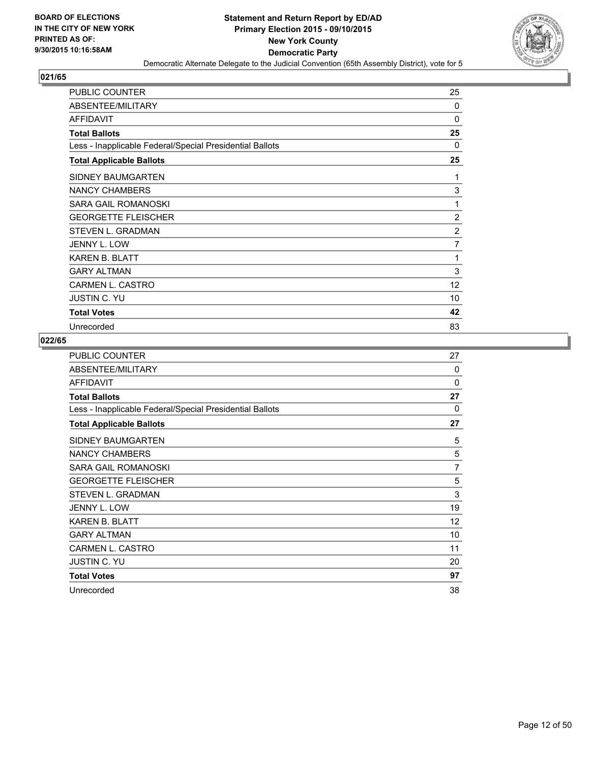**BOARD OF ELECTIONS IN THE CITY OF NEW YORK PRINTED AS OF: 9/30/2015 10:16:58AM**

# Statement and Return Report by ED/AD
## Primary Election 2015 - 09/10/2015
## New York County
## Democratic Party
### Democratic Alternate Delegate to the Judicial Convention (65th Assembly District), vote for 5

**021/65**

| | |
|---|---|
| PUBLIC COUNTER | 25 |
| ABSENTEE/MILITARY | 0 |
| AFFIDAVIT | 0 |
| **Total Ballots** | **25** |
| Less - Inapplicable Federal/Special Presidential Ballots | 0 |
| **Total Applicable Ballots** | **25** |
| SIDNEY BAUMGARTEN | 1 |
| NANCY CHAMBERS | 3 |
| SARA GAIL ROMANOSKI | 1 |
| GEORGETTE FLEISCHER | 2 |
| STEVEN L. GRADMAN | 2 |
| JENNY L. LOW | 7 |
| KAREN B. BLATT | 1 |
| GARY ALTMAN | 3 |
| CARMEN L. CASTRO | 12 |
| JUSTIN C. YU | 10 |
| **Total Votes** | **42** |
| Unrecorded | 83 |

**022/65**

| | |
|---|---|
| PUBLIC COUNTER | 27 |
| ABSENTEE/MILITARY | 0 |
| AFFIDAVIT | 0 |
| **Total Ballots** | **27** |
| Less - Inapplicable Federal/Special Presidential Ballots | 0 |
| **Total Applicable Ballots** | **27** |
| SIDNEY BAUMGARTEN | 5 |
| NANCY CHAMBERS | 5 |
| SARA GAIL ROMANOSKI | 7 |
| GEORGETTE FLEISCHER | 5 |
| STEVEN L. GRADMAN | 3 |
| JENNY L. LOW | 19 |
| KAREN B. BLATT | 12 |
| GARY ALTMAN | 10 |
| CARMEN L. CASTRO | 11 |
| JUSTIN C. YU | 20 |
| **Total Votes** | **97** |
| Unrecorded | 38 |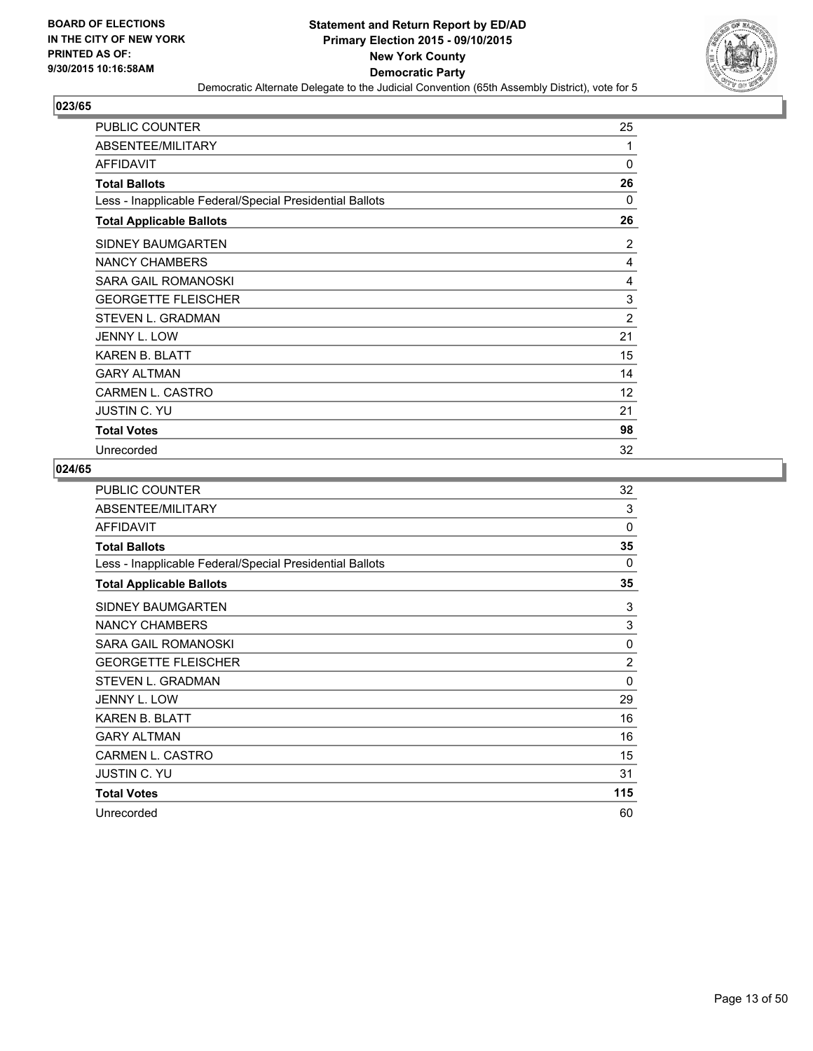BOARD OF ELECTIONS
IN THE CITY OF NEW YORK
PRINTED AS OF:
9/30/2015 10:16:58AM

**Statement and Return Report by ED/AD**
**Primary Election 2015 - 09/10/2015**
**New York County**
**Democratic Party**
Democratic Alternate Delegate to the Judicial Convention (65th Assembly District), vote for 5

## 023/65

| | |
|---|---|
| PUBLIC COUNTER | 25 |
| ABSENTEE/MILITARY | 1 |
| AFFIDAVIT | 0 |
| **Total Ballots** | **26** |
| Less - Inapplicable Federal/Special Presidential Ballots | 0 |
| **Total Applicable Ballots** | **26** |
| SIDNEY BAUMGARTEN | 2 |
| NANCY CHAMBERS | 4 |
| SARA GAIL ROMANOSKI | 4 |
| GEORGETTE FLEISCHER | 3 |
| STEVEN L. GRADMAN | 2 |
| JENNY L. LOW | 21 |
| KAREN B. BLATT | 15 |
| GARY ALTMAN | 14 |
| CARMEN L. CASTRO | 12 |
| JUSTIN C. YU | 21 |
| **Total Votes** | **98** |
| Unrecorded | 32 |

## 024/65

| | |
|---|---|
| PUBLIC COUNTER | 32 |
| ABSENTEE/MILITARY | 3 |
| AFFIDAVIT | 0 |
| **Total Ballots** | **35** |
| Less - Inapplicable Federal/Special Presidential Ballots | 0 |
| **Total Applicable Ballots** | **35** |
| SIDNEY BAUMGARTEN | 3 |
| NANCY CHAMBERS | 3 |
| SARA GAIL ROMANOSKI | 0 |
| GEORGETTE FLEISCHER | 2 |
| STEVEN L. GRADMAN | 0 |
| JENNY L. LOW | 29 |
| KAREN B. BLATT | 16 |
| GARY ALTMAN | 16 |
| CARMEN L. CASTRO | 15 |
| JUSTIN C. YU | 31 |
| **Total Votes** | **115** |
| Unrecorded | 60 |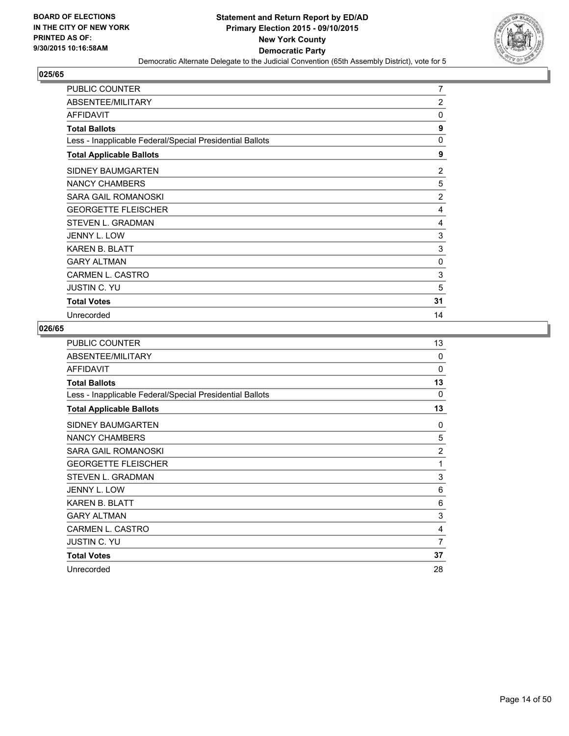**BOARD OF ELECTIONS IN THE CITY OF NEW YORK PRINTED AS OF: 9/30/2015 10:16:58AM**

# Statement and Return Report by ED/AD
## Primary Election 2015 - 09/10/2015
## New York County
## Democratic Party
### Democratic Alternate Delegate to the Judicial Convention (65th Assembly District), vote for 5

### 025/65

| | |
|---|---|
| PUBLIC COUNTER | 7 |
| ABSENTEE/MILITARY | 2 |
| AFFIDAVIT | 0 |
| **Total Ballots** | **9** |
| Less - Inapplicable Federal/Special Presidential Ballots | 0 |
| **Total Applicable Ballots** | **9** |
| SIDNEY BAUMGARTEN | 2 |
| NANCY CHAMBERS | 5 |
| SARA GAIL ROMANOSKI | 2 |
| GEORGETTE FLEISCHER | 4 |
| STEVEN L. GRADMAN | 4 |
| JENNY L. LOW | 3 |
| KAREN B. BLATT | 3 |
| GARY ALTMAN | 0 |
| CARMEN L. CASTRO | 3 |
| JUSTIN C. YU | 5 |
| **Total Votes** | **31** |
| Unrecorded | 14 |

### 026/65

| | |
|---|---|
| PUBLIC COUNTER | 13 |
| ABSENTEE/MILITARY | 0 |
| AFFIDAVIT | 0 |
| **Total Ballots** | **13** |
| Less - Inapplicable Federal/Special Presidential Ballots | 0 |
| **Total Applicable Ballots** | **13** |
| SIDNEY BAUMGARTEN | 0 |
| NANCY CHAMBERS | 5 |
| SARA GAIL ROMANOSKI | 2 |
| GEORGETTE FLEISCHER | 1 |
| STEVEN L. GRADMAN | 3 |
| JENNY L. LOW | 6 |
| KAREN B. BLATT | 6 |
| GARY ALTMAN | 3 |
| CARMEN L. CASTRO | 4 |
| JUSTIN C. YU | 7 |
| **Total Votes** | **37** |
| Unrecorded | 28 |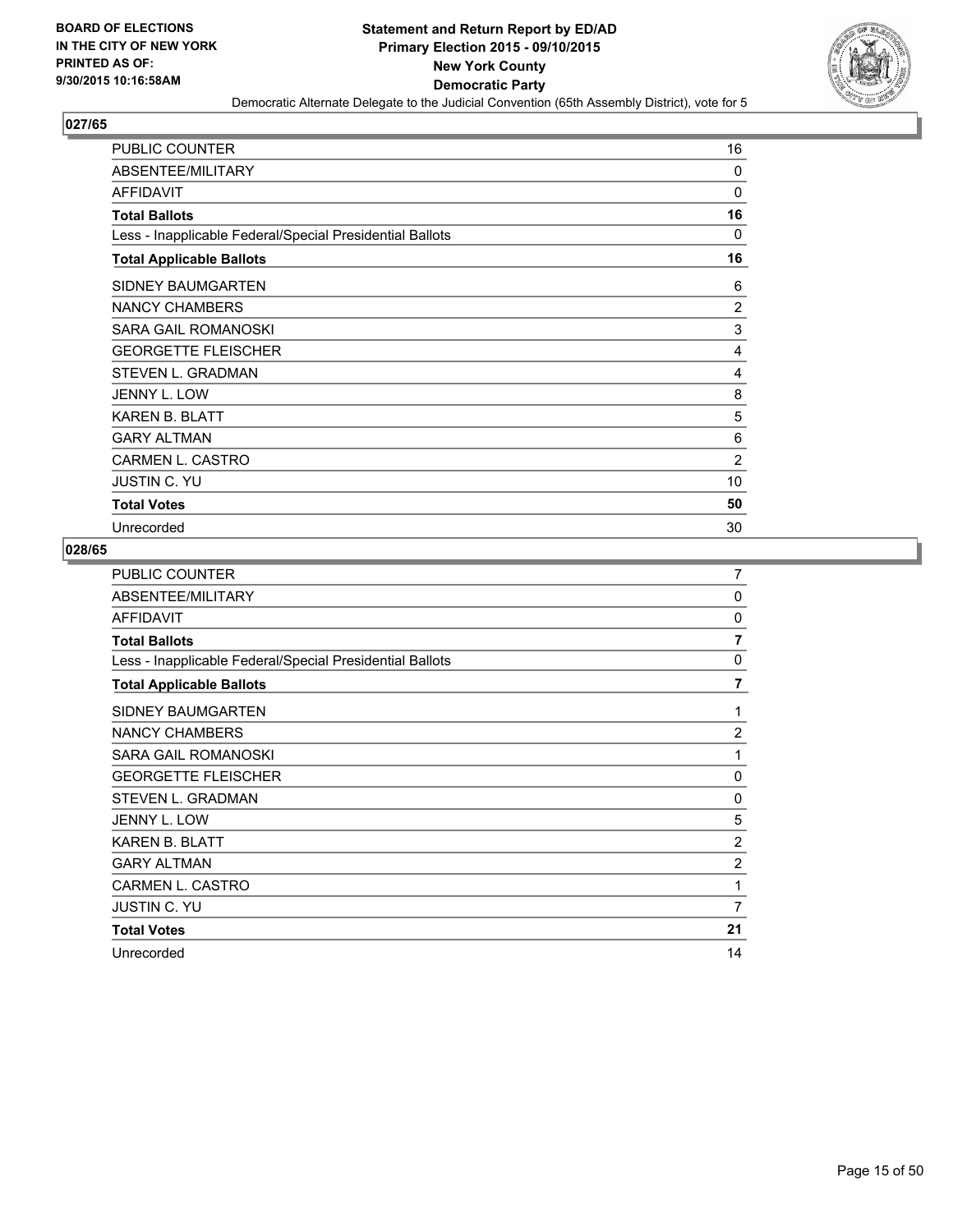BOARD OF ELECTIONS
IN THE CITY OF NEW YORK
PRINTED AS OF:
9/30/2015 10:16:58AM

**Statement and Return Report by ED/AD**
**Primary Election 2015 - 09/10/2015**
**New York County**
**Democratic Party**
Democratic Alternate Delegate to the Judicial Convention (65th Assembly District), vote for 5

### 027/65

| | |
|---|---|
| PUBLIC COUNTER | 16 |
| ABSENTEE/MILITARY | 0 |
| AFFIDAVIT | 0 |
| **Total Ballots** | **16** |
| Less - Inapplicable Federal/Special Presidential Ballots | 0 |
| **Total Applicable Ballots** | **16** |
| SIDNEY BAUMGARTEN | 6 |
| NANCY CHAMBERS | 2 |
| SARA GAIL ROMANOSKI | 3 |
| GEORGETTE FLEISCHER | 4 |
| STEVEN L. GRADMAN | 4 |
| JENNY L. LOW | 8 |
| KAREN B. BLATT | 5 |
| GARY ALTMAN | 6 |
| CARMEN L. CASTRO | 2 |
| JUSTIN C. YU | 10 |
| **Total Votes** | **50** |
| Unrecorded | 30 |

### 028/65

| | |
|---|---|
| PUBLIC COUNTER | 7 |
| ABSENTEE/MILITARY | 0 |
| AFFIDAVIT | 0 |
| **Total Ballots** | **7** |
| Less - Inapplicable Federal/Special Presidential Ballots | 0 |
| **Total Applicable Ballots** | **7** |
| SIDNEY BAUMGARTEN | 1 |
| NANCY CHAMBERS | 2 |
| SARA GAIL ROMANOSKI | 1 |
| GEORGETTE FLEISCHER | 0 |
| STEVEN L. GRADMAN | 0 |
| JENNY L. LOW | 5 |
| KAREN B. BLATT | 2 |
| GARY ALTMAN | 2 |
| CARMEN L. CASTRO | 1 |
| JUSTIN C. YU | 7 |
| **Total Votes** | **21** |
| Unrecorded | 14 |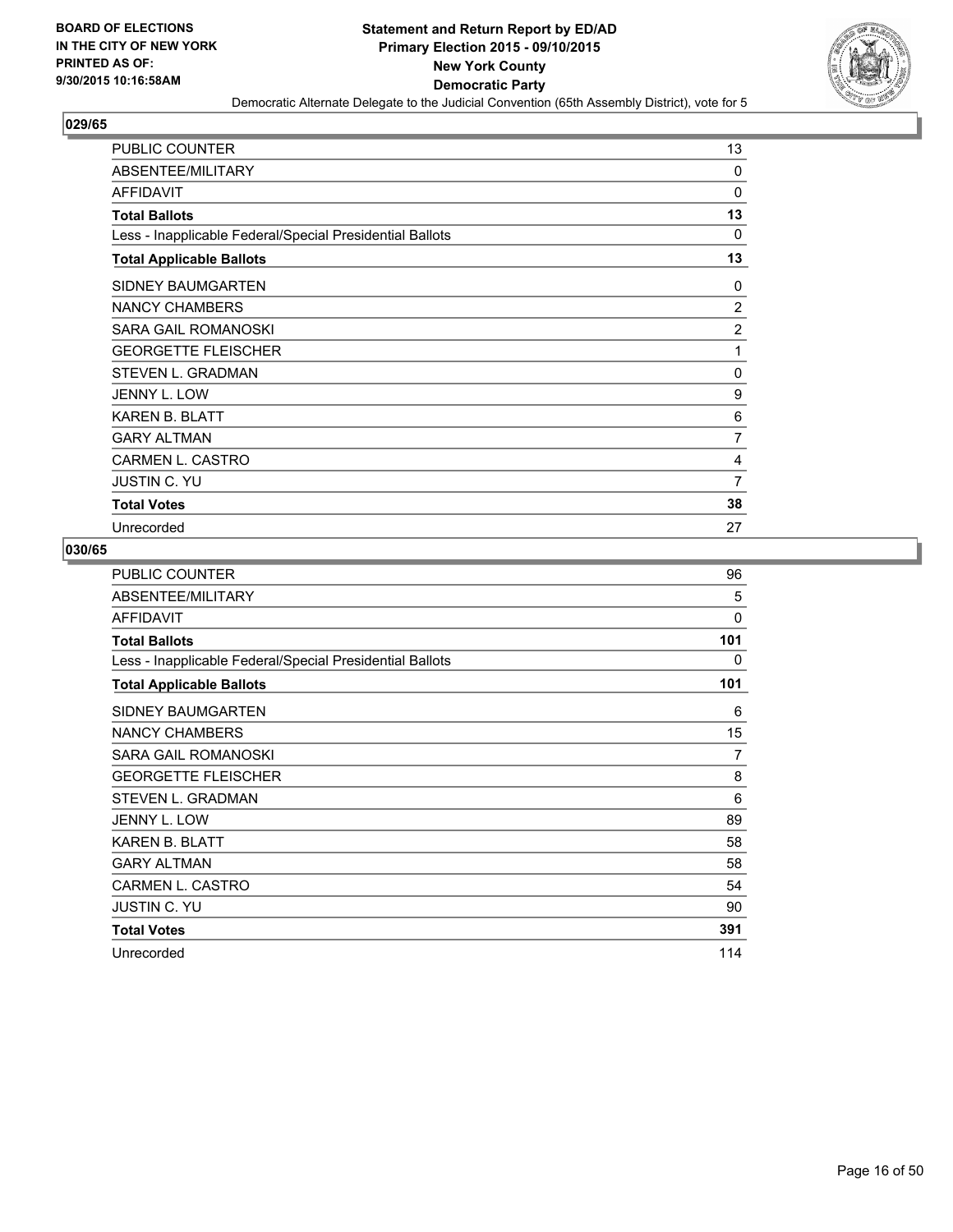BOARD OF ELECTIONS
IN THE CITY OF NEW YORK
PRINTED AS OF:
9/30/2015 10:16:58AM

**Statement and Return Report by ED/AD**
**Primary Election 2015 - 09/10/2015**
**New York County**
**Democratic Party**
Democratic Alternate Delegate to the Judicial Convention (65th Assembly District), vote for 5

## 029/65

| | |
|---|---|
| PUBLIC COUNTER | 13 |
| ABSENTEE/MILITARY | 0 |
| AFFIDAVIT | 0 |
| **Total Ballots** | **13** |
| Less - Inapplicable Federal/Special Presidential Ballots | 0 |
| **Total Applicable Ballots** | **13** |
| SIDNEY BAUMGARTEN | 0 |
| NANCY CHAMBERS | 2 |
| SARA GAIL ROMANOSKI | 2 |
| GEORGETTE FLEISCHER | 1 |
| STEVEN L. GRADMAN | 0 |
| JENNY L. LOW | 9 |
| KAREN B. BLATT | 6 |
| GARY ALTMAN | 7 |
| CARMEN L. CASTRO | 4 |
| JUSTIN C. YU | 7 |
| **Total Votes** | **38** |
| Unrecorded | 27 |

## 030/65

| | |
|---|---|
| PUBLIC COUNTER | 96 |
| ABSENTEE/MILITARY | 5 |
| AFFIDAVIT | 0 |
| **Total Ballots** | **101** |
| Less - Inapplicable Federal/Special Presidential Ballots | 0 |
| **Total Applicable Ballots** | **101** |
| SIDNEY BAUMGARTEN | 6 |
| NANCY CHAMBERS | 15 |
| SARA GAIL ROMANOSKI | 7 |
| GEORGETTE FLEISCHER | 8 |
| STEVEN L. GRADMAN | 6 |
| JENNY L. LOW | 89 |
| KAREN B. BLATT | 58 |
| GARY ALTMAN | 58 |
| CARMEN L. CASTRO | 54 |
| JUSTIN C. YU | 90 |
| **Total Votes** | **391** |
| Unrecorded | 114 |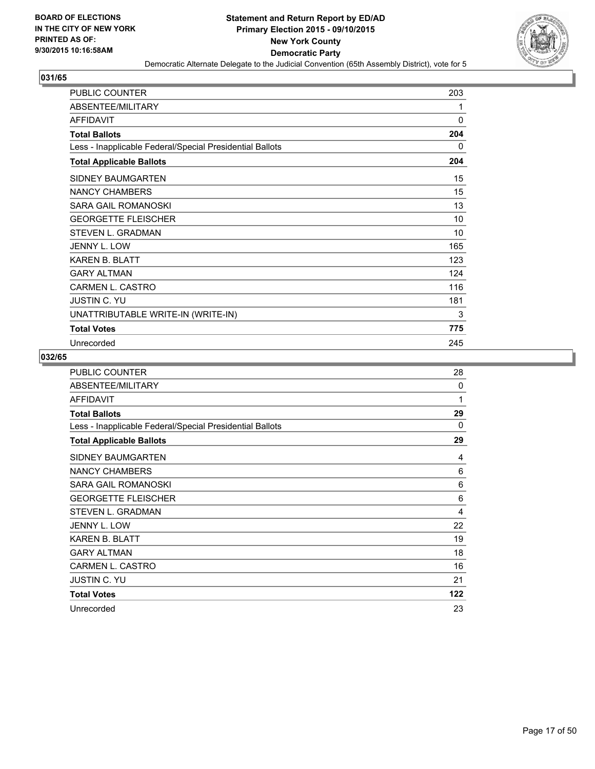**BOARD OF ELECTIONS**
**IN THE CITY OF NEW YORK**
**PRINTED AS OF:**
**9/30/2015 10:16:58AM**

**Statement and Return Report by ED/AD**
**Primary Election 2015 - 09/10/2015**
**New York County**
**Democratic Party**
Democratic Alternate Delegate to the Judicial Convention (65th Assembly District), vote for 5

## 031/65

| | |
|---|---|
| PUBLIC COUNTER | 203 |
| ABSENTEE/MILITARY | 1 |
| AFFIDAVIT | 0 |
| **Total Ballots** | **204** |
| Less - Inapplicable Federal/Special Presidential Ballots | 0 |
| **Total Applicable Ballots** | **204** |
| SIDNEY BAUMGARTEN | 15 |
| NANCY CHAMBERS | 15 |
| SARA GAIL ROMANOSKI | 13 |
| GEORGETTE FLEISCHER | 10 |
| STEVEN L. GRADMAN | 10 |
| JENNY L. LOW | 165 |
| KAREN B. BLATT | 123 |
| GARY ALTMAN | 124 |
| CARMEN L. CASTRO | 116 |
| JUSTIN C. YU | 181 |
| UNATTRIBUTABLE WRITE-IN (WRITE-IN) | 3 |
| **Total Votes** | **775** |
| Unrecorded | 245 |

## 032/65

| | |
|---|---|
| PUBLIC COUNTER | 28 |
| ABSENTEE/MILITARY | 0 |
| AFFIDAVIT | 1 |
| **Total Ballots** | **29** |
| Less - Inapplicable Federal/Special Presidential Ballots | 0 |
| **Total Applicable Ballots** | **29** |
| SIDNEY BAUMGARTEN | 4 |
| NANCY CHAMBERS | 6 |
| SARA GAIL ROMANOSKI | 6 |
| GEORGETTE FLEISCHER | 6 |
| STEVEN L. GRADMAN | 4 |
| JENNY L. LOW | 22 |
| KAREN B. BLATT | 19 |
| GARY ALTMAN | 18 |
| CARMEN L. CASTRO | 16 |
| JUSTIN C. YU | 21 |
| **Total Votes** | **122** |
| Unrecorded | 23 |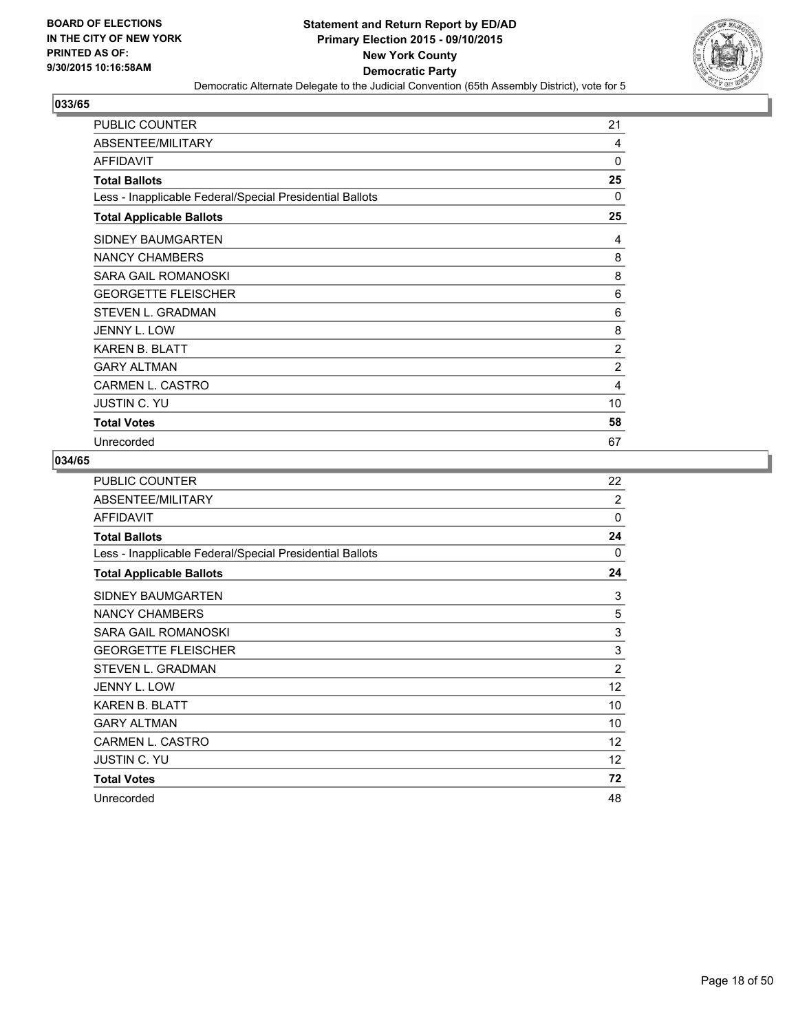BOARD OF ELECTIONS
IN THE CITY OF NEW YORK
PRINTED AS OF:
9/30/2015 10:16:58AM

**Statement and Return Report by ED/AD**
**Primary Election 2015 - 09/10/2015**
**New York County**
**Democratic Party**
Democratic Alternate Delegate to the Judicial Convention (65th Assembly District), vote for 5

## 033/65

| | |
|---|---|
| PUBLIC COUNTER | 21 |
| ABSENTEE/MILITARY | 4 |
| AFFIDAVIT | 0 |
| **Total Ballots** | **25** |
| Less - Inapplicable Federal/Special Presidential Ballots | 0 |
| **Total Applicable Ballots** | **25** |
| SIDNEY BAUMGARTEN | 4 |
| NANCY CHAMBERS | 8 |
| SARA GAIL ROMANOSKI | 8 |
| GEORGETTE FLEISCHER | 6 |
| STEVEN L. GRADMAN | 6 |
| JENNY L. LOW | 8 |
| KAREN B. BLATT | 2 |
| GARY ALTMAN | 2 |
| CARMEN L. CASTRO | 4 |
| JUSTIN C. YU | 10 |
| **Total Votes** | **58** |
| Unrecorded | 67 |

## 034/65

| | |
|---|---|
| PUBLIC COUNTER | 22 |
| ABSENTEE/MILITARY | 2 |
| AFFIDAVIT | 0 |
| **Total Ballots** | **24** |
| Less - Inapplicable Federal/Special Presidential Ballots | 0 |
| **Total Applicable Ballots** | **24** |
| SIDNEY BAUMGARTEN | 3 |
| NANCY CHAMBERS | 5 |
| SARA GAIL ROMANOSKI | 3 |
| GEORGETTE FLEISCHER | 3 |
| STEVEN L. GRADMAN | 2 |
| JENNY L. LOW | 12 |
| KAREN B. BLATT | 10 |
| GARY ALTMAN | 10 |
| CARMEN L. CASTRO | 12 |
| JUSTIN C. YU | 12 |
| **Total Votes** | **72** |
| Unrecorded | 48 |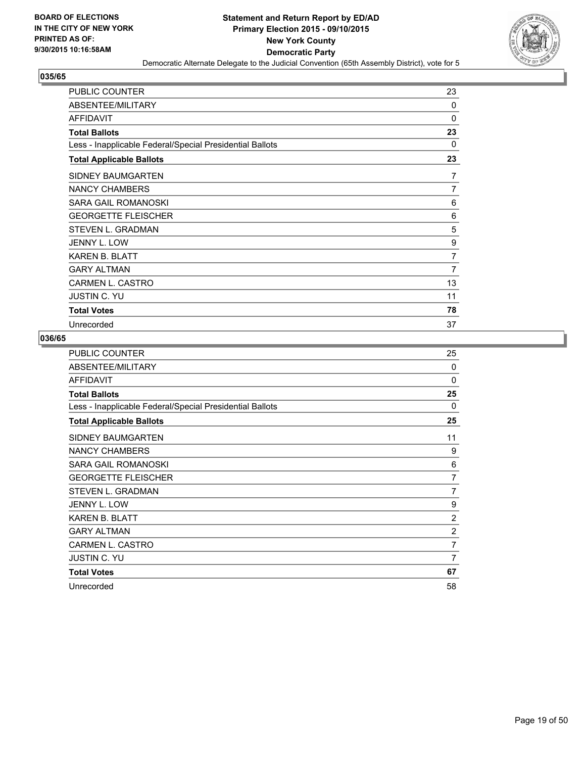**BOARD OF ELECTIONS IN THE CITY OF NEW YORK PRINTED AS OF: 9/30/2015 10:16:58AM**

# Statement and Return Report by ED/AD
## Primary Election 2015 - 09/10/2015
## New York County
## Democratic Party
### Democratic Alternate Delegate to the Judicial Convention (65th Assembly District), vote for 5

**035/65**

| | |
|---|---|
| PUBLIC COUNTER | 23 |
| ABSENTEE/MILITARY | 0 |
| AFFIDAVIT | 0 |
| **Total Ballots** | **23** |
| Less - Inapplicable Federal/Special Presidential Ballots | 0 |
| **Total Applicable Ballots** | **23** |
| SIDNEY BAUMGARTEN | 7 |
| NANCY CHAMBERS | 7 |
| SARA GAIL ROMANOSKI | 6 |
| GEORGETTE FLEISCHER | 6 |
| STEVEN L. GRADMAN | 5 |
| JENNY L. LOW | 9 |
| KAREN B. BLATT | 7 |
| GARY ALTMAN | 7 |
| CARMEN L. CASTRO | 13 |
| JUSTIN C. YU | 11 |
| **Total Votes** | **78** |
| Unrecorded | 37 |

**036/65**

| | |
|---|---|
| PUBLIC COUNTER | 25 |
| ABSENTEE/MILITARY | 0 |
| AFFIDAVIT | 0 |
| **Total Ballots** | **25** |
| Less - Inapplicable Federal/Special Presidential Ballots | 0 |
| **Total Applicable Ballots** | **25** |
| SIDNEY BAUMGARTEN | 11 |
| NANCY CHAMBERS | 9 |
| SARA GAIL ROMANOSKI | 6 |
| GEORGETTE FLEISCHER | 7 |
| STEVEN L. GRADMAN | 7 |
| JENNY L. LOW | 9 |
| KAREN B. BLATT | 2 |
| GARY ALTMAN | 2 |
| CARMEN L. CASTRO | 7 |
| JUSTIN C. YU | 7 |
| **Total Votes** | **67** |
| Unrecorded | 58 |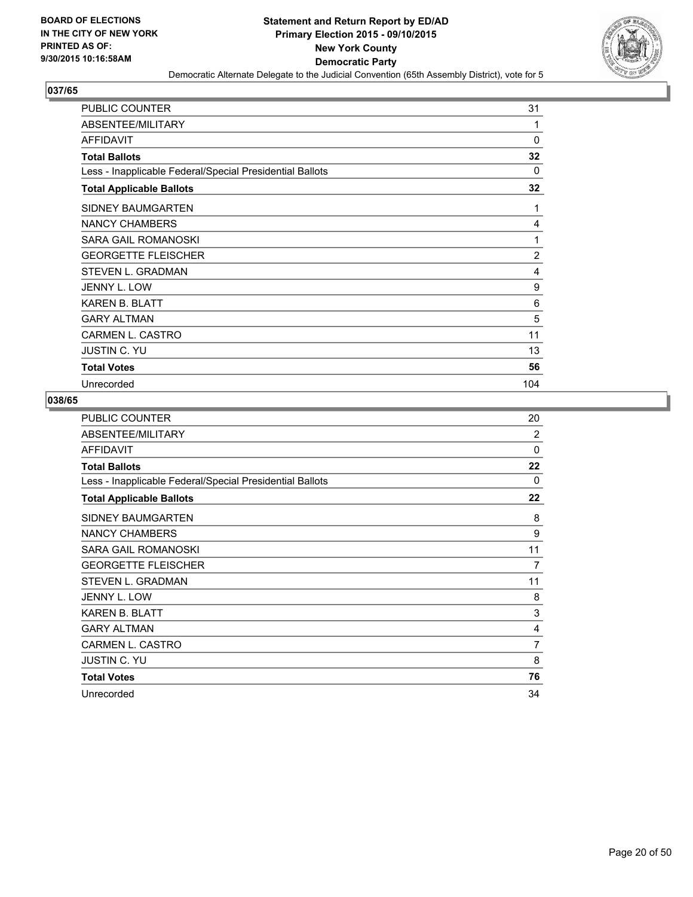BOARD OF ELECTIONS
IN THE CITY OF NEW YORK
PRINTED AS OF:
9/30/2015 10:16:58AM

# Statement and Return Report by ED/AD
## Primary Election 2015 - 09/10/2015
## New York County
## Democratic Party

Democratic Alternate Delegate to the Judicial Convention (65th Assembly District), vote for 5

### 037/65

| | |
|---|---|
| PUBLIC COUNTER | 31 |
| ABSENTEE/MILITARY | 1 |
| AFFIDAVIT | 0 |
| **Total Ballots** | **32** |
| Less - Inapplicable Federal/Special Presidential Ballots | 0 |
| **Total Applicable Ballots** | **32** |
| SIDNEY BAUMGARTEN | 1 |
| NANCY CHAMBERS | 4 |
| SARA GAIL ROMANOSKI | 1 |
| GEORGETTE FLEISCHER | 2 |
| STEVEN L. GRADMAN | 4 |
| JENNY L. LOW | 9 |
| KAREN B. BLATT | 6 |
| GARY ALTMAN | 5 |
| CARMEN L. CASTRO | 11 |
| JUSTIN C. YU | 13 |
| **Total Votes** | **56** |
| Unrecorded | 104 |

### 038/65

| | |
|---|---|
| PUBLIC COUNTER | 20 |
| ABSENTEE/MILITARY | 2 |
| AFFIDAVIT | 0 |
| **Total Ballots** | **22** |
| Less - Inapplicable Federal/Special Presidential Ballots | 0 |
| **Total Applicable Ballots** | **22** |
| SIDNEY BAUMGARTEN | 8 |
| NANCY CHAMBERS | 9 |
| SARA GAIL ROMANOSKI | 11 |
| GEORGETTE FLEISCHER | 7 |
| STEVEN L. GRADMAN | 11 |
| JENNY L. LOW | 8 |
| KAREN B. BLATT | 3 |
| GARY ALTMAN | 4 |
| CARMEN L. CASTRO | 7 |
| JUSTIN C. YU | 8 |
| **Total Votes** | **76** |
| Unrecorded | 34 |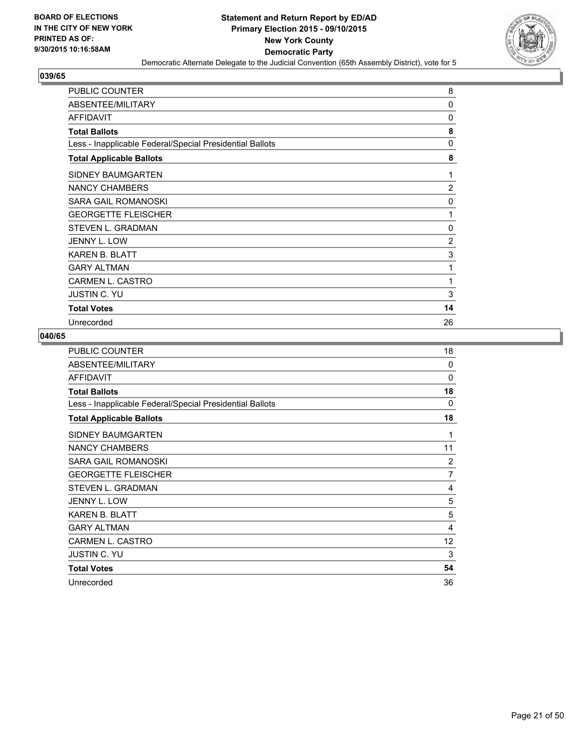BOARD OF ELECTIONS
IN THE CITY OF NEW YORK
PRINTED AS OF:
9/30/2015 10:16:58AM

**Statement and Return Report by ED/AD**
**Primary Election 2015 - 09/10/2015**
**New York County**
**Democratic Party**
Democratic Alternate Delegate to the Judicial Convention (65th Assembly District), vote for 5

## 039/65

| | |
|---|---|
| PUBLIC COUNTER | 8 |
| ABSENTEE/MILITARY | 0 |
| AFFIDAVIT | 0 |
| **Total Ballots** | **8** |
| Less - Inapplicable Federal/Special Presidential Ballots | 0 |
| **Total Applicable Ballots** | **8** |
| SIDNEY BAUMGARTEN | 1 |
| NANCY CHAMBERS | 2 |
| SARA GAIL ROMANOSKI | 0 |
| GEORGETTE FLEISCHER | 1 |
| STEVEN L. GRADMAN | 0 |
| JENNY L. LOW | 2 |
| KAREN B. BLATT | 3 |
| GARY ALTMAN | 1 |
| CARMEN L. CASTRO | 1 |
| JUSTIN C. YU | 3 |
| **Total Votes** | **14** |
| Unrecorded | 26 |

## 040/65

| | |
|---|---|
| PUBLIC COUNTER | 18 |
| ABSENTEE/MILITARY | 0 |
| AFFIDAVIT | 0 |
| **Total Ballots** | **18** |
| Less - Inapplicable Federal/Special Presidential Ballots | 0 |
| **Total Applicable Ballots** | **18** |
| SIDNEY BAUMGARTEN | 1 |
| NANCY CHAMBERS | 11 |
| SARA GAIL ROMANOSKI | 2 |
| GEORGETTE FLEISCHER | 7 |
| STEVEN L. GRADMAN | 4 |
| JENNY L. LOW | 5 |
| KAREN B. BLATT | 5 |
| GARY ALTMAN | 4 |
| CARMEN L. CASTRO | 12 |
| JUSTIN C. YU | 3 |
| **Total Votes** | **54** |
| Unrecorded | 36 |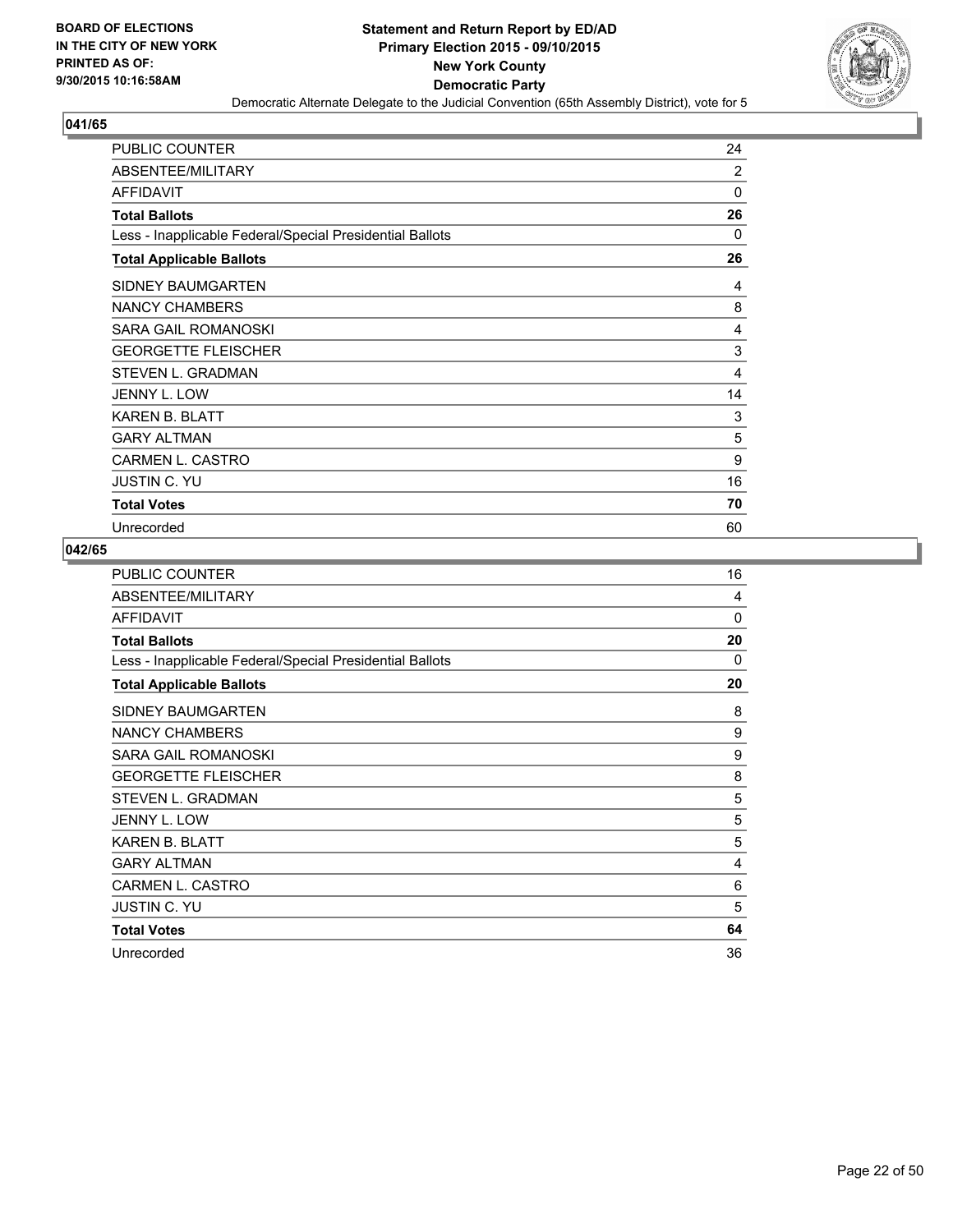BOARD OF ELECTIONS
IN THE CITY OF NEW YORK
PRINTED AS OF:
9/30/2015 10:16:58AM

**Statement and Return Report by ED/AD**
**Primary Election 2015 - 09/10/2015**
**New York County**
**Democratic Party**
Democratic Alternate Delegate to the Judicial Convention (65th Assembly District), vote for 5

## 041/65

| | |
|---|---|
| PUBLIC COUNTER | 24 |
| ABSENTEE/MILITARY | 2 |
| AFFIDAVIT | 0 |
| **Total Ballots** | **26** |
| Less - Inapplicable Federal/Special Presidential Ballots | 0 |
| **Total Applicable Ballots** | **26** |
| SIDNEY BAUMGARTEN | 4 |
| NANCY CHAMBERS | 8 |
| SARA GAIL ROMANOSKI | 4 |
| GEORGETTE FLEISCHER | 3 |
| STEVEN L. GRADMAN | 4 |
| JENNY L. LOW | 14 |
| KAREN B. BLATT | 3 |
| GARY ALTMAN | 5 |
| CARMEN L. CASTRO | 9 |
| JUSTIN C. YU | 16 |
| **Total Votes** | **70** |
| Unrecorded | 60 |

## 042/65

| | |
|---|---|
| PUBLIC COUNTER | 16 |
| ABSENTEE/MILITARY | 4 |
| AFFIDAVIT | 0 |
| **Total Ballots** | **20** |
| Less - Inapplicable Federal/Special Presidential Ballots | 0 |
| **Total Applicable Ballots** | **20** |
| SIDNEY BAUMGARTEN | 8 |
| NANCY CHAMBERS | 9 |
| SARA GAIL ROMANOSKI | 9 |
| GEORGETTE FLEISCHER | 8 |
| STEVEN L. GRADMAN | 5 |
| JENNY L. LOW | 5 |
| KAREN B. BLATT | 5 |
| GARY ALTMAN | 4 |
| CARMEN L. CASTRO | 6 |
| JUSTIN C. YU | 5 |
| **Total Votes** | **64** |
| Unrecorded | 36 |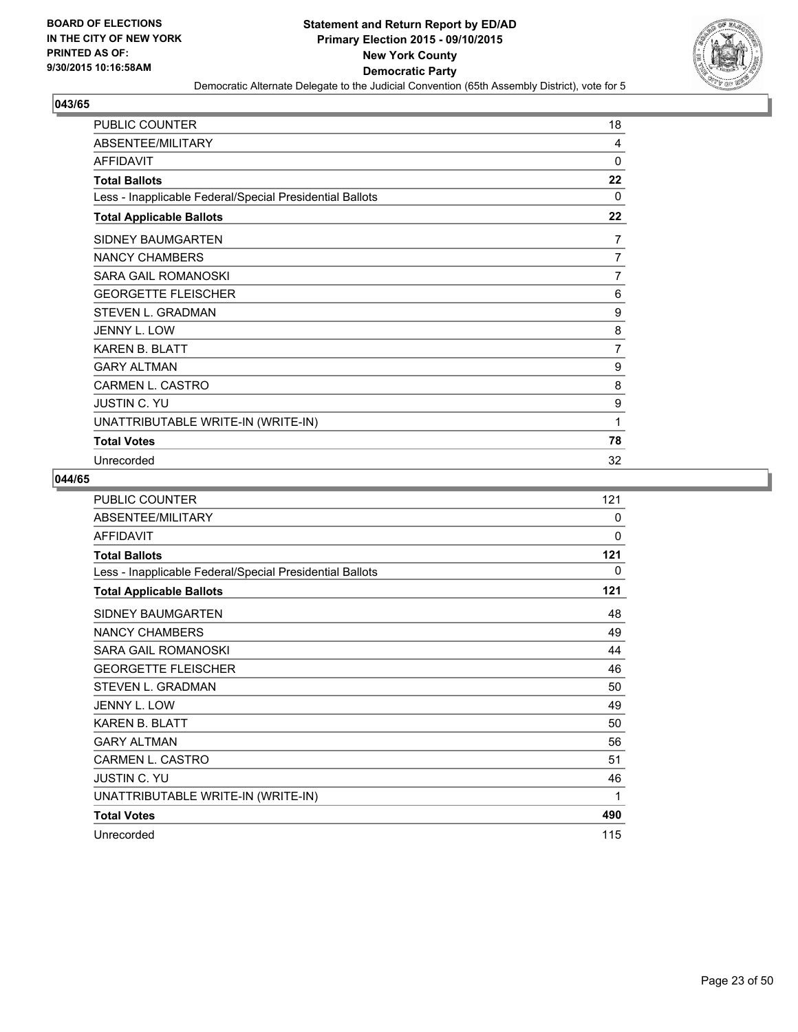**BOARD OF ELECTIONS IN THE CITY OF NEW YORK PRINTED AS OF: 9/30/2015 10:16:58AM**

**Statement and Return Report by ED/AD**
**Primary Election 2015 - 09/10/2015**
**New York County**
**Democratic Party**
Democratic Alternate Delegate to the Judicial Convention (65th Assembly District), vote for 5

## 043/65

| | |
|---|---|
| PUBLIC COUNTER | 18 |
| ABSENTEE/MILITARY | 4 |
| AFFIDAVIT | 0 |
| **Total Ballots** | **22** |
| Less - Inapplicable Federal/Special Presidential Ballots | 0 |
| **Total Applicable Ballots** | **22** |
| SIDNEY BAUMGARTEN | 7 |
| NANCY CHAMBERS | 7 |
| SARA GAIL ROMANOSKI | 7 |
| GEORGETTE FLEISCHER | 6 |
| STEVEN L. GRADMAN | 9 |
| JENNY L. LOW | 8 |
| KAREN B. BLATT | 7 |
| GARY ALTMAN | 9 |
| CARMEN L. CASTRO | 8 |
| JUSTIN C. YU | 9 |
| UNATTRIBUTABLE WRITE-IN (WRITE-IN) | 1 |
| **Total Votes** | **78** |
| Unrecorded | 32 |

## 044/65

| | |
|---|---|
| PUBLIC COUNTER | 121 |
| ABSENTEE/MILITARY | 0 |
| AFFIDAVIT | 0 |
| **Total Ballots** | **121** |
| Less - Inapplicable Federal/Special Presidential Ballots | 0 |
| **Total Applicable Ballots** | **121** |
| SIDNEY BAUMGARTEN | 48 |
| NANCY CHAMBERS | 49 |
| SARA GAIL ROMANOSKI | 44 |
| GEORGETTE FLEISCHER | 46 |
| STEVEN L. GRADMAN | 50 |
| JENNY L. LOW | 49 |
| KAREN B. BLATT | 50 |
| GARY ALTMAN | 56 |
| CARMEN L. CASTRO | 51 |
| JUSTIN C. YU | 46 |
| UNATTRIBUTABLE WRITE-IN (WRITE-IN) | 1 |
| **Total Votes** | **490** |
| Unrecorded | 115 |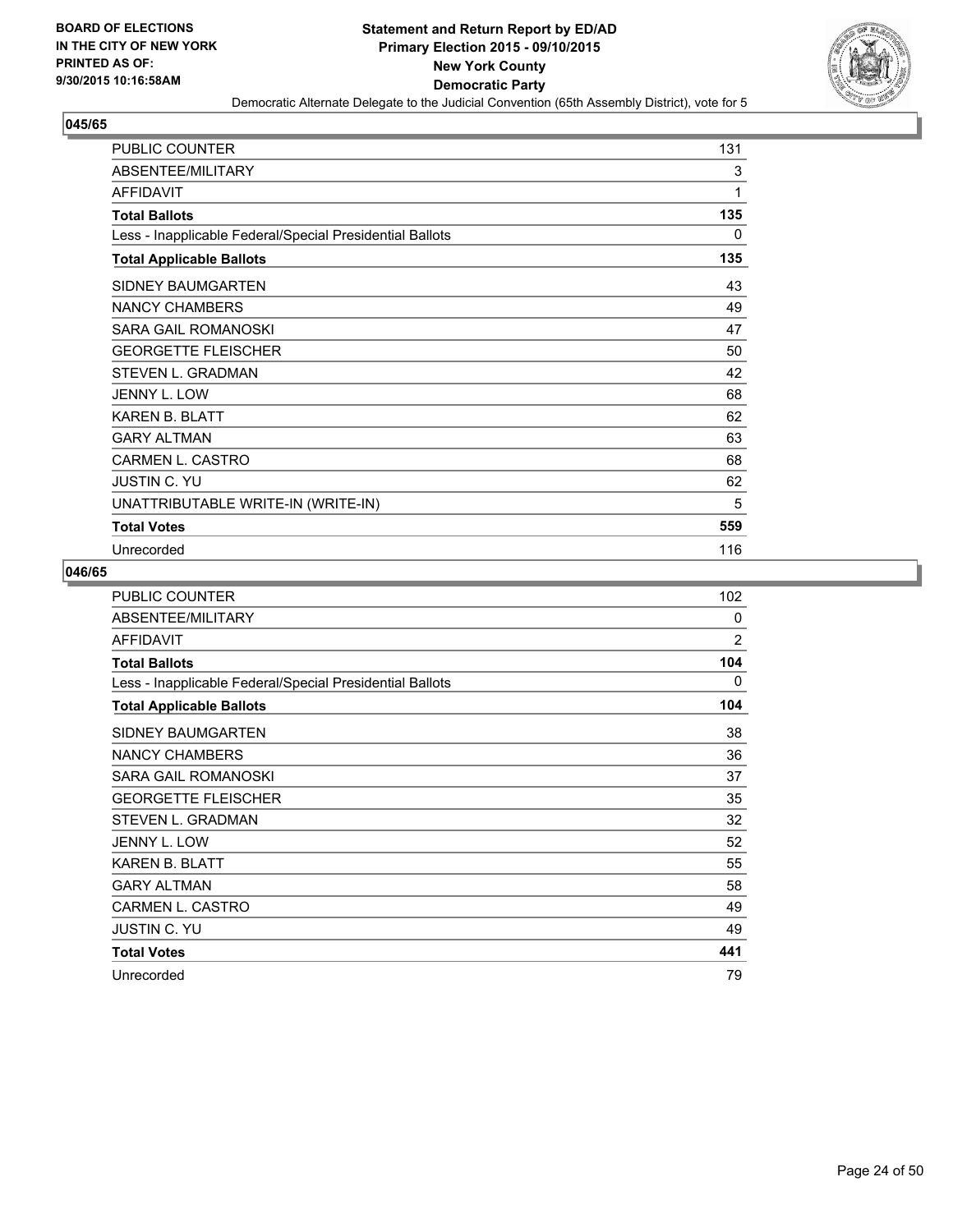**BOARD OF ELECTIONS IN THE CITY OF NEW YORK PRINTED AS OF: 9/30/2015 10:16:58AM**

**Statement and Return Report by ED/AD**
**Primary Election 2015 - 09/10/2015**
**New York County**
**Democratic Party**
Democratic Alternate Delegate to the Judicial Convention (65th Assembly District), vote for 5

## 045/65

| | |
|---|---|
| PUBLIC COUNTER | 131 |
| ABSENTEE/MILITARY | 3 |
| AFFIDAVIT | 1 |
| **Total Ballots** | **135** |
| Less - Inapplicable Federal/Special Presidential Ballots | 0 |
| **Total Applicable Ballots** | **135** |
| SIDNEY BAUMGARTEN | 43 |
| NANCY CHAMBERS | 49 |
| SARA GAIL ROMANOSKI | 47 |
| GEORGETTE FLEISCHER | 50 |
| STEVEN L. GRADMAN | 42 |
| JENNY L. LOW | 68 |
| KAREN B. BLATT | 62 |
| GARY ALTMAN | 63 |
| CARMEN L. CASTRO | 68 |
| JUSTIN C. YU | 62 |
| UNATTRIBUTABLE WRITE-IN (WRITE-IN) | 5 |
| **Total Votes** | **559** |
| Unrecorded | 116 |

## 046/65

| | |
|---|---|
| PUBLIC COUNTER | 102 |
| ABSENTEE/MILITARY | 0 |
| AFFIDAVIT | 2 |
| **Total Ballots** | **104** |
| Less - Inapplicable Federal/Special Presidential Ballots | 0 |
| **Total Applicable Ballots** | **104** |
| SIDNEY BAUMGARTEN | 38 |
| NANCY CHAMBERS | 36 |
| SARA GAIL ROMANOSKI | 37 |
| GEORGETTE FLEISCHER | 35 |
| STEVEN L. GRADMAN | 32 |
| JENNY L. LOW | 52 |
| KAREN B. BLATT | 55 |
| GARY ALTMAN | 58 |
| CARMEN L. CASTRO | 49 |
| JUSTIN C. YU | 49 |
| **Total Votes** | **441** |
| Unrecorded | 79 |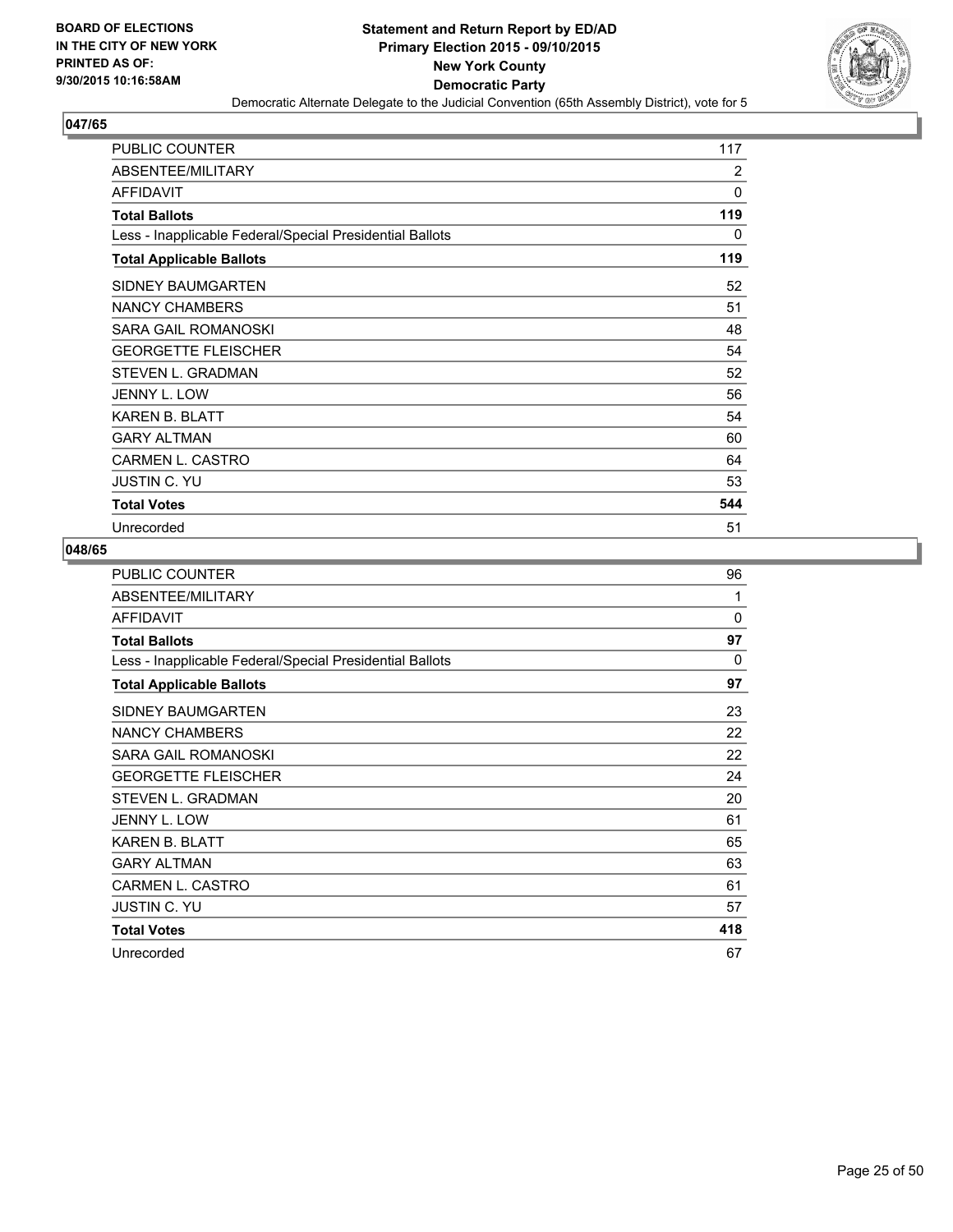BOARD OF ELECTIONS
IN THE CITY OF NEW YORK
PRINTED AS OF:
9/30/2015 10:16:58AM

**Statement and Return Report by ED/AD**
**Primary Election 2015 - 09/10/2015**
**New York County**
**Democratic Party**
Democratic Alternate Delegate to the Judicial Convention (65th Assembly District), vote for 5

### 047/65

| | |
|---|---|
| PUBLIC COUNTER | 117 |
| ABSENTEE/MILITARY | 2 |
| AFFIDAVIT | 0 |
| **Total Ballots** | **119** |
| Less - Inapplicable Federal/Special Presidential Ballots | 0 |
| **Total Applicable Ballots** | **119** |
| SIDNEY BAUMGARTEN | 52 |
| NANCY CHAMBERS | 51 |
| SARA GAIL ROMANOSKI | 48 |
| GEORGETTE FLEISCHER | 54 |
| STEVEN L. GRADMAN | 52 |
| JENNY L. LOW | 56 |
| KAREN B. BLATT | 54 |
| GARY ALTMAN | 60 |
| CARMEN L. CASTRO | 64 |
| JUSTIN C. YU | 53 |
| **Total Votes** | **544** |
| Unrecorded | 51 |

### 048/65

| | |
|---|---|
| PUBLIC COUNTER | 96 |
| ABSENTEE/MILITARY | 1 |
| AFFIDAVIT | 0 |
| **Total Ballots** | **97** |
| Less - Inapplicable Federal/Special Presidential Ballots | 0 |
| **Total Applicable Ballots** | **97** |
| SIDNEY BAUMGARTEN | 23 |
| NANCY CHAMBERS | 22 |
| SARA GAIL ROMANOSKI | 22 |
| GEORGETTE FLEISCHER | 24 |
| STEVEN L. GRADMAN | 20 |
| JENNY L. LOW | 61 |
| KAREN B. BLATT | 65 |
| GARY ALTMAN | 63 |
| CARMEN L. CASTRO | 61 |
| JUSTIN C. YU | 57 |
| **Total Votes** | **418** |
| Unrecorded | 67 |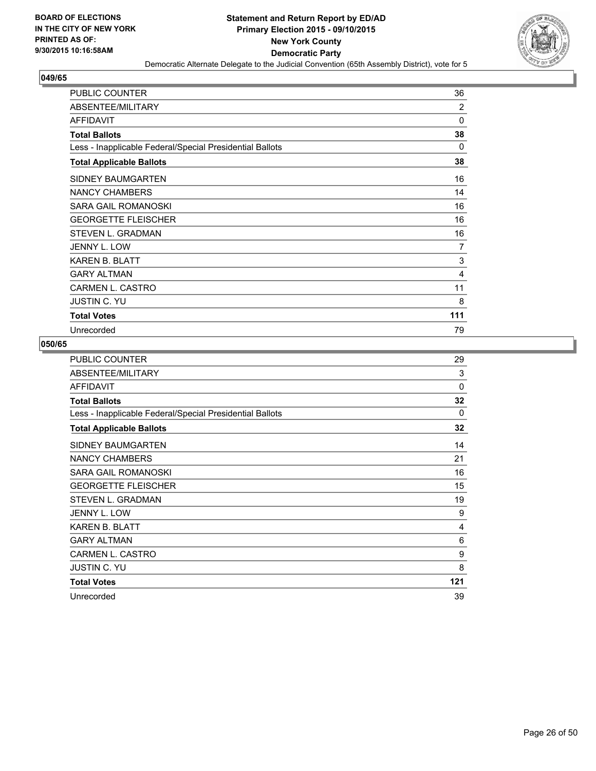BOARD OF ELECTIONS
IN THE CITY OF NEW YORK
PRINTED AS OF:
9/30/2015 10:16:58AM

**Statement and Return Report by ED/AD**
**Primary Election 2015 - 09/10/2015**
**New York County**
**Democratic Party**
Democratic Alternate Delegate to the Judicial Convention (65th Assembly District), vote for 5

## 049/65

| | |
|---|---|
| PUBLIC COUNTER | 36 |
| ABSENTEE/MILITARY | 2 |
| AFFIDAVIT | 0 |
| **Total Ballots** | **38** |
| Less - Inapplicable Federal/Special Presidential Ballots | 0 |
| **Total Applicable Ballots** | **38** |
| SIDNEY BAUMGARTEN | 16 |
| NANCY CHAMBERS | 14 |
| SARA GAIL ROMANOSKI | 16 |
| GEORGETTE FLEISCHER | 16 |
| STEVEN L. GRADMAN | 16 |
| JENNY L. LOW | 7 |
| KAREN B. BLATT | 3 |
| GARY ALTMAN | 4 |
| CARMEN L. CASTRO | 11 |
| JUSTIN C. YU | 8 |
| **Total Votes** | **111** |
| Unrecorded | 79 |

## 050/65

| | |
|---|---|
| PUBLIC COUNTER | 29 |
| ABSENTEE/MILITARY | 3 |
| AFFIDAVIT | 0 |
| **Total Ballots** | **32** |
| Less - Inapplicable Federal/Special Presidential Ballots | 0 |
| **Total Applicable Ballots** | **32** |
| SIDNEY BAUMGARTEN | 14 |
| NANCY CHAMBERS | 21 |
| SARA GAIL ROMANOSKI | 16 |
| GEORGETTE FLEISCHER | 15 |
| STEVEN L. GRADMAN | 19 |
| JENNY L. LOW | 9 |
| KAREN B. BLATT | 4 |
| GARY ALTMAN | 6 |
| CARMEN L. CASTRO | 9 |
| JUSTIN C. YU | 8 |
| **Total Votes** | **121** |
| Unrecorded | 39 |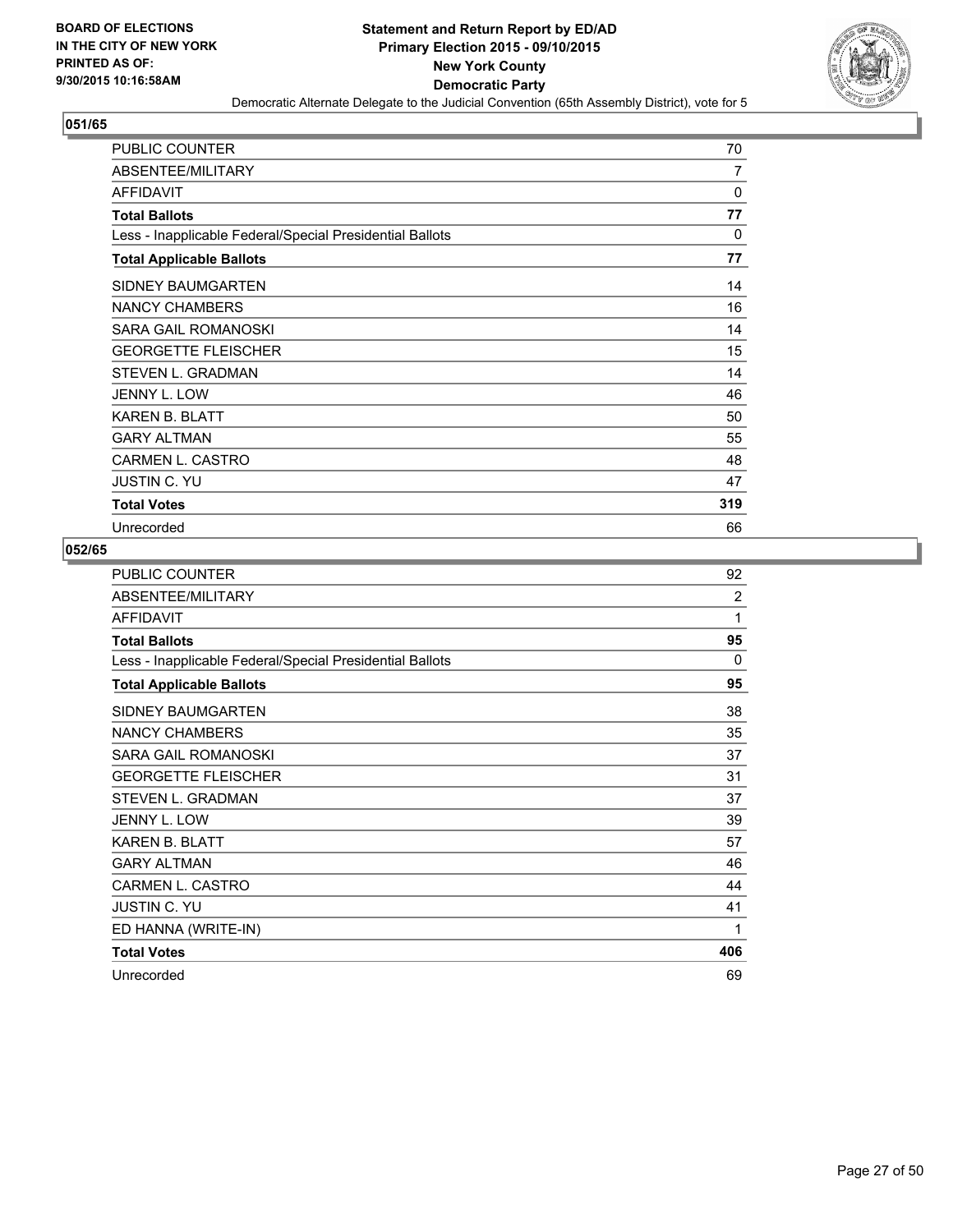BOARD OF ELECTIONS
IN THE CITY OF NEW YORK
PRINTED AS OF:
9/30/2015 10:16:58AM

**Statement and Return Report by ED/AD**
**Primary Election 2015 - 09/10/2015**
**New York County**
**Democratic Party**
Democratic Alternate Delegate to the Judicial Convention (65th Assembly District), vote for 5

## 051/65

| | |
|---|---|
| PUBLIC COUNTER | 70 |
| ABSENTEE/MILITARY | 7 |
| AFFIDAVIT | 0 |
| **Total Ballots** | **77** |
| Less - Inapplicable Federal/Special Presidential Ballots | 0 |
| **Total Applicable Ballots** | **77** |
| SIDNEY BAUMGARTEN | 14 |
| NANCY CHAMBERS | 16 |
| SARA GAIL ROMANOSKI | 14 |
| GEORGETTE FLEISCHER | 15 |
| STEVEN L. GRADMAN | 14 |
| JENNY L. LOW | 46 |
| KAREN B. BLATT | 50 |
| GARY ALTMAN | 55 |
| CARMEN L. CASTRO | 48 |
| JUSTIN C. YU | 47 |
| **Total Votes** | **319** |
| Unrecorded | 66 |

## 052/65

| | |
|---|---|
| PUBLIC COUNTER | 92 |
| ABSENTEE/MILITARY | 2 |
| AFFIDAVIT | 1 |
| **Total Ballots** | **95** |
| Less - Inapplicable Federal/Special Presidential Ballots | 0 |
| **Total Applicable Ballots** | **95** |
| SIDNEY BAUMGARTEN | 38 |
| NANCY CHAMBERS | 35 |
| SARA GAIL ROMANOSKI | 37 |
| GEORGETTE FLEISCHER | 31 |
| STEVEN L. GRADMAN | 37 |
| JENNY L. LOW | 39 |
| KAREN B. BLATT | 57 |
| GARY ALTMAN | 46 |
| CARMEN L. CASTRO | 44 |
| JUSTIN C. YU | 41 |
| ED HANNA (WRITE-IN) | 1 |
| **Total Votes** | **406** |
| Unrecorded | 69 |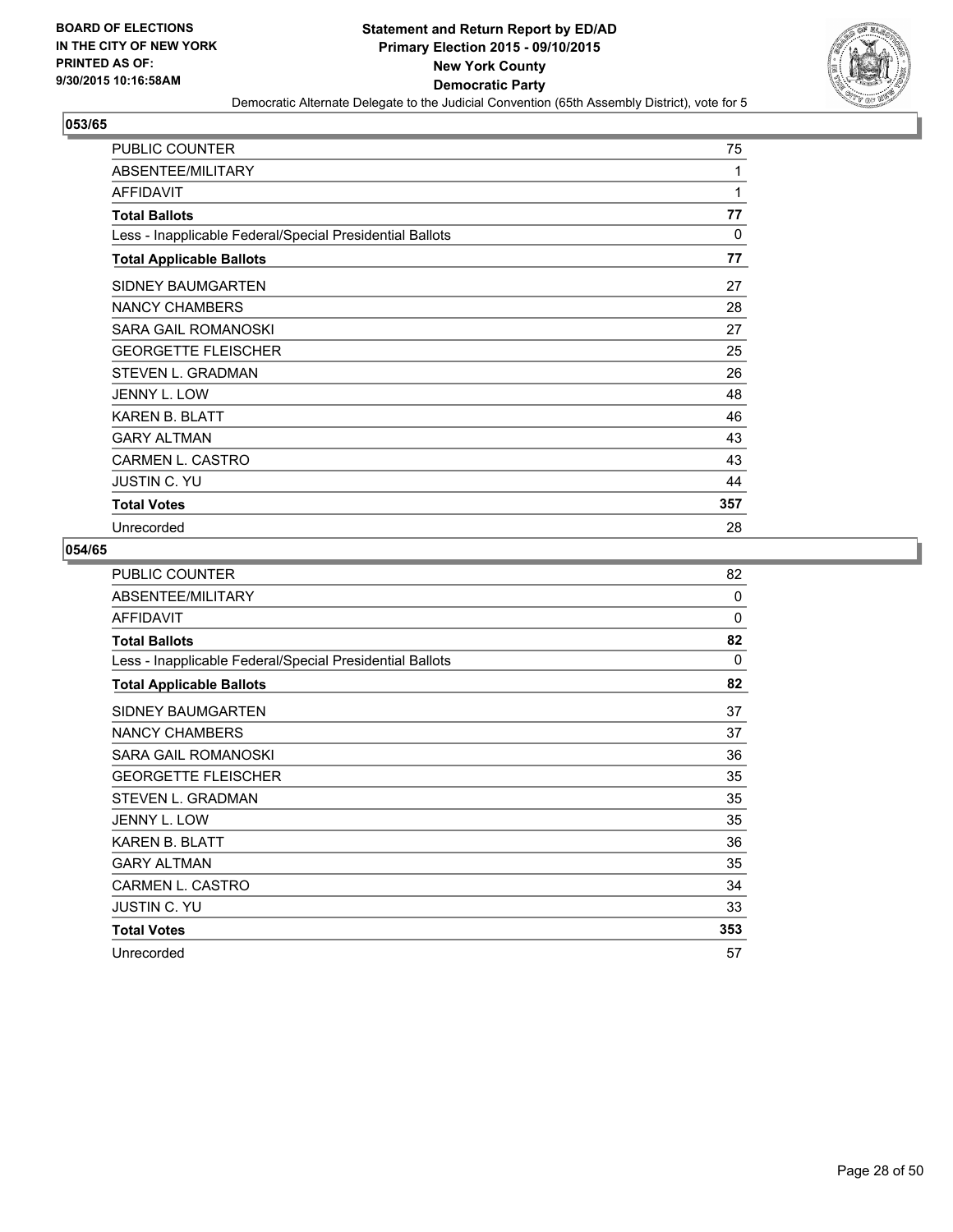BOARD OF ELECTIONS
IN THE CITY OF NEW YORK
PRINTED AS OF:
9/30/2015 10:16:58AM

# Statement and Return Report by ED/AD
## Primary Election 2015 - 09/10/2015
## New York County
## Democratic Party
Democratic Alternate Delegate to the Judicial Convention (65th Assembly District), vote for 5

### 053/65

| | |
|---|---|
| PUBLIC COUNTER | 75 |
| ABSENTEE/MILITARY | 1 |
| AFFIDAVIT | 1 |
| **Total Ballots** | **77** |
| Less - Inapplicable Federal/Special Presidential Ballots | 0 |
| **Total Applicable Ballots** | **77** |
| SIDNEY BAUMGARTEN | 27 |
| NANCY CHAMBERS | 28 |
| SARA GAIL ROMANOSKI | 27 |
| GEORGETTE FLEISCHER | 25 |
| STEVEN L. GRADMAN | 26 |
| JENNY L. LOW | 48 |
| KAREN B. BLATT | 46 |
| GARY ALTMAN | 43 |
| CARMEN L. CASTRO | 43 |
| JUSTIN C. YU | 44 |
| **Total Votes** | **357** |
| Unrecorded | 28 |

### 054/65

| | |
|---|---|
| PUBLIC COUNTER | 82 |
| ABSENTEE/MILITARY | 0 |
| AFFIDAVIT | 0 |
| **Total Ballots** | **82** |
| Less - Inapplicable Federal/Special Presidential Ballots | 0 |
| **Total Applicable Ballots** | **82** |
| SIDNEY BAUMGARTEN | 37 |
| NANCY CHAMBERS | 37 |
| SARA GAIL ROMANOSKI | 36 |
| GEORGETTE FLEISCHER | 35 |
| STEVEN L. GRADMAN | 35 |
| JENNY L. LOW | 35 |
| KAREN B. BLATT | 36 |
| GARY ALTMAN | 35 |
| CARMEN L. CASTRO | 34 |
| JUSTIN C. YU | 33 |
| **Total Votes** | **353** |
| Unrecorded | 57 |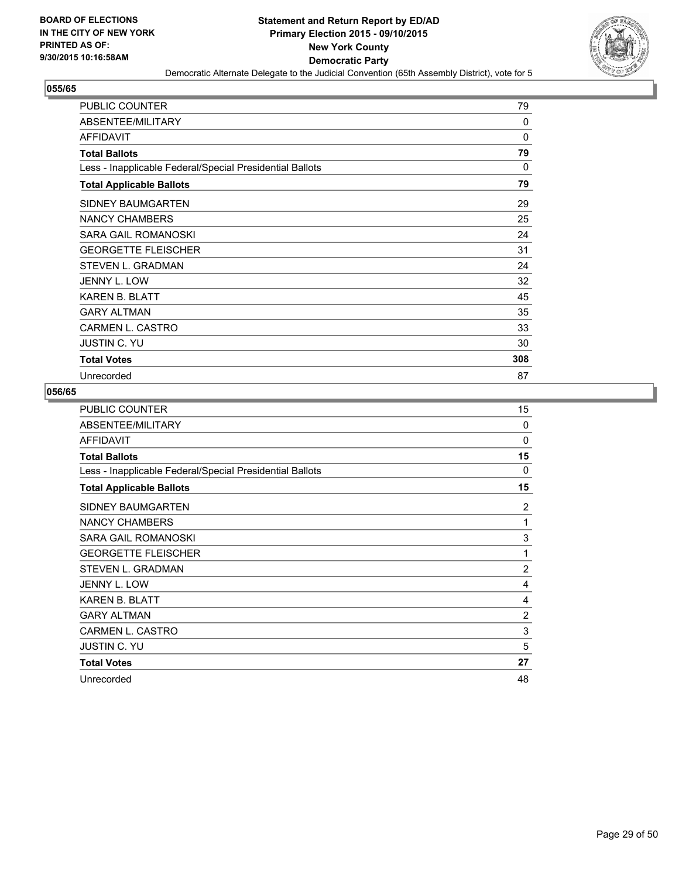BOARD OF ELECTIONS
IN THE CITY OF NEW YORK
PRINTED AS OF:
9/30/2015 10:16:58AM

**Statement and Return Report by ED/AD**
**Primary Election 2015 - 09/10/2015**
**New York County**
**Democratic Party**
Democratic Alternate Delegate to the Judicial Convention (65th Assembly District), vote for 5

### 055/65

| | |
|---|---|
| PUBLIC COUNTER | 79 |
| ABSENTEE/MILITARY | 0 |
| AFFIDAVIT | 0 |
| **Total Ballots** | **79** |
| Less - Inapplicable Federal/Special Presidential Ballots | 0 |
| **Total Applicable Ballots** | **79** |
| SIDNEY BAUMGARTEN | 29 |
| NANCY CHAMBERS | 25 |
| SARA GAIL ROMANOSKI | 24 |
| GEORGETTE FLEISCHER | 31 |
| STEVEN L. GRADMAN | 24 |
| JENNY L. LOW | 32 |
| KAREN B. BLATT | 45 |
| GARY ALTMAN | 35 |
| CARMEN L. CASTRO | 33 |
| JUSTIN C. YU | 30 |
| **Total Votes** | **308** |
| Unrecorded | 87 |

### 056/65

| | |
|---|---|
| PUBLIC COUNTER | 15 |
| ABSENTEE/MILITARY | 0 |
| AFFIDAVIT | 0 |
| **Total Ballots** | **15** |
| Less - Inapplicable Federal/Special Presidential Ballots | 0 |
| **Total Applicable Ballots** | **15** |
| SIDNEY BAUMGARTEN | 2 |
| NANCY CHAMBERS | 1 |
| SARA GAIL ROMANOSKI | 3 |
| GEORGETTE FLEISCHER | 1 |
| STEVEN L. GRADMAN | 2 |
| JENNY L. LOW | 4 |
| KAREN B. BLATT | 4 |
| GARY ALTMAN | 2 |
| CARMEN L. CASTRO | 3 |
| JUSTIN C. YU | 5 |
| **Total Votes** | **27** |
| Unrecorded | 48 |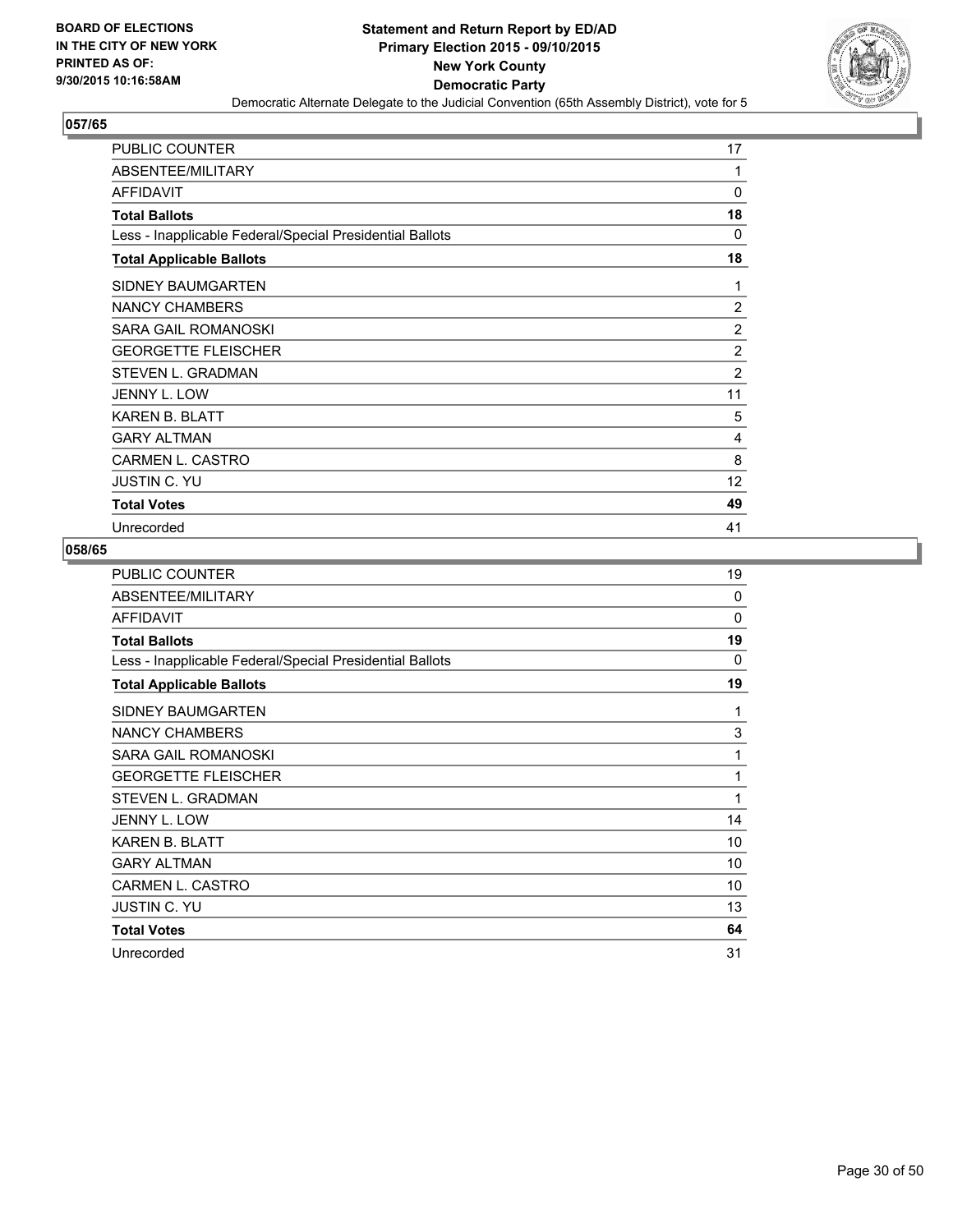BOARD OF ELECTIONS
IN THE CITY OF NEW YORK
PRINTED AS OF:
9/30/2015 10:16:58AM

**Statement and Return Report by ED/AD**
**Primary Election 2015 - 09/10/2015**
**New York County**
**Democratic Party**
Democratic Alternate Delegate to the Judicial Convention (65th Assembly District), vote for 5

### 057/65

| | |
|---|---|
| PUBLIC COUNTER | 17 |
| ABSENTEE/MILITARY | 1 |
| AFFIDAVIT | 0 |
| **Total Ballots** | **18** |
| Less - Inapplicable Federal/Special Presidential Ballots | 0 |
| **Total Applicable Ballots** | **18** |
| SIDNEY BAUMGARTEN | 1 |
| NANCY CHAMBERS | 2 |
| SARA GAIL ROMANOSKI | 2 |
| GEORGETTE FLEISCHER | 2 |
| STEVEN L. GRADMAN | 2 |
| JENNY L. LOW | 11 |
| KAREN B. BLATT | 5 |
| GARY ALTMAN | 4 |
| CARMEN L. CASTRO | 8 |
| JUSTIN C. YU | 12 |
| **Total Votes** | **49** |
| Unrecorded | 41 |

### 058/65

| | |
|---|---|
| PUBLIC COUNTER | 19 |
| ABSENTEE/MILITARY | 0 |
| AFFIDAVIT | 0 |
| **Total Ballots** | **19** |
| Less - Inapplicable Federal/Special Presidential Ballots | 0 |
| **Total Applicable Ballots** | **19** |
| SIDNEY BAUMGARTEN | 1 |
| NANCY CHAMBERS | 3 |
| SARA GAIL ROMANOSKI | 1 |
| GEORGETTE FLEISCHER | 1 |
| STEVEN L. GRADMAN | 1 |
| JENNY L. LOW | 14 |
| KAREN B. BLATT | 10 |
| GARY ALTMAN | 10 |
| CARMEN L. CASTRO | 10 |
| JUSTIN C. YU | 13 |
| **Total Votes** | **64** |
| Unrecorded | 31 |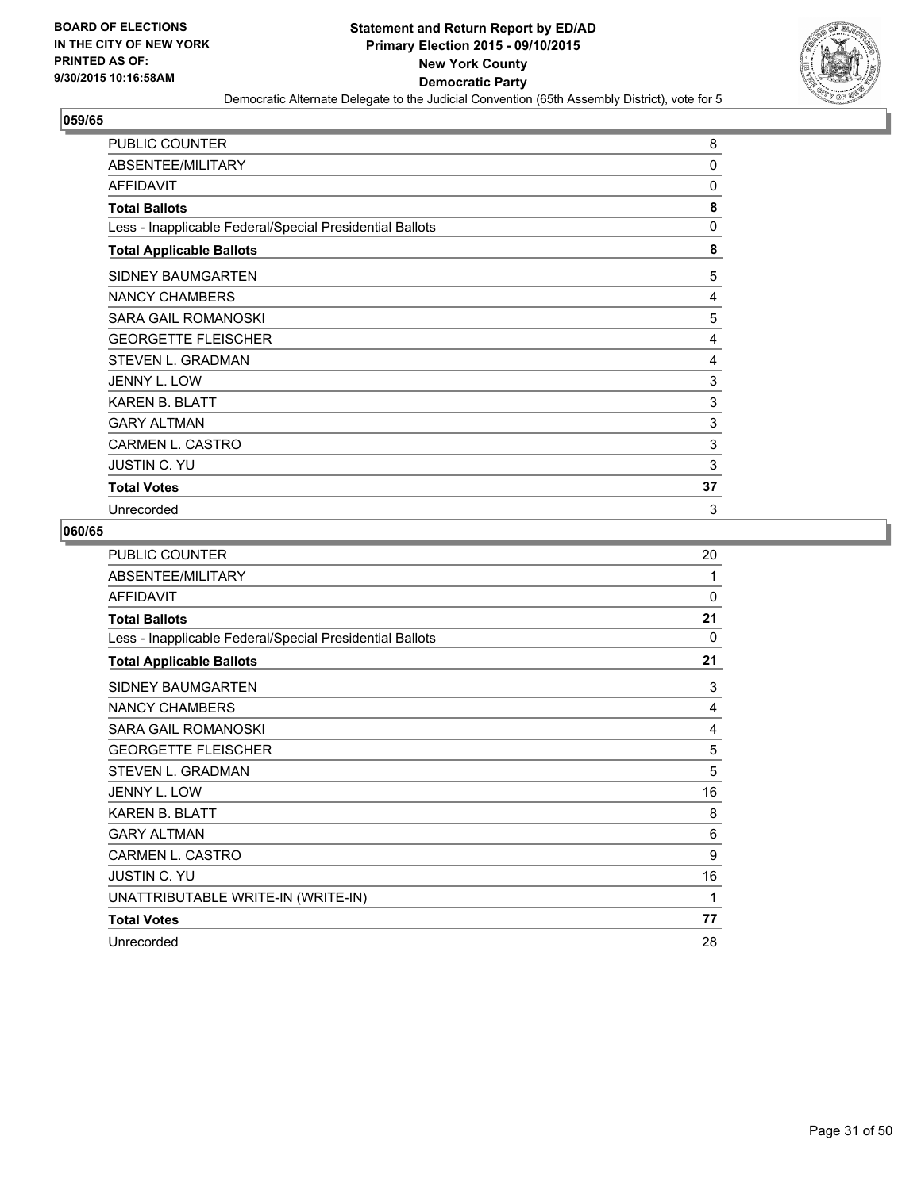**BOARD OF ELECTIONS IN THE CITY OF NEW YORK PRINTED AS OF: 9/30/2015 10:16:58AM**

**Statement and Return Report by ED/AD**
**Primary Election 2015 - 09/10/2015**
**New York County**
**Democratic Party**
Democratic Alternate Delegate to the Judicial Convention (65th Assembly District), vote for 5

### 059/65

| | |
|---|---|
| PUBLIC COUNTER | 8 |
| ABSENTEE/MILITARY | 0 |
| AFFIDAVIT | 0 |
| **Total Ballots** | **8** |
| Less - Inapplicable Federal/Special Presidential Ballots | 0 |
| **Total Applicable Ballots** | **8** |
| SIDNEY BAUMGARTEN | 5 |
| NANCY CHAMBERS | 4 |
| SARA GAIL ROMANOSKI | 5 |
| GEORGETTE FLEISCHER | 4 |
| STEVEN L. GRADMAN | 4 |
| JENNY L. LOW | 3 |
| KAREN B. BLATT | 3 |
| GARY ALTMAN | 3 |
| CARMEN L. CASTRO | 3 |
| JUSTIN C. YU | 3 |
| **Total Votes** | **37** |
| Unrecorded | 3 |

### 060/65

| | |
|---|---|
| PUBLIC COUNTER | 20 |
| ABSENTEE/MILITARY | 1 |
| AFFIDAVIT | 0 |
| **Total Ballots** | **21** |
| Less - Inapplicable Federal/Special Presidential Ballots | 0 |
| **Total Applicable Ballots** | **21** |
| SIDNEY BAUMGARTEN | 3 |
| NANCY CHAMBERS | 4 |
| SARA GAIL ROMANOSKI | 4 |
| GEORGETTE FLEISCHER | 5 |
| STEVEN L. GRADMAN | 5 |
| JENNY L. LOW | 16 |
| KAREN B. BLATT | 8 |
| GARY ALTMAN | 6 |
| CARMEN L. CASTRO | 9 |
| JUSTIN C. YU | 16 |
| UNATTRIBUTABLE WRITE-IN (WRITE-IN) | 1 |
| **Total Votes** | **77** |
| Unrecorded | 28 |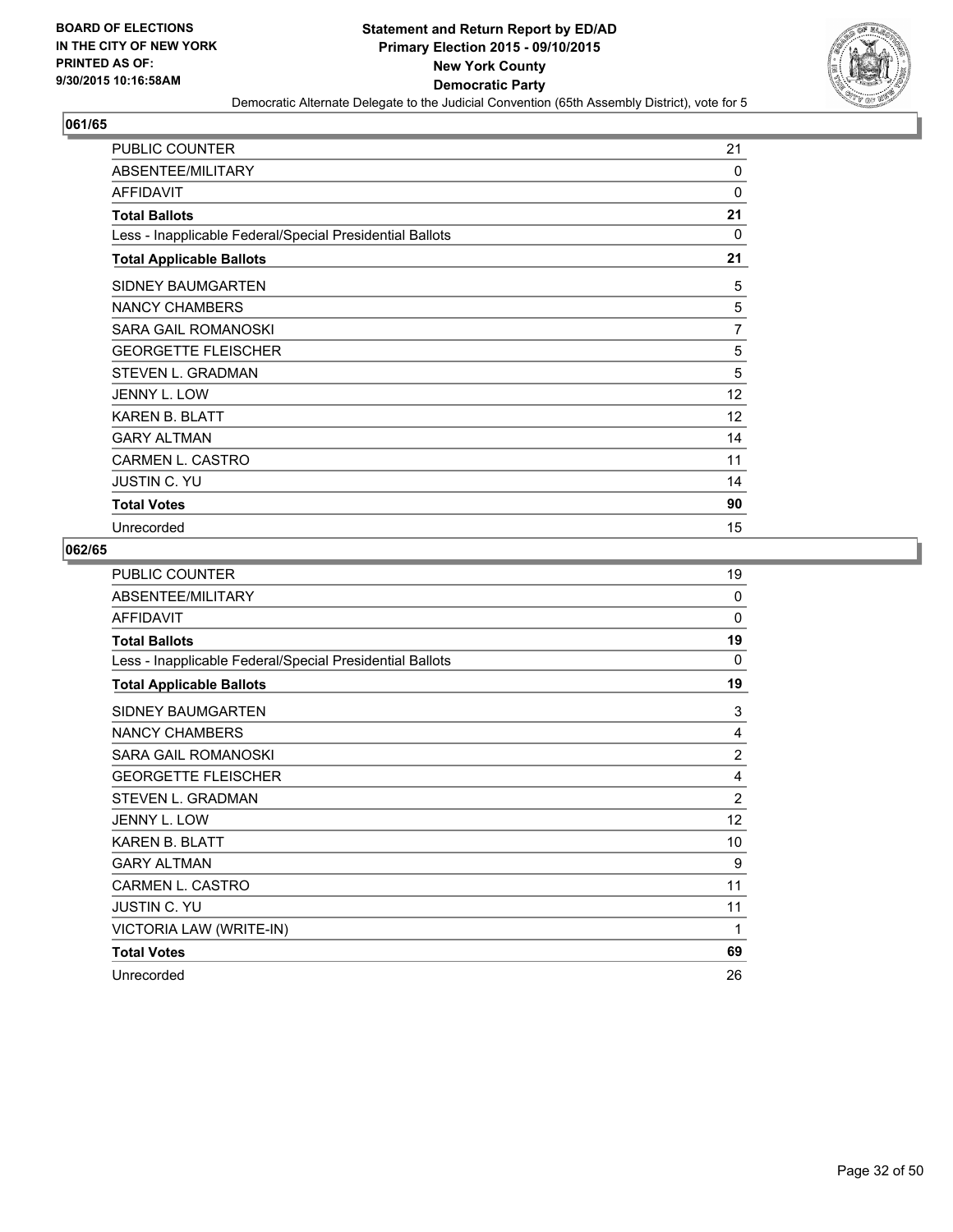BOARD OF ELECTIONS
IN THE CITY OF NEW YORK
PRINTED AS OF:
9/30/2015 10:16:58AM

**Statement and Return Report by ED/AD**
**Primary Election 2015 - 09/10/2015**
**New York County**
**Democratic Party**
Democratic Alternate Delegate to the Judicial Convention (65th Assembly District), vote for 5

## 061/65

| | |
|---|---|
| PUBLIC COUNTER | 21 |
| ABSENTEE/MILITARY | 0 |
| AFFIDAVIT | 0 |
| **Total Ballots** | **21** |
| Less - Inapplicable Federal/Special Presidential Ballots | 0 |
| **Total Applicable Ballots** | **21** |
| SIDNEY BAUMGARTEN | 5 |
| NANCY CHAMBERS | 5 |
| SARA GAIL ROMANOSKI | 7 |
| GEORGETTE FLEISCHER | 5 |
| STEVEN L. GRADMAN | 5 |
| JENNY L. LOW | 12 |
| KAREN B. BLATT | 12 |
| GARY ALTMAN | 14 |
| CARMEN L. CASTRO | 11 |
| JUSTIN C. YU | 14 |
| **Total Votes** | **90** |
| Unrecorded | 15 |

## 062/65

| | |
|---|---|
| PUBLIC COUNTER | 19 |
| ABSENTEE/MILITARY | 0 |
| AFFIDAVIT | 0 |
| **Total Ballots** | **19** |
| Less - Inapplicable Federal/Special Presidential Ballots | 0 |
| **Total Applicable Ballots** | **19** |
| SIDNEY BAUMGARTEN | 3 |
| NANCY CHAMBERS | 4 |
| SARA GAIL ROMANOSKI | 2 |
| GEORGETTE FLEISCHER | 4 |
| STEVEN L. GRADMAN | 2 |
| JENNY L. LOW | 12 |
| KAREN B. BLATT | 10 |
| GARY ALTMAN | 9 |
| CARMEN L. CASTRO | 11 |
| JUSTIN C. YU | 11 |
| VICTORIA LAW (WRITE-IN) | 1 |
| **Total Votes** | **69** |
| Unrecorded | 26 |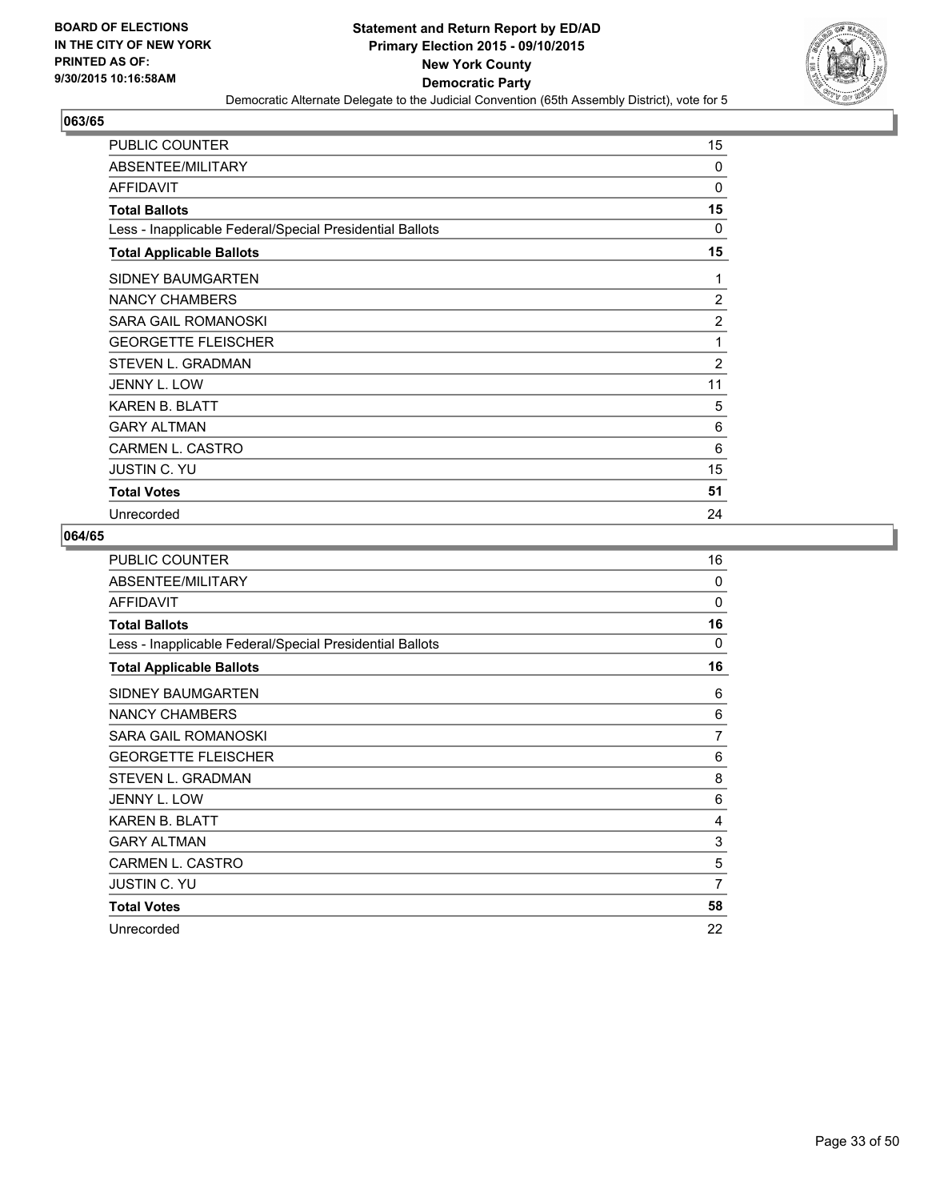BOARD OF ELECTIONS
IN THE CITY OF NEW YORK
PRINTED AS OF:
9/30/2015 10:16:58AM

**Statement and Return Report by ED/AD**
**Primary Election 2015 - 09/10/2015**
**New York County**
**Democratic Party**
Democratic Alternate Delegate to the Judicial Convention (65th Assembly District), vote for 5

### 063/65

| | |
|---|---|
| PUBLIC COUNTER | 15 |
| ABSENTEE/MILITARY | 0 |
| AFFIDAVIT | 0 |
| **Total Ballots** | **15** |
| Less - Inapplicable Federal/Special Presidential Ballots | 0 |
| **Total Applicable Ballots** | **15** |
| SIDNEY BAUMGARTEN | 1 |
| NANCY CHAMBERS | 2 |
| SARA GAIL ROMANOSKI | 2 |
| GEORGETTE FLEISCHER | 1 |
| STEVEN L. GRADMAN | 2 |
| JENNY L. LOW | 11 |
| KAREN B. BLATT | 5 |
| GARY ALTMAN | 6 |
| CARMEN L. CASTRO | 6 |
| JUSTIN C. YU | 15 |
| **Total Votes** | **51** |
| Unrecorded | 24 |

### 064/65

| | |
|---|---|
| PUBLIC COUNTER | 16 |
| ABSENTEE/MILITARY | 0 |
| AFFIDAVIT | 0 |
| **Total Ballots** | **16** |
| Less - Inapplicable Federal/Special Presidential Ballots | 0 |
| **Total Applicable Ballots** | **16** |
| SIDNEY BAUMGARTEN | 6 |
| NANCY CHAMBERS | 6 |
| SARA GAIL ROMANOSKI | 7 |
| GEORGETTE FLEISCHER | 6 |
| STEVEN L. GRADMAN | 8 |
| JENNY L. LOW | 6 |
| KAREN B. BLATT | 4 |
| GARY ALTMAN | 3 |
| CARMEN L. CASTRO | 5 |
| JUSTIN C. YU | 7 |
| **Total Votes** | **58** |
| Unrecorded | 22 |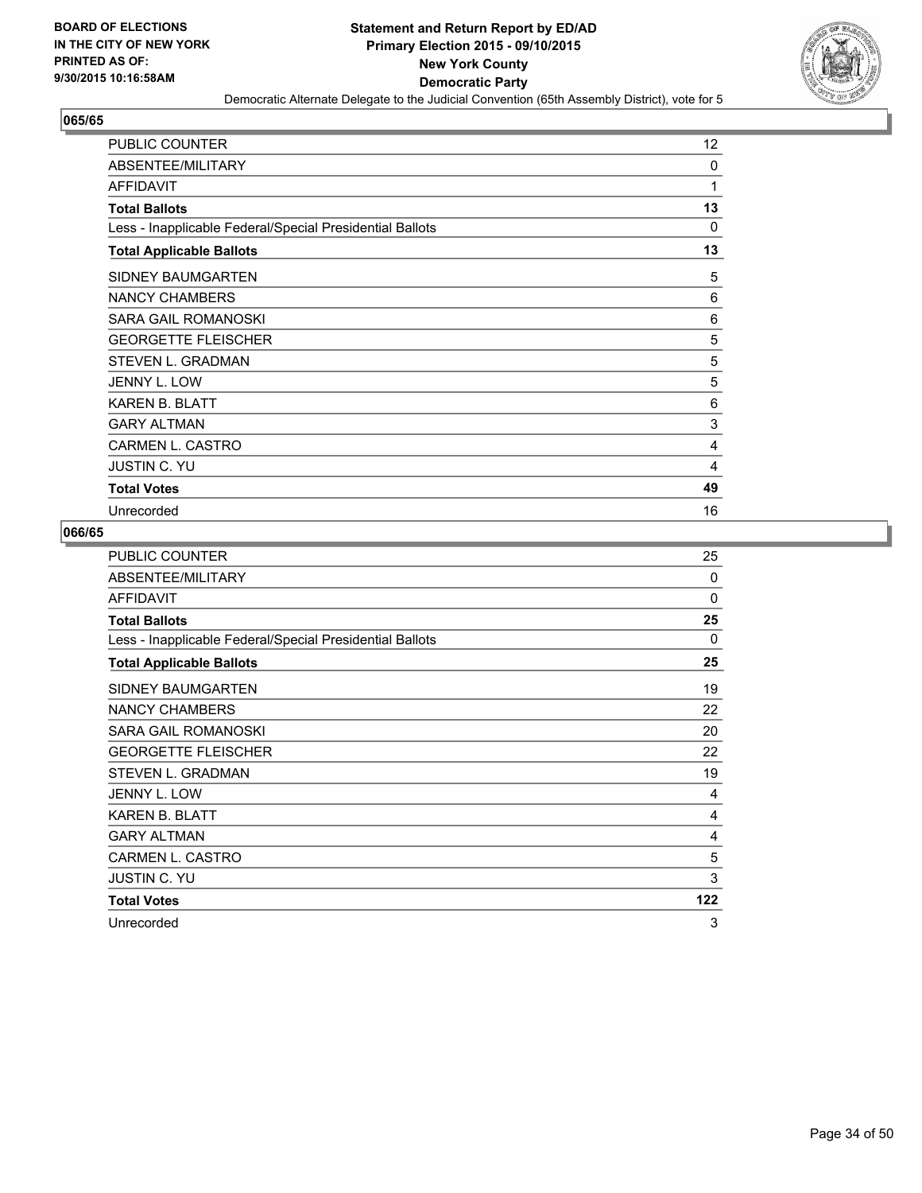**BOARD OF ELECTIONS**
**IN THE CITY OF NEW YORK**
**PRINTED AS OF:**
**9/30/2015 10:16:58AM**

**Statement and Return Report by ED/AD**
**Primary Election 2015 - 09/10/2015**
**New York County**
**Democratic Party**
Democratic Alternate Delegate to the Judicial Convention (65th Assembly District), vote for 5

## 065/65

| | |
|---|---|
| PUBLIC COUNTER | 12 |
| ABSENTEE/MILITARY | 0 |
| AFFIDAVIT | 1 |
| **Total Ballots** | **13** |
| Less - Inapplicable Federal/Special Presidential Ballots | 0 |
| **Total Applicable Ballots** | **13** |
| SIDNEY BAUMGARTEN | 5 |
| NANCY CHAMBERS | 6 |
| SARA GAIL ROMANOSKI | 6 |
| GEORGETTE FLEISCHER | 5 |
| STEVEN L. GRADMAN | 5 |
| JENNY L. LOW | 5 |
| KAREN B. BLATT | 6 |
| GARY ALTMAN | 3 |
| CARMEN L. CASTRO | 4 |
| JUSTIN C. YU | 4 |
| **Total Votes** | **49** |
| Unrecorded | 16 |

## 066/65

| | |
|---|---|
| PUBLIC COUNTER | 25 |
| ABSENTEE/MILITARY | 0 |
| AFFIDAVIT | 0 |
| **Total Ballots** | **25** |
| Less - Inapplicable Federal/Special Presidential Ballots | 0 |
| **Total Applicable Ballots** | **25** |
| SIDNEY BAUMGARTEN | 19 |
| NANCY CHAMBERS | 22 |
| SARA GAIL ROMANOSKI | 20 |
| GEORGETTE FLEISCHER | 22 |
| STEVEN L. GRADMAN | 19 |
| JENNY L. LOW | 4 |
| KAREN B. BLATT | 4 |
| GARY ALTMAN | 4 |
| CARMEN L. CASTRO | 5 |
| JUSTIN C. YU | 3 |
| **Total Votes** | **122** |
| Unrecorded | 3 |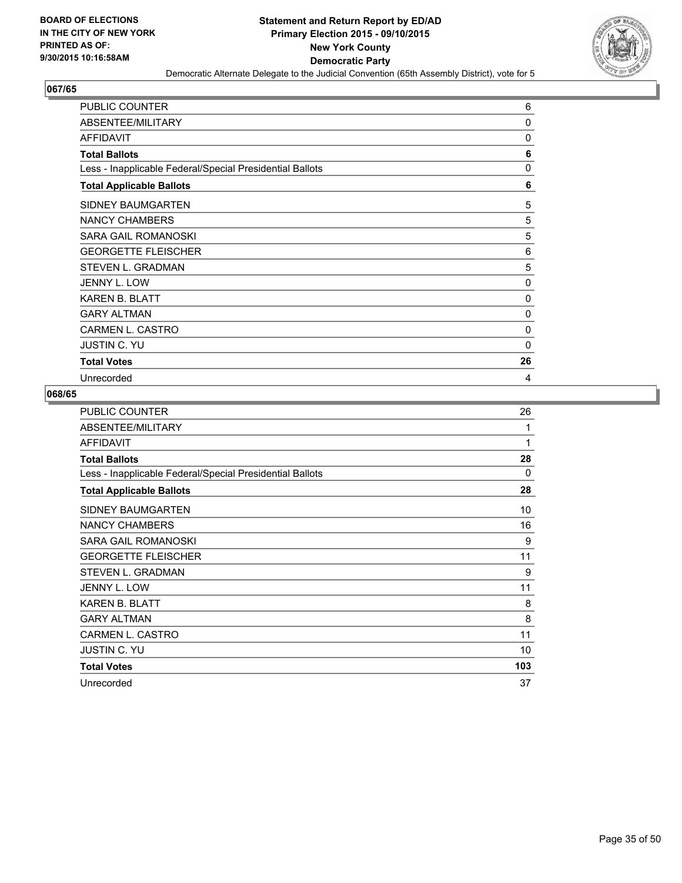BOARD OF ELECTIONS
IN THE CITY OF NEW YORK
PRINTED AS OF:
9/30/2015 10:16:58AM

**Statement and Return Report by ED/AD**
**Primary Election 2015 - 09/10/2015**
**New York County**
**Democratic Party**
Democratic Alternate Delegate to the Judicial Convention (65th Assembly District), vote for 5

## 067/65

| | |
|---|---|
| PUBLIC COUNTER | 6 |
| ABSENTEE/MILITARY | 0 |
| AFFIDAVIT | 0 |
| **Total Ballots** | **6** |
| Less - Inapplicable Federal/Special Presidential Ballots | 0 |
| **Total Applicable Ballots** | **6** |
| SIDNEY BAUMGARTEN | 5 |
| NANCY CHAMBERS | 5 |
| SARA GAIL ROMANOSKI | 5 |
| GEORGETTE FLEISCHER | 6 |
| STEVEN L. GRADMAN | 5 |
| JENNY L. LOW | 0 |
| KAREN B. BLATT | 0 |
| GARY ALTMAN | 0 |
| CARMEN L. CASTRO | 0 |
| JUSTIN C. YU | 0 |
| **Total Votes** | **26** |
| Unrecorded | 4 |

## 068/65

| | |
|---|---|
| PUBLIC COUNTER | 26 |
| ABSENTEE/MILITARY | 1 |
| AFFIDAVIT | 1 |
| **Total Ballots** | **28** |
| Less - Inapplicable Federal/Special Presidential Ballots | 0 |
| **Total Applicable Ballots** | **28** |
| SIDNEY BAUMGARTEN | 10 |
| NANCY CHAMBERS | 16 |
| SARA GAIL ROMANOSKI | 9 |
| GEORGETTE FLEISCHER | 11 |
| STEVEN L. GRADMAN | 9 |
| JENNY L. LOW | 11 |
| KAREN B. BLATT | 8 |
| GARY ALTMAN | 8 |
| CARMEN L. CASTRO | 11 |
| JUSTIN C. YU | 10 |
| **Total Votes** | **103** |
| Unrecorded | 37 |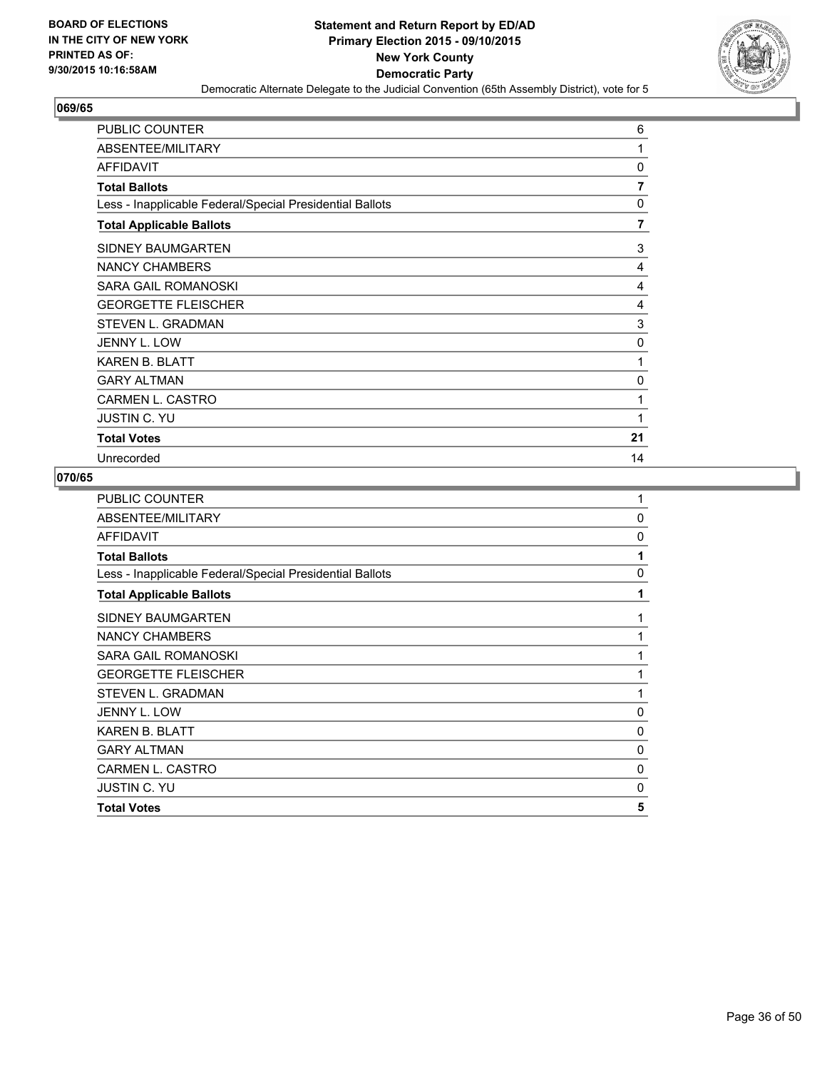BOARD OF ELECTIONS
IN THE CITY OF NEW YORK
PRINTED AS OF:
9/30/2015 10:16:58AM

**Statement and Return Report by ED/AD**
**Primary Election 2015 - 09/10/2015**
**New York County**
**Democratic Party**
Democratic Alternate Delegate to the Judicial Convention (65th Assembly District), vote for 5

## 069/65

| | |
|---|---|
| PUBLIC COUNTER | 6 |
| ABSENTEE/MILITARY | 1 |
| AFFIDAVIT | 0 |
| **Total Ballots** | **7** |
| Less - Inapplicable Federal/Special Presidential Ballots | 0 |
| **Total Applicable Ballots** | **7** |
| SIDNEY BAUMGARTEN | 3 |
| NANCY CHAMBERS | 4 |
| SARA GAIL ROMANOSKI | 4 |
| GEORGETTE FLEISCHER | 4 |
| STEVEN L. GRADMAN | 3 |
| JENNY L. LOW | 0 |
| KAREN B. BLATT | 1 |
| GARY ALTMAN | 0 |
| CARMEN L. CASTRO | 1 |
| JUSTIN C. YU | 1 |
| **Total Votes** | **21** |
| Unrecorded | 14 |

## 070/65

| | |
|---|---|
| PUBLIC COUNTER | 1 |
| ABSENTEE/MILITARY | 0 |
| AFFIDAVIT | 0 |
| **Total Ballots** | **1** |
| Less - Inapplicable Federal/Special Presidential Ballots | 0 |
| **Total Applicable Ballots** | **1** |
| SIDNEY BAUMGARTEN | 1 |
| NANCY CHAMBERS | 1 |
| SARA GAIL ROMANOSKI | 1 |
| GEORGETTE FLEISCHER | 1 |
| STEVEN L. GRADMAN | 1 |
| JENNY L. LOW | 0 |
| KAREN B. BLATT | 0 |
| GARY ALTMAN | 0 |
| CARMEN L. CASTRO | 0 |
| JUSTIN C. YU | 0 |
| **Total Votes** | **5** |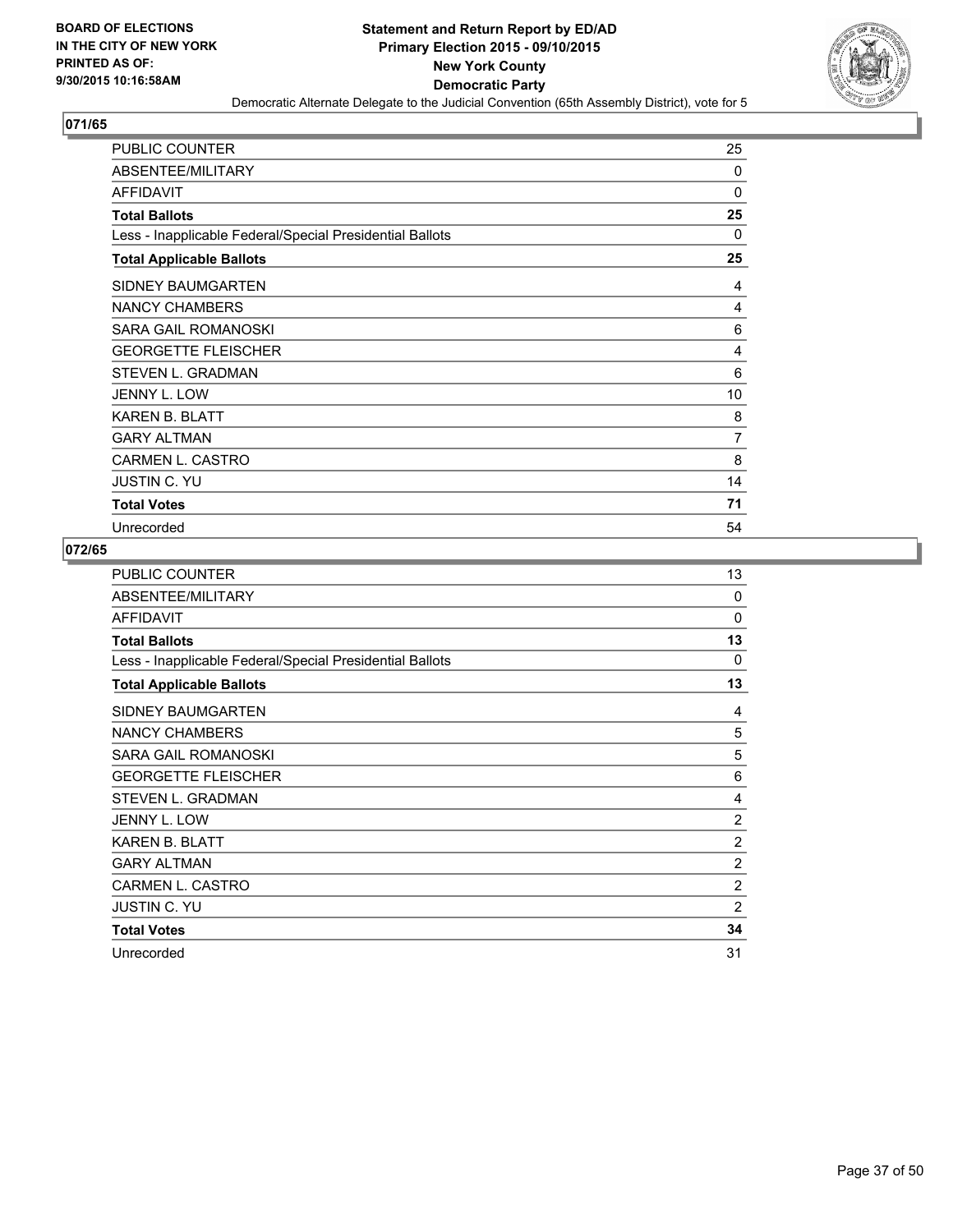BOARD OF ELECTIONS
IN THE CITY OF NEW YORK
PRINTED AS OF:
9/30/2015 10:16:58AM

**Statement and Return Report by ED/AD**
**Primary Election 2015 - 09/10/2015**
**New York County**
**Democratic Party**
Democratic Alternate Delegate to the Judicial Convention (65th Assembly District), vote for 5

## 071/65

| | |
|---|---|
| PUBLIC COUNTER | 25 |
| ABSENTEE/MILITARY | 0 |
| AFFIDAVIT | 0 |
| **Total Ballots** | **25** |
| Less - Inapplicable Federal/Special Presidential Ballots | 0 |
| **Total Applicable Ballots** | **25** |
| SIDNEY BAUMGARTEN | 4 |
| NANCY CHAMBERS | 4 |
| SARA GAIL ROMANOSKI | 6 |
| GEORGETTE FLEISCHER | 4 |
| STEVEN L. GRADMAN | 6 |
| JENNY L. LOW | 10 |
| KAREN B. BLATT | 8 |
| GARY ALTMAN | 7 |
| CARMEN L. CASTRO | 8 |
| JUSTIN C. YU | 14 |
| **Total Votes** | **71** |
| Unrecorded | 54 |

## 072/65

| | |
|---|---|
| PUBLIC COUNTER | 13 |
| ABSENTEE/MILITARY | 0 |
| AFFIDAVIT | 0 |
| **Total Ballots** | **13** |
| Less - Inapplicable Federal/Special Presidential Ballots | 0 |
| **Total Applicable Ballots** | **13** |
| SIDNEY BAUMGARTEN | 4 |
| NANCY CHAMBERS | 5 |
| SARA GAIL ROMANOSKI | 5 |
| GEORGETTE FLEISCHER | 6 |
| STEVEN L. GRADMAN | 4 |
| JENNY L. LOW | 2 |
| KAREN B. BLATT | 2 |
| GARY ALTMAN | 2 |
| CARMEN L. CASTRO | 2 |
| JUSTIN C. YU | 2 |
| **Total Votes** | **34** |
| Unrecorded | 31 |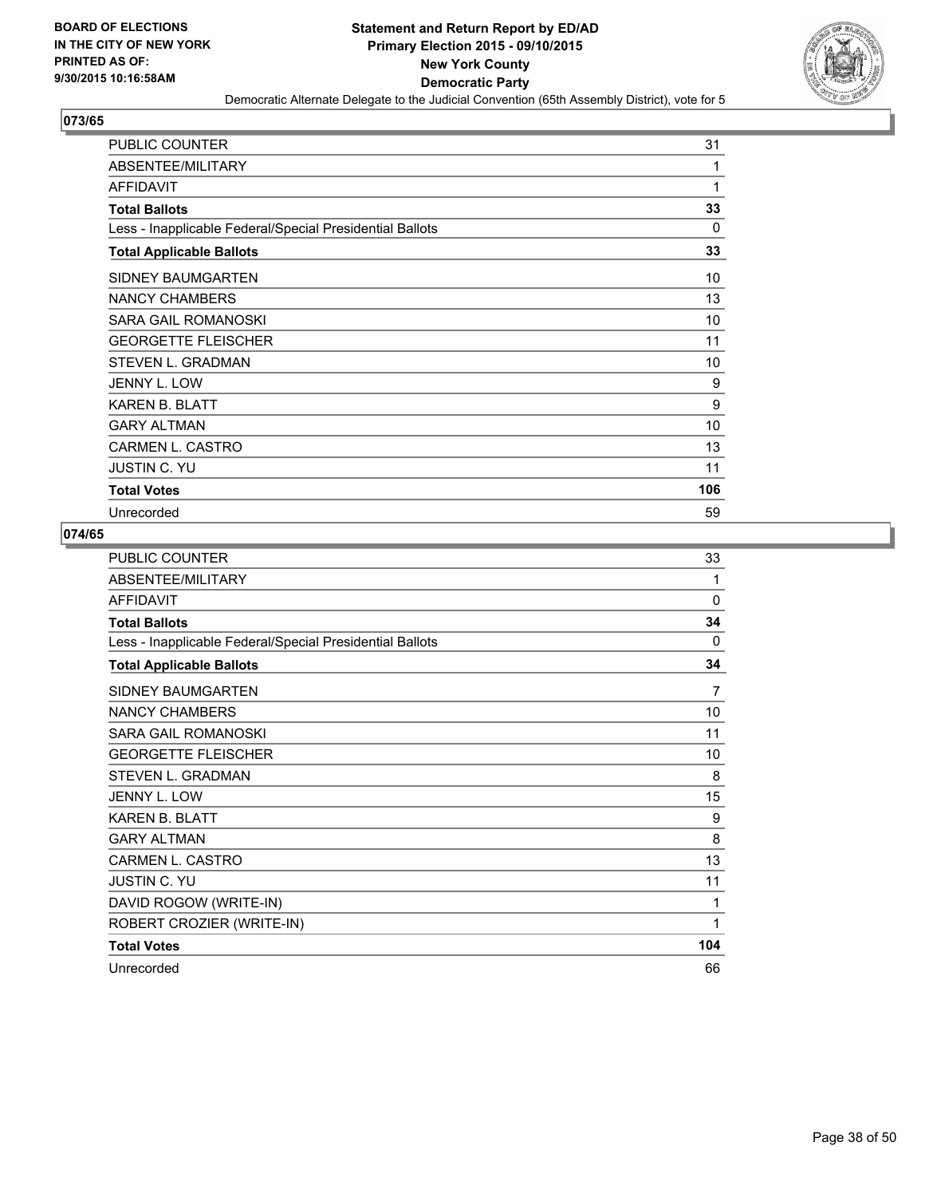**BOARD OF ELECTIONS IN THE CITY OF NEW YORK PRINTED AS OF: 9/30/2015 10:16:58AM**

**Statement and Return Report by ED/AD Primary Election 2015 - 09/10/2015 New York County Democratic Party**

Democratic Alternate Delegate to the Judicial Convention (65th Assembly District), vote for 5

### 073/65

| | |
|---|---|
| PUBLIC COUNTER | 31 |
| ABSENTEE/MILITARY | 1 |
| AFFIDAVIT | 1 |
| **Total Ballots** | **33** |
| Less - Inapplicable Federal/Special Presidential Ballots | 0 |
| **Total Applicable Ballots** | **33** |
| SIDNEY BAUMGARTEN | 10 |
| NANCY CHAMBERS | 13 |
| SARA GAIL ROMANOSKI | 10 |
| GEORGETTE FLEISCHER | 11 |
| STEVEN L. GRADMAN | 10 |
| JENNY L. LOW | 9 |
| KAREN B. BLATT | 9 |
| GARY ALTMAN | 10 |
| CARMEN L. CASTRO | 13 |
| JUSTIN C. YU | 11 |
| **Total Votes** | **106** |
| Unrecorded | 59 |

### 074/65

| | |
|---|---|
| PUBLIC COUNTER | 33 |
| ABSENTEE/MILITARY | 1 |
| AFFIDAVIT | 0 |
| **Total Ballots** | **34** |
| Less - Inapplicable Federal/Special Presidential Ballots | 0 |
| **Total Applicable Ballots** | **34** |
| SIDNEY BAUMGARTEN | 7 |
| NANCY CHAMBERS | 10 |
| SARA GAIL ROMANOSKI | 11 |
| GEORGETTE FLEISCHER | 10 |
| STEVEN L. GRADMAN | 8 |
| JENNY L. LOW | 15 |
| KAREN B. BLATT | 9 |
| GARY ALTMAN | 8 |
| CARMEN L. CASTRO | 13 |
| JUSTIN C. YU | 11 |
| DAVID ROGOW (WRITE-IN) | 1 |
| ROBERT CROZIER (WRITE-IN) | 1 |
| **Total Votes** | **104** |
| Unrecorded | 66 |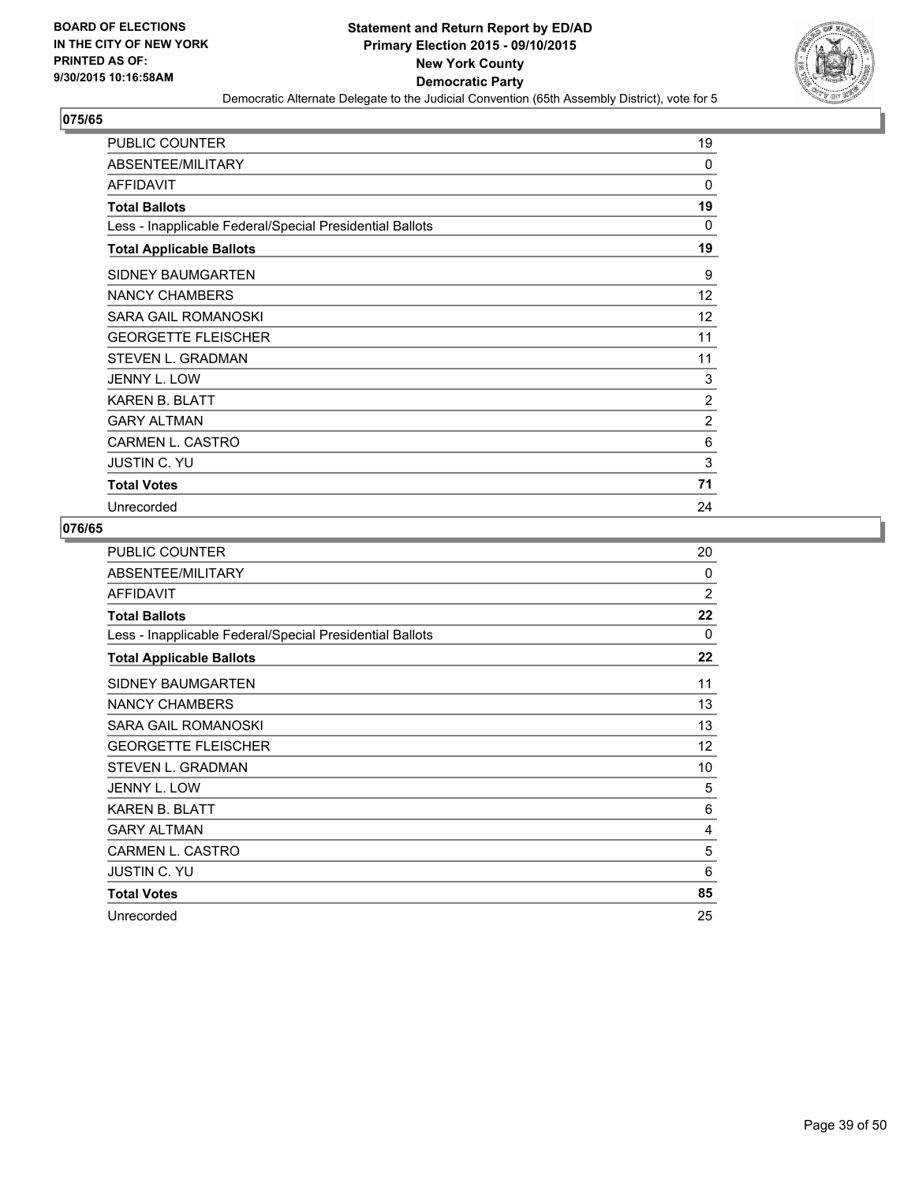BOARD OF ELECTIONS
IN THE CITY OF NEW YORK
PRINTED AS OF:
9/30/2015 10:16:58AM

**Statement and Return Report by ED/AD**
**Primary Election 2015 - 09/10/2015**
**New York County**
**Democratic Party**
Democratic Alternate Delegate to the Judicial Convention (65th Assembly District), vote for 5

## 075/65

| | |
|---|---|
| PUBLIC COUNTER | 19 |
| ABSENTEE/MILITARY | 0 |
| AFFIDAVIT | 0 |
| **Total Ballots** | **19** |
| Less - Inapplicable Federal/Special Presidential Ballots | 0 |
| **Total Applicable Ballots** | **19** |
| SIDNEY BAUMGARTEN | 9 |
| NANCY CHAMBERS | 12 |
| SARA GAIL ROMANOSKI | 12 |
| GEORGETTE FLEISCHER | 11 |
| STEVEN L. GRADMAN | 11 |
| JENNY L. LOW | 3 |
| KAREN B. BLATT | 2 |
| GARY ALTMAN | 2 |
| CARMEN L. CASTRO | 6 |
| JUSTIN C. YU | 3 |
| **Total Votes** | **71** |
| Unrecorded | 24 |

## 076/65

| | |
|---|---|
| PUBLIC COUNTER | 20 |
| ABSENTEE/MILITARY | 0 |
| AFFIDAVIT | 2 |
| **Total Ballots** | **22** |
| Less - Inapplicable Federal/Special Presidential Ballots | 0 |
| **Total Applicable Ballots** | **22** |
| SIDNEY BAUMGARTEN | 11 |
| NANCY CHAMBERS | 13 |
| SARA GAIL ROMANOSKI | 13 |
| GEORGETTE FLEISCHER | 12 |
| STEVEN L. GRADMAN | 10 |
| JENNY L. LOW | 5 |
| KAREN B. BLATT | 6 |
| GARY ALTMAN | 4 |
| CARMEN L. CASTRO | 5 |
| JUSTIN C. YU | 6 |
| **Total Votes** | **85** |
| Unrecorded | 25 |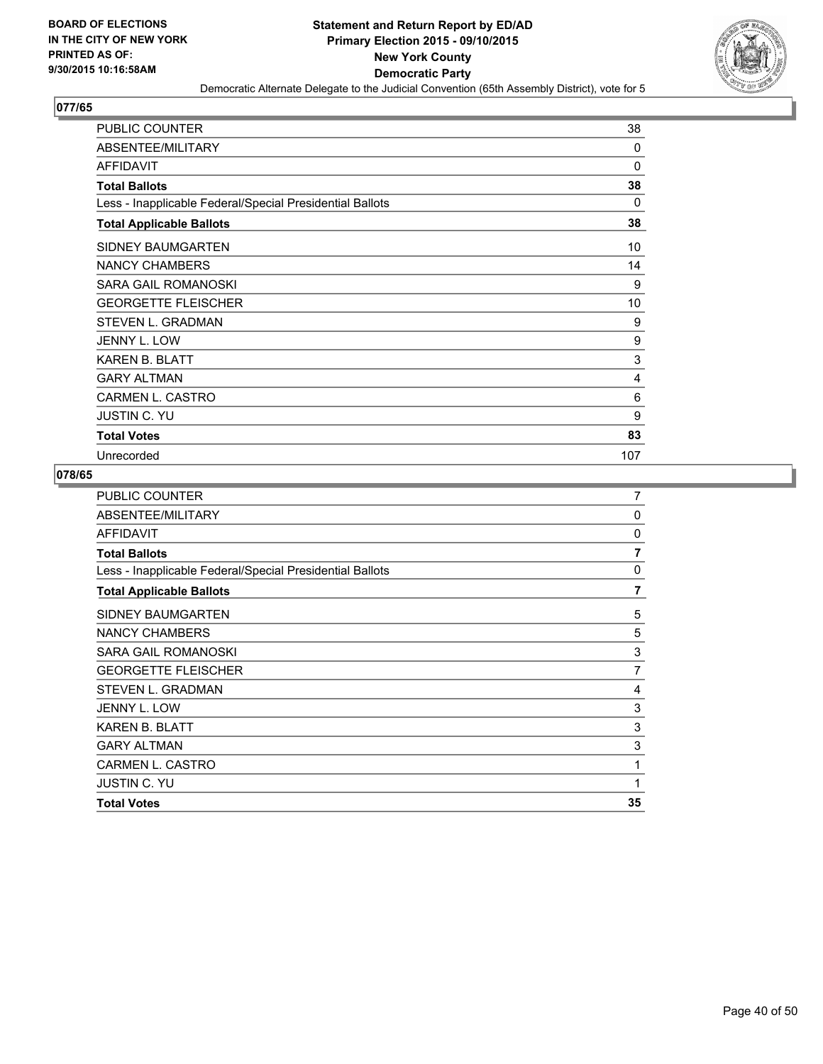BOARD OF ELECTIONS
IN THE CITY OF NEW YORK
PRINTED AS OF:
9/30/2015 10:16:58AM

**Statement and Return Report by ED/AD**
**Primary Election 2015 - 09/10/2015**
**New York County**
**Democratic Party**
Democratic Alternate Delegate to the Judicial Convention (65th Assembly District), vote for 5

## 077/65

| | |
|---|---|
| PUBLIC COUNTER | 38 |
| ABSENTEE/MILITARY | 0 |
| AFFIDAVIT | 0 |
| **Total Ballots** | **38** |
| Less - Inapplicable Federal/Special Presidential Ballots | 0 |
| **Total Applicable Ballots** | **38** |
| SIDNEY BAUMGARTEN | 10 |
| NANCY CHAMBERS | 14 |
| SARA GAIL ROMANOSKI | 9 |
| GEORGETTE FLEISCHER | 10 |
| STEVEN L. GRADMAN | 9 |
| JENNY L. LOW | 9 |
| KAREN B. BLATT | 3 |
| GARY ALTMAN | 4 |
| CARMEN L. CASTRO | 6 |
| JUSTIN C. YU | 9 |
| **Total Votes** | **83** |
| Unrecorded | 107 |

## 078/65

| | |
|---|---|
| PUBLIC COUNTER | 7 |
| ABSENTEE/MILITARY | 0 |
| AFFIDAVIT | 0 |
| **Total Ballots** | **7** |
| Less - Inapplicable Federal/Special Presidential Ballots | 0 |
| **Total Applicable Ballots** | **7** |
| SIDNEY BAUMGARTEN | 5 |
| NANCY CHAMBERS | 5 |
| SARA GAIL ROMANOSKI | 3 |
| GEORGETTE FLEISCHER | 7 |
| STEVEN L. GRADMAN | 4 |
| JENNY L. LOW | 3 |
| KAREN B. BLATT | 3 |
| GARY ALTMAN | 3 |
| CARMEN L. CASTRO | 1 |
| JUSTIN C. YU | 1 |
| **Total Votes** | **35** |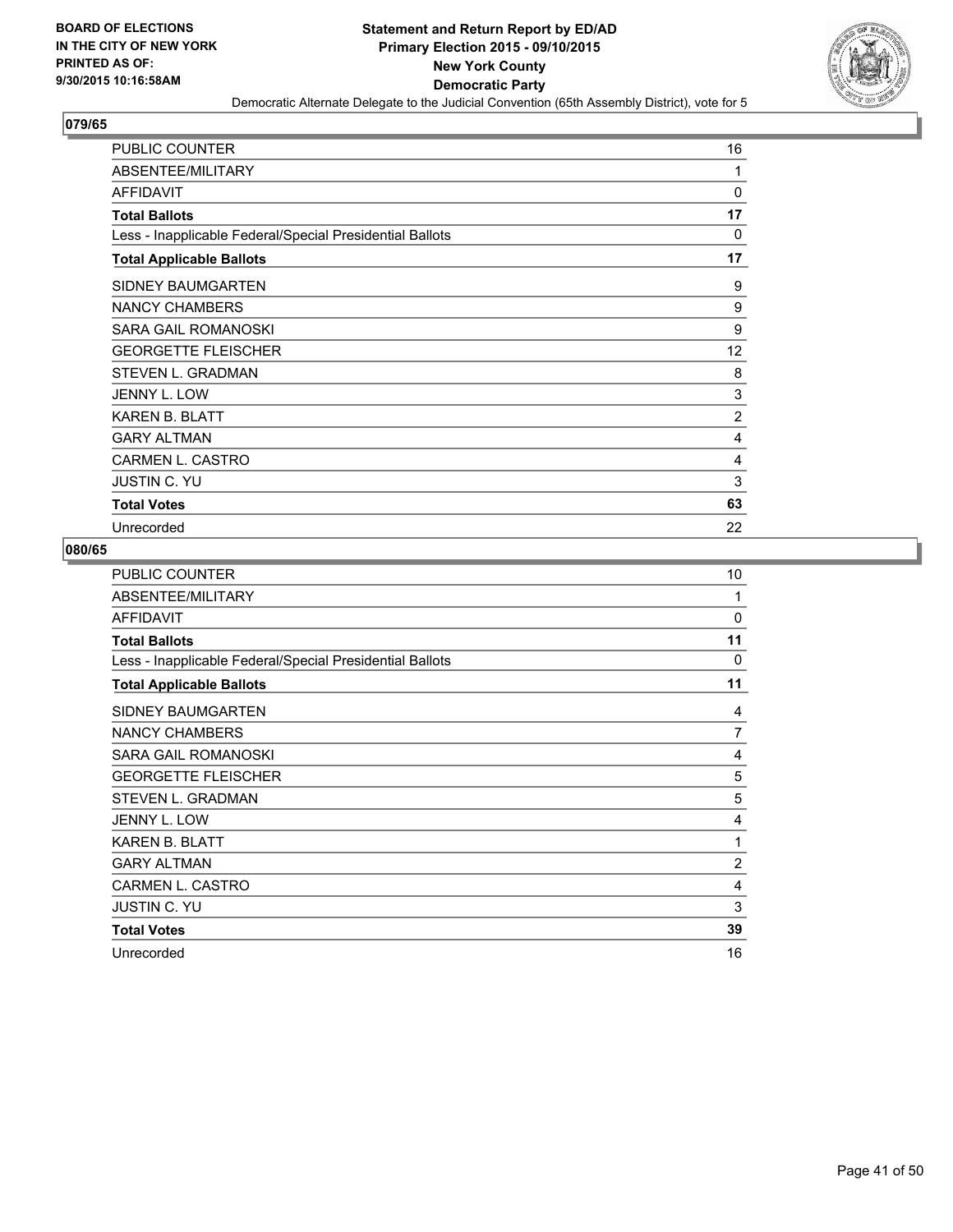**BOARD OF ELECTIONS IN THE CITY OF NEW YORK PRINTED AS OF: 9/30/2015 10:16:58AM**

**Statement and Return Report by ED/AD**
**Primary Election 2015 - 09/10/2015**
**New York County**
**Democratic Party**
Democratic Alternate Delegate to the Judicial Convention (65th Assembly District), vote for 5

## 079/65

| | |
|---|---|
| PUBLIC COUNTER | 16 |
| ABSENTEE/MILITARY | 1 |
| AFFIDAVIT | 0 |
| **Total Ballots** | **17** |
| Less - Inapplicable Federal/Special Presidential Ballots | 0 |
| **Total Applicable Ballots** | **17** |
| SIDNEY BAUMGARTEN | 9 |
| NANCY CHAMBERS | 9 |
| SARA GAIL ROMANOSKI | 9 |
| GEORGETTE FLEISCHER | 12 |
| STEVEN L. GRADMAN | 8 |
| JENNY L. LOW | 3 |
| KAREN B. BLATT | 2 |
| GARY ALTMAN | 4 |
| CARMEN L. CASTRO | 4 |
| JUSTIN C. YU | 3 |
| **Total Votes** | **63** |
| Unrecorded | 22 |

## 080/65

| | |
|---|---|
| PUBLIC COUNTER | 10 |
| ABSENTEE/MILITARY | 1 |
| AFFIDAVIT | 0 |
| **Total Ballots** | **11** |
| Less - Inapplicable Federal/Special Presidential Ballots | 0 |
| **Total Applicable Ballots** | **11** |
| SIDNEY BAUMGARTEN | 4 |
| NANCY CHAMBERS | 7 |
| SARA GAIL ROMANOSKI | 4 |
| GEORGETTE FLEISCHER | 5 |
| STEVEN L. GRADMAN | 5 |
| JENNY L. LOW | 4 |
| KAREN B. BLATT | 1 |
| GARY ALTMAN | 2 |
| CARMEN L. CASTRO | 4 |
| JUSTIN C. YU | 3 |
| **Total Votes** | **39** |
| Unrecorded | 16 |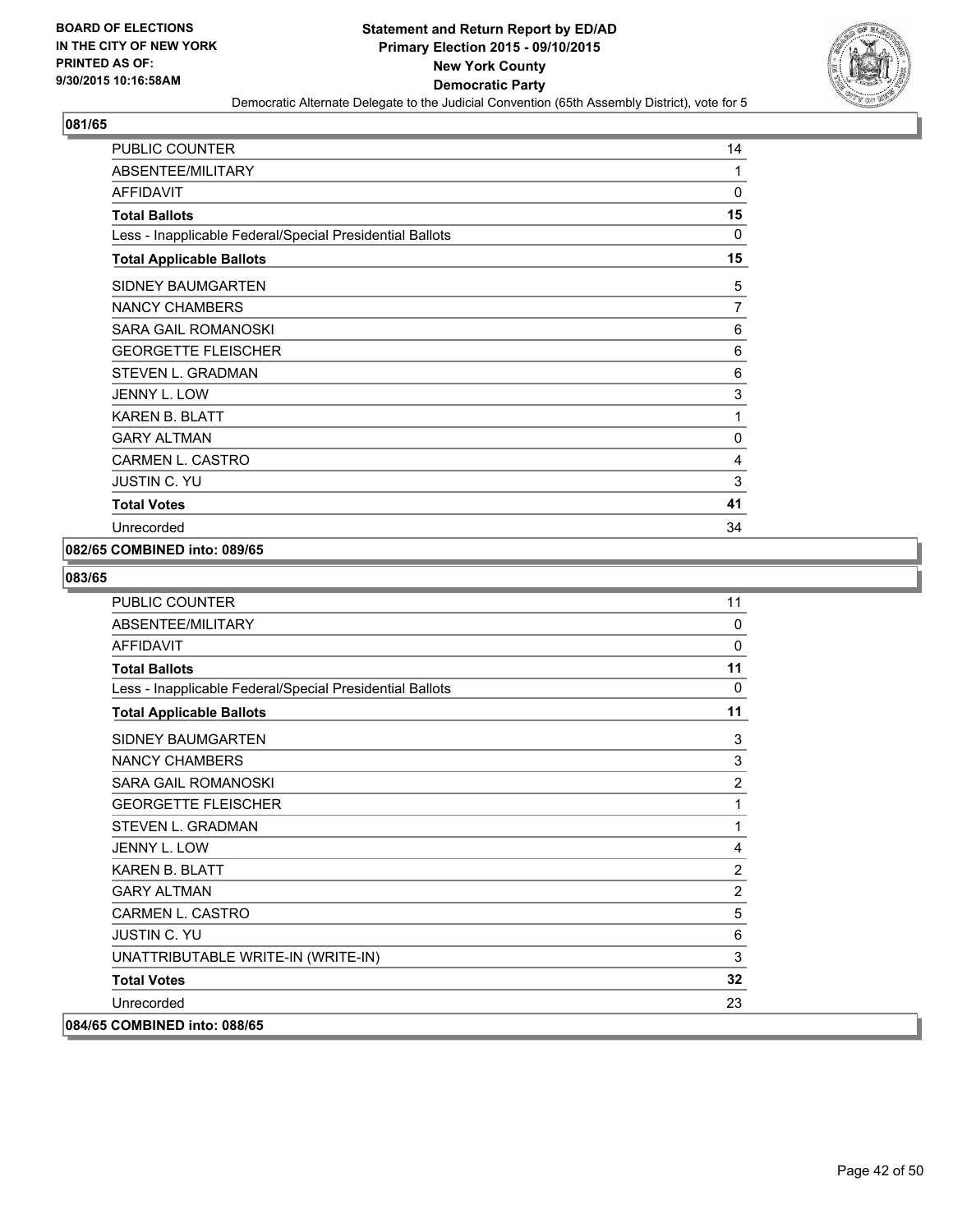BOARD OF ELECTIONS
IN THE CITY OF NEW YORK
PRINTED AS OF:
9/30/2015 10:16:58AM

**Statement and Return Report by ED/AD**
**Primary Election 2015 - 09/10/2015**
**New York County**
**Democratic Party**
Democratic Alternate Delegate to the Judicial Convention (65th Assembly District), vote for 5

## 081/65

| | |
|---|---|
| PUBLIC COUNTER | 14 |
| ABSENTEE/MILITARY | 1 |
| AFFIDAVIT | 0 |
| **Total Ballots** | **15** |
| Less - Inapplicable Federal/Special Presidential Ballots | 0 |
| **Total Applicable Ballots** | **15** |
| SIDNEY BAUMGARTEN | 5 |
| NANCY CHAMBERS | 7 |
| SARA GAIL ROMANOSKI | 6 |
| GEORGETTE FLEISCHER | 6 |
| STEVEN L. GRADMAN | 6 |
| JENNY L. LOW | 3 |
| KAREN B. BLATT | 1 |
| GARY ALTMAN | 0 |
| CARMEN L. CASTRO | 4 |
| JUSTIN C. YU | 3 |
| **Total Votes** | **41** |
| Unrecorded | 34 |

**082/65 COMBINED into: 089/65**

## 083/65

| | |
|---|---|
| PUBLIC COUNTER | 11 |
| ABSENTEE/MILITARY | 0 |
| AFFIDAVIT | 0 |
| **Total Ballots** | **11** |
| Less - Inapplicable Federal/Special Presidential Ballots | 0 |
| **Total Applicable Ballots** | **11** |
| SIDNEY BAUMGARTEN | 3 |
| NANCY CHAMBERS | 3 |
| SARA GAIL ROMANOSKI | 2 |
| GEORGETTE FLEISCHER | 1 |
| STEVEN L. GRADMAN | 1 |
| JENNY L. LOW | 4 |
| KAREN B. BLATT | 2 |
| GARY ALTMAN | 2 |
| CARMEN L. CASTRO | 5 |
| JUSTIN C. YU | 6 |
| UNATTRIBUTABLE WRITE-IN (WRITE-IN) | 3 |
| **Total Votes** | **32** |
| Unrecorded | 23 |

**084/65 COMBINED into: 088/65**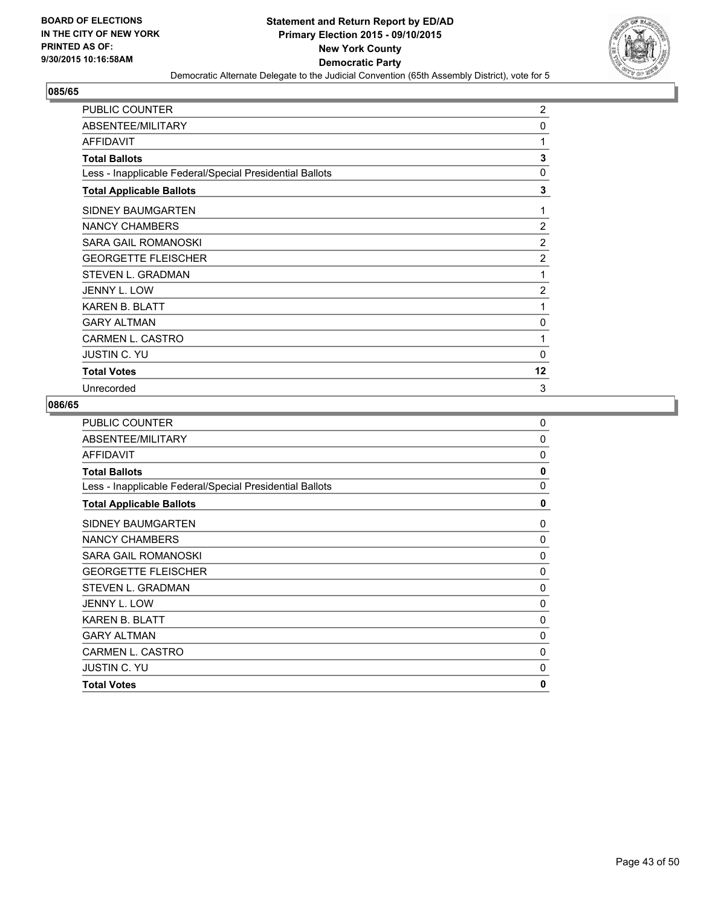**BOARD OF ELECTIONS IN THE CITY OF NEW YORK PRINTED AS OF: 9/30/2015 10:16:58AM**

**Statement and Return Report by ED/AD Primary Election 2015 - 09/10/2015 New York County Democratic Party**

Democratic Alternate Delegate to the Judicial Convention (65th Assembly District), vote for 5

## 085/65

| | |
|---|---|
| PUBLIC COUNTER | 2 |
| ABSENTEE/MILITARY | 0 |
| AFFIDAVIT | 1 |
| **Total Ballots** | **3** |
| Less - Inapplicable Federal/Special Presidential Ballots | 0 |
| **Total Applicable Ballots** | **3** |
| SIDNEY BAUMGARTEN | 1 |
| NANCY CHAMBERS | 2 |
| SARA GAIL ROMANOSKI | 2 |
| GEORGETTE FLEISCHER | 2 |
| STEVEN L. GRADMAN | 1 |
| JENNY L. LOW | 2 |
| KAREN B. BLATT | 1 |
| GARY ALTMAN | 0 |
| CARMEN L. CASTRO | 1 |
| JUSTIN C. YU | 0 |
| **Total Votes** | **12** |
| Unrecorded | 3 |

## 086/65

| | |
|---|---|
| PUBLIC COUNTER | 0 |
| ABSENTEE/MILITARY | 0 |
| AFFIDAVIT | 0 |
| **Total Ballots** | **0** |
| Less - Inapplicable Federal/Special Presidential Ballots | 0 |
| **Total Applicable Ballots** | **0** |
| SIDNEY BAUMGARTEN | 0 |
| NANCY CHAMBERS | 0 |
| SARA GAIL ROMANOSKI | 0 |
| GEORGETTE FLEISCHER | 0 |
| STEVEN L. GRADMAN | 0 |
| JENNY L. LOW | 0 |
| KAREN B. BLATT | 0 |
| GARY ALTMAN | 0 |
| CARMEN L. CASTRO | 0 |
| JUSTIN C. YU | 0 |
| **Total Votes** | **0** |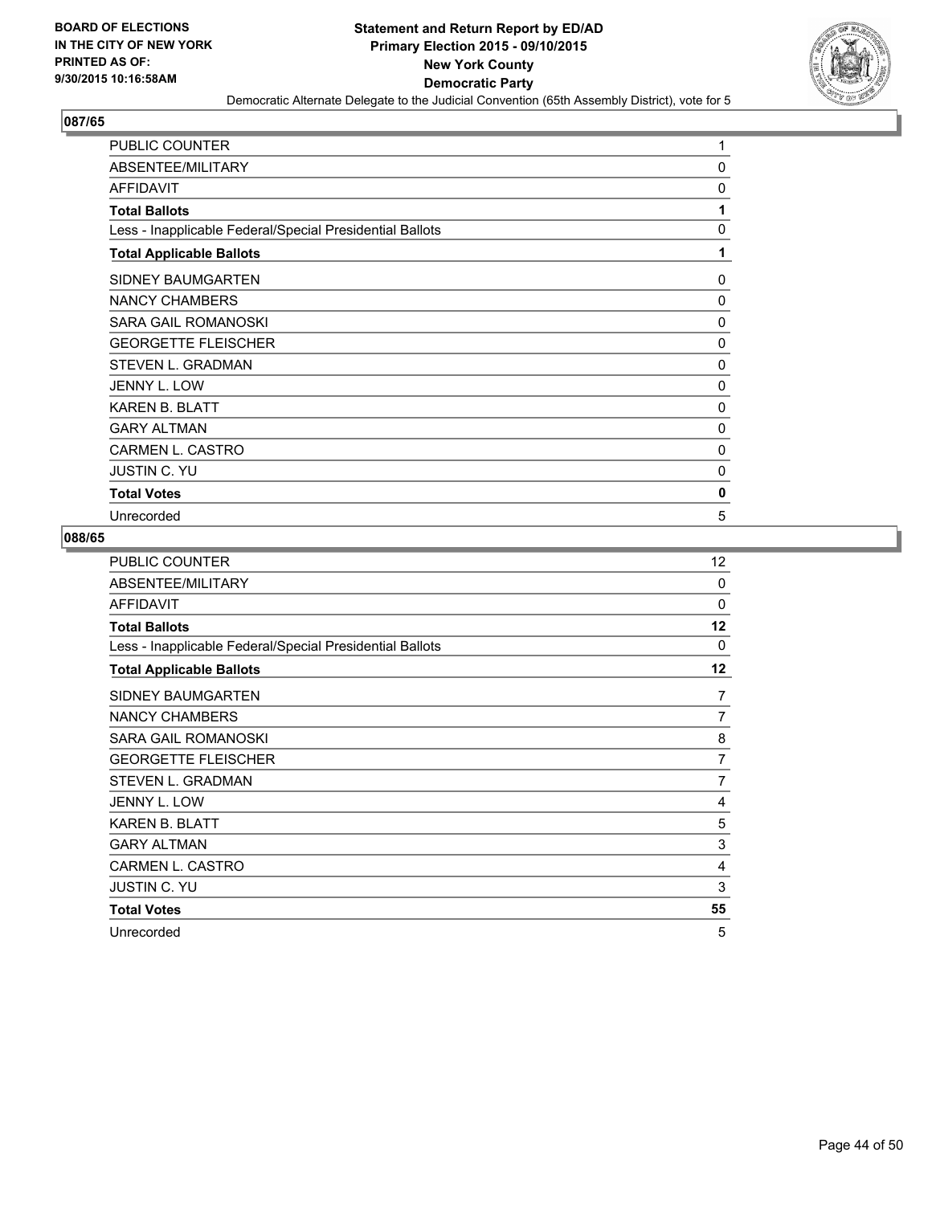**BOARD OF ELECTIONS IN THE CITY OF NEW YORK PRINTED AS OF: 9/30/2015 10:16:58AM**

**Statement and Return Report by ED/AD**
**Primary Election 2015 - 09/10/2015**
**New York County**
**Democratic Party**
Democratic Alternate Delegate to the Judicial Convention (65th Assembly District), vote for 5

## 087/65

| | |
|---|---|
| PUBLIC COUNTER | 1 |
| ABSENTEE/MILITARY | 0 |
| AFFIDAVIT | 0 |
| **Total Ballots** | **1** |
| Less - Inapplicable Federal/Special Presidential Ballots | 0 |
| **Total Applicable Ballots** | **1** |
| SIDNEY BAUMGARTEN | 0 |
| NANCY CHAMBERS | 0 |
| SARA GAIL ROMANOSKI | 0 |
| GEORGETTE FLEISCHER | 0 |
| STEVEN L. GRADMAN | 0 |
| JENNY L. LOW | 0 |
| KAREN B. BLATT | 0 |
| GARY ALTMAN | 0 |
| CARMEN L. CASTRO | 0 |
| JUSTIN C. YU | 0 |
| **Total Votes** | **0** |
| Unrecorded | 5 |

## 088/65

| | |
|---|---|
| PUBLIC COUNTER | 12 |
| ABSENTEE/MILITARY | 0 |
| AFFIDAVIT | 0 |
| **Total Ballots** | **12** |
| Less - Inapplicable Federal/Special Presidential Ballots | 0 |
| **Total Applicable Ballots** | **12** |
| SIDNEY BAUMGARTEN | 7 |
| NANCY CHAMBERS | 7 |
| SARA GAIL ROMANOSKI | 8 |
| GEORGETTE FLEISCHER | 7 |
| STEVEN L. GRADMAN | 7 |
| JENNY L. LOW | 4 |
| KAREN B. BLATT | 5 |
| GARY ALTMAN | 3 |
| CARMEN L. CASTRO | 4 |
| JUSTIN C. YU | 3 |
| **Total Votes** | **55** |
| Unrecorded | 5 |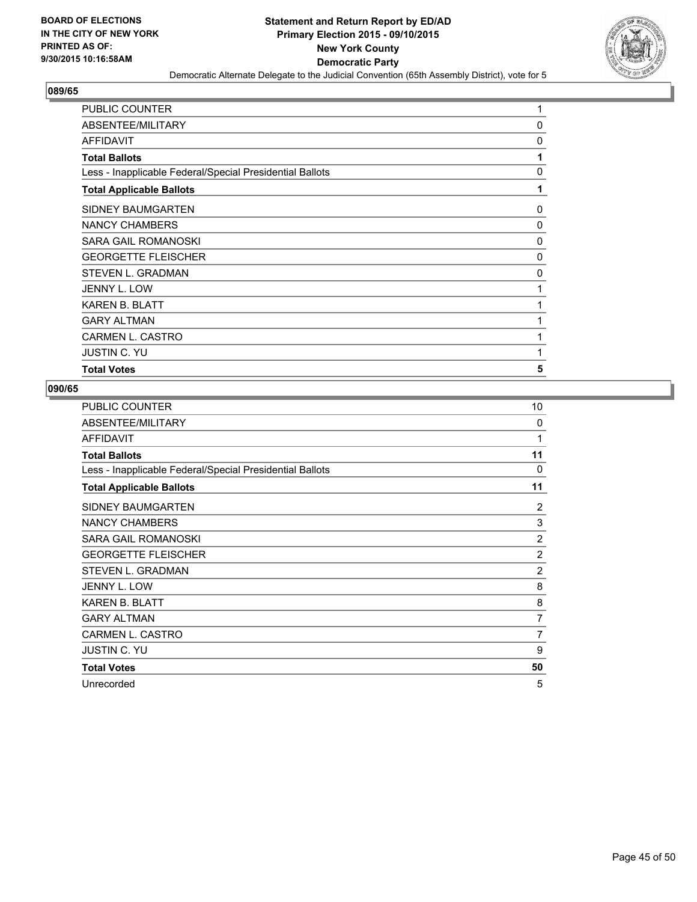**Statement and Return Report by ED/AD**
**Primary Election 2015 - 09/10/2015**
**New York County**
**Democratic Party**
Democratic Alternate Delegate to the Judicial Convention (65th Assembly District), vote for 5

BOARD OF ELECTIONS
IN THE CITY OF NEW YORK
PRINTED AS OF:
9/30/2015 10:16:58AM

## 089/65

| | |
|---|---|
| PUBLIC COUNTER | 1 |
| ABSENTEE/MILITARY | 0 |
| AFFIDAVIT | 0 |
| **Total Ballots** | **1** |
| Less - Inapplicable Federal/Special Presidential Ballots | 0 |
| **Total Applicable Ballots** | **1** |
| SIDNEY BAUMGARTEN | 0 |
| NANCY CHAMBERS | 0 |
| SARA GAIL ROMANOSKI | 0 |
| GEORGETTE FLEISCHER | 0 |
| STEVEN L. GRADMAN | 0 |
| JENNY L. LOW | 1 |
| KAREN B. BLATT | 1 |
| GARY ALTMAN | 1 |
| CARMEN L. CASTRO | 1 |
| JUSTIN C. YU | 1 |
| **Total Votes** | **5** |

## 090/65

| | |
|---|---|
| PUBLIC COUNTER | 10 |
| ABSENTEE/MILITARY | 0 |
| AFFIDAVIT | 1 |
| **Total Ballots** | **11** |
| Less - Inapplicable Federal/Special Presidential Ballots | 0 |
| **Total Applicable Ballots** | **11** |
| SIDNEY BAUMGARTEN | 2 |
| NANCY CHAMBERS | 3 |
| SARA GAIL ROMANOSKI | 2 |
| GEORGETTE FLEISCHER | 2 |
| STEVEN L. GRADMAN | 2 |
| JENNY L. LOW | 8 |
| KAREN B. BLATT | 8 |
| GARY ALTMAN | 7 |
| CARMEN L. CASTRO | 7 |
| JUSTIN C. YU | 9 |
| **Total Votes** | **50** |
| Unrecorded | 5 |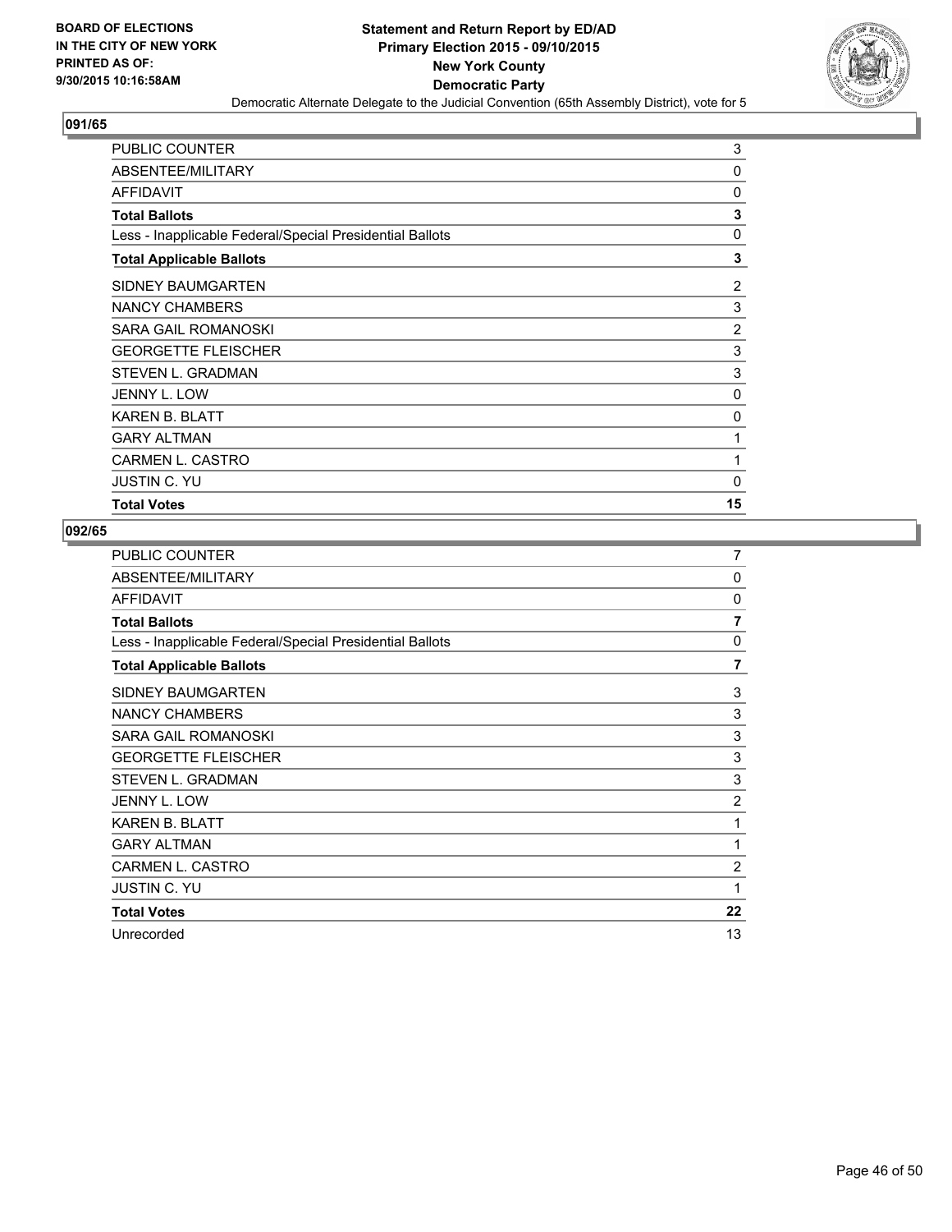## 091/65

| | |
|---|---|
| PUBLIC COUNTER | 3 |
| ABSENTEE/MILITARY | 0 |
| AFFIDAVIT | 0 |
| **Total Ballots** | **3** |
| Less - Inapplicable Federal/Special Presidential Ballots | 0 |
| **Total Applicable Ballots** | **3** |
| SIDNEY BAUMGARTEN | 2 |
| NANCY CHAMBERS | 3 |
| SARA GAIL ROMANOSKI | 2 |
| GEORGETTE FLEISCHER | 3 |
| STEVEN L. GRADMAN | 3 |
| JENNY L. LOW | 0 |
| KAREN B. BLATT | 0 |
| GARY ALTMAN | 1 |
| CARMEN L. CASTRO | 1 |
| JUSTIN C. YU | 0 |
| **Total Votes** | **15** |

## 092/65

| | |
|---|---|
| PUBLIC COUNTER | 7 |
| ABSENTEE/MILITARY | 0 |
| AFFIDAVIT | 0 |
| **Total Ballots** | **7** |
| Less - Inapplicable Federal/Special Presidential Ballots | 0 |
| **Total Applicable Ballots** | **7** |
| SIDNEY BAUMGARTEN | 3 |
| NANCY CHAMBERS | 3 |
| SARA GAIL ROMANOSKI | 3 |
| GEORGETTE FLEISCHER | 3 |
| STEVEN L. GRADMAN | 3 |
| JENNY L. LOW | 2 |
| KAREN B. BLATT | 1 |
| GARY ALTMAN | 1 |
| CARMEN L. CASTRO | 2 |
| JUSTIN C. YU | 1 |
| **Total Votes** | **22** |
| Unrecorded | 13 |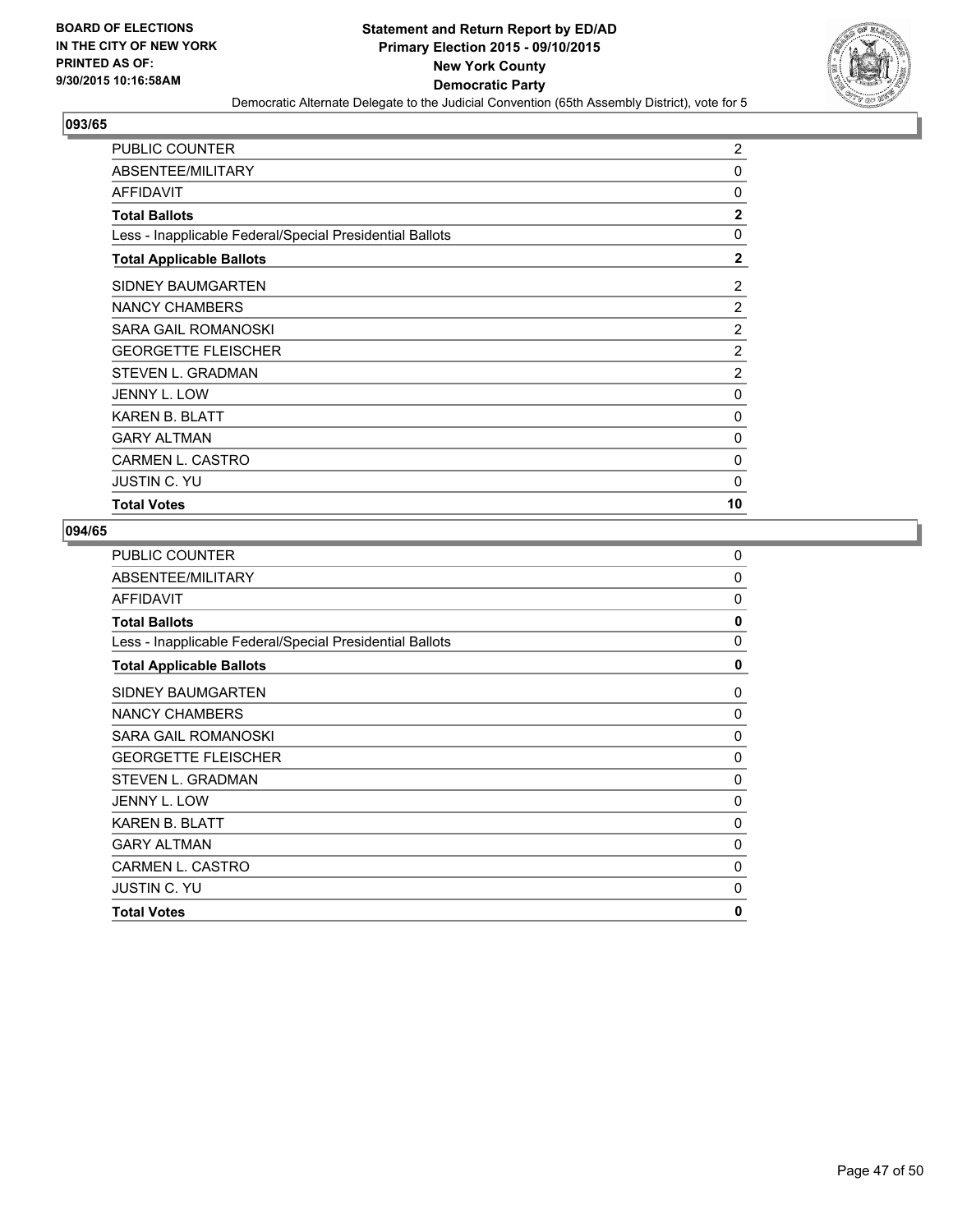BOARD OF ELECTIONS
IN THE CITY OF NEW YORK
PRINTED AS OF:
9/30/2015 10:16:58AM

**Statement and Return Report by ED/AD**
**Primary Election 2015 - 09/10/2015**
**New York County**
**Democratic Party**
Democratic Alternate Delegate to the Judicial Convention (65th Assembly District), vote for 5

## 093/65

| | |
|---|---|
| PUBLIC COUNTER | 2 |
| ABSENTEE/MILITARY | 0 |
| AFFIDAVIT | 0 |
| **Total Ballots** | **2** |
| Less - Inapplicable Federal/Special Presidential Ballots | 0 |
| **Total Applicable Ballots** | **2** |
| SIDNEY BAUMGARTEN | 2 |
| NANCY CHAMBERS | 2 |
| SARA GAIL ROMANOSKI | 2 |
| GEORGETTE FLEISCHER | 2 |
| STEVEN L. GRADMAN | 2 |
| JENNY L. LOW | 0 |
| KAREN B. BLATT | 0 |
| GARY ALTMAN | 0 |
| CARMEN L. CASTRO | 0 |
| JUSTIN C. YU | 0 |
| **Total Votes** | **10** |

## 094/65

| | |
|---|---|
| PUBLIC COUNTER | 0 |
| ABSENTEE/MILITARY | 0 |
| AFFIDAVIT | 0 |
| **Total Ballots** | **0** |
| Less - Inapplicable Federal/Special Presidential Ballots | 0 |
| **Total Applicable Ballots** | **0** |
| SIDNEY BAUMGARTEN | 0 |
| NANCY CHAMBERS | 0 |
| SARA GAIL ROMANOSKI | 0 |
| GEORGETTE FLEISCHER | 0 |
| STEVEN L. GRADMAN | 0 |
| JENNY L. LOW | 0 |
| KAREN B. BLATT | 0 |
| GARY ALTMAN | 0 |
| CARMEN L. CASTRO | 0 |
| JUSTIN C. YU | 0 |
| **Total Votes** | **0** |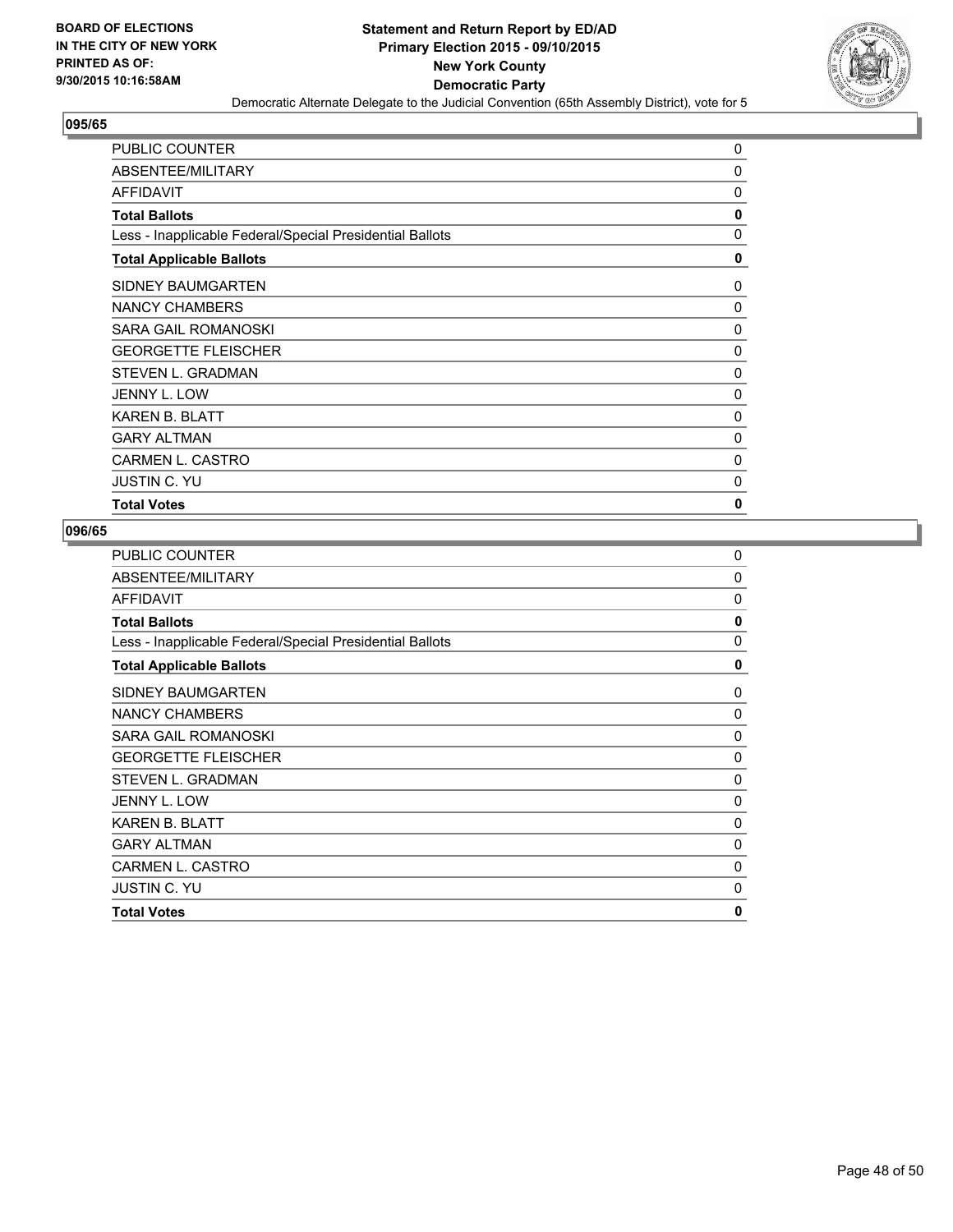**BOARD OF ELECTIONS IN THE CITY OF NEW YORK PRINTED AS OF: 9/30/2015 10:16:58AM**

**Statement and Return Report by ED/AD**
**Primary Election 2015 - 09/10/2015**
**New York County**
**Democratic Party**
Democratic Alternate Delegate to the Judicial Convention (65th Assembly District), vote for 5

### 095/65

| | |
|---|---|
| PUBLIC COUNTER | 0 |
| ABSENTEE/MILITARY | 0 |
| AFFIDAVIT | 0 |
| **Total Ballots** | **0** |
| Less - Inapplicable Federal/Special Presidential Ballots | 0 |
| **Total Applicable Ballots** | **0** |
| SIDNEY BAUMGARTEN | 0 |
| NANCY CHAMBERS | 0 |
| SARA GAIL ROMANOSKI | 0 |
| GEORGETTE FLEISCHER | 0 |
| STEVEN L. GRADMAN | 0 |
| JENNY L. LOW | 0 |
| KAREN B. BLATT | 0 |
| GARY ALTMAN | 0 |
| CARMEN L. CASTRO | 0 |
| JUSTIN C. YU | 0 |
| **Total Votes** | **0** |

### 096/65

| | |
|---|---|
| PUBLIC COUNTER | 0 |
| ABSENTEE/MILITARY | 0 |
| AFFIDAVIT | 0 |
| **Total Ballots** | **0** |
| Less - Inapplicable Federal/Special Presidential Ballots | 0 |
| **Total Applicable Ballots** | **0** |
| SIDNEY BAUMGARTEN | 0 |
| NANCY CHAMBERS | 0 |
| SARA GAIL ROMANOSKI | 0 |
| GEORGETTE FLEISCHER | 0 |
| STEVEN L. GRADMAN | 0 |
| JENNY L. LOW | 0 |
| KAREN B. BLATT | 0 |
| GARY ALTMAN | 0 |
| CARMEN L. CASTRO | 0 |
| JUSTIN C. YU | 0 |
| **Total Votes** | **0** |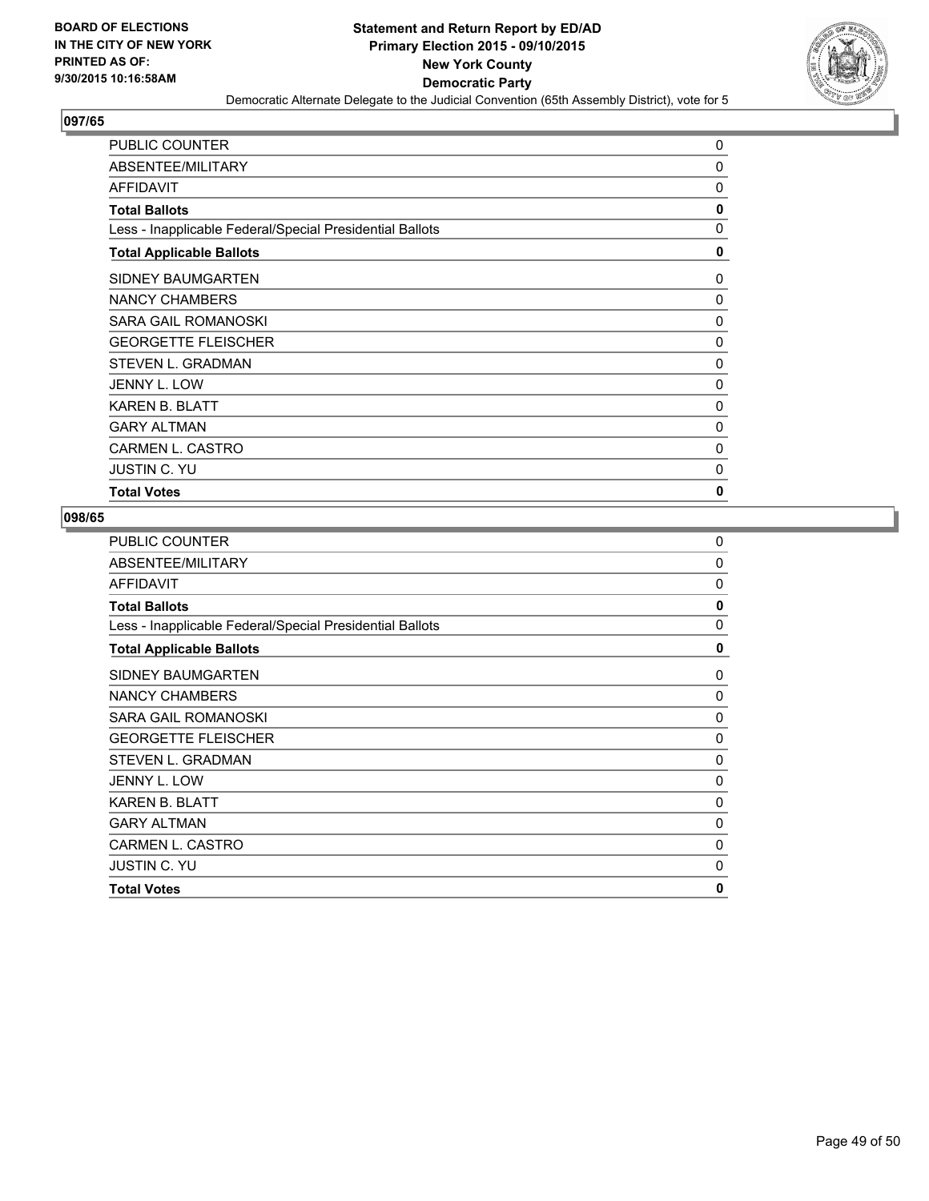## 097/65

| | |
|---|---|
| PUBLIC COUNTER | 0 |
| ABSENTEE/MILITARY | 0 |
| AFFIDAVIT | 0 |
| **Total Ballots** | **0** |
| Less - Inapplicable Federal/Special Presidential Ballots | 0 |
| **Total Applicable Ballots** | **0** |
| SIDNEY BAUMGARTEN | 0 |
| NANCY CHAMBERS | 0 |
| SARA GAIL ROMANOSKI | 0 |
| GEORGETTE FLEISCHER | 0 |
| STEVEN L. GRADMAN | 0 |
| JENNY L. LOW | 0 |
| KAREN B. BLATT | 0 |
| GARY ALTMAN | 0 |
| CARMEN L. CASTRO | 0 |
| JUSTIN C. YU | 0 |
| **Total Votes** | **0** |

## 098/65

| | |
|---|---|
| PUBLIC COUNTER | 0 |
| ABSENTEE/MILITARY | 0 |
| AFFIDAVIT | 0 |
| **Total Ballots** | **0** |
| Less - Inapplicable Federal/Special Presidential Ballots | 0 |
| **Total Applicable Ballots** | **0** |
| SIDNEY BAUMGARTEN | 0 |
| NANCY CHAMBERS | 0 |
| SARA GAIL ROMANOSKI | 0 |
| GEORGETTE FLEISCHER | 0 |
| STEVEN L. GRADMAN | 0 |
| JENNY L. LOW | 0 |
| KAREN B. BLATT | 0 |
| GARY ALTMAN | 0 |
| CARMEN L. CASTRO | 0 |
| JUSTIN C. YU | 0 |
| **Total Votes** | **0** |